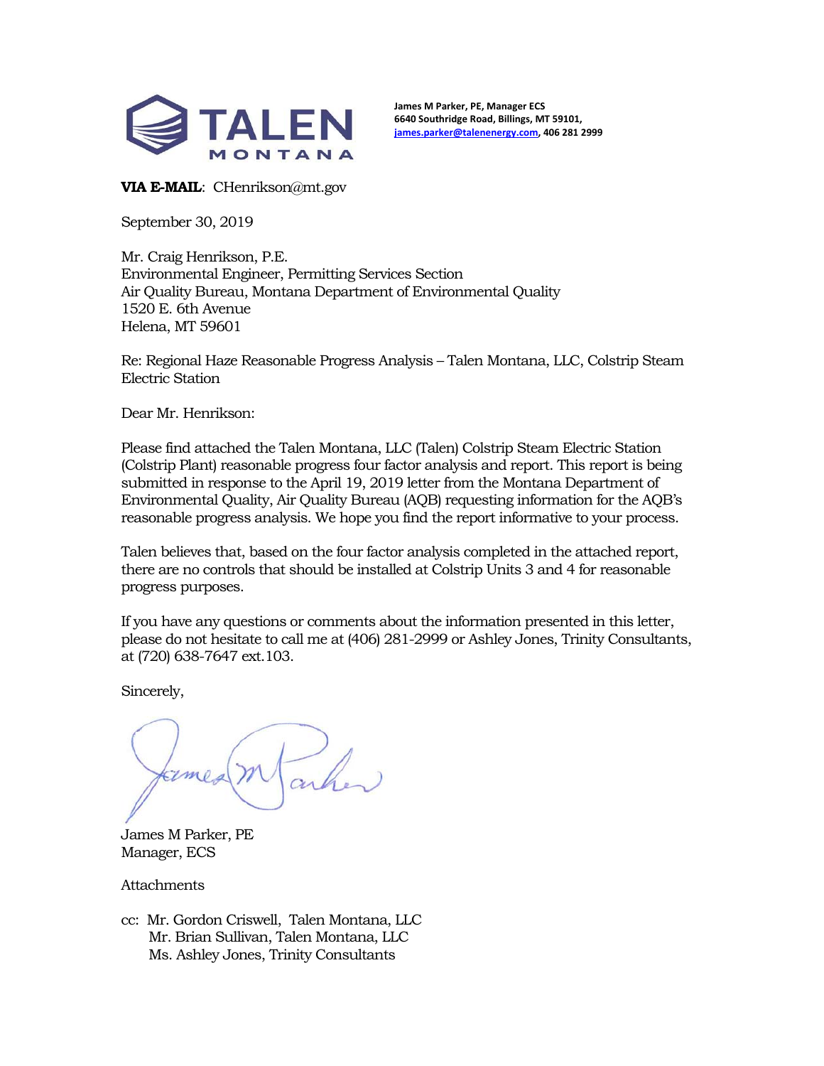**TALEN**
**MONTANA**

**James M Parker, PE, Manager ECS**
**6640 Southridge Road, Billings, MT 59101,**
**james.parker@talenenergy.com, 406 281 2999**

**VIA E-MAIL**: CHenrikson@mt.gov

September 30, 2019

Mr. Craig Henrikson, P.E.
Environmental Engineer, Permitting Services Section
Air Quality Bureau, Montana Department of Environmental Quality
1520 E. 6th Avenue
Helena, MT 59601

Re: Regional Haze Reasonable Progress Analysis – Talen Montana, LLC, Colstrip Steam Electric Station

Dear Mr. Henrikson:

Please find attached the Talen Montana, LLC (Talen) Colstrip Steam Electric Station (Colstrip Plant) reasonable progress four factor analysis and report. This report is being submitted in response to the April 19, 2019 letter from the Montana Department of Environmental Quality, Air Quality Bureau (AQB) requesting information for the AQB's reasonable progress analysis. We hope you find the report informative to your process.

Talen believes that, based on the four factor analysis completed in the attached report, there are no controls that should be installed at Colstrip Units 3 and 4 for reasonable progress purposes.

If you have any questions or comments about the information presented in this letter, please do not hesitate to call me at (406) 281-2999 or Ashley Jones, Trinity Consultants, at (720) 638-7647 ext.103.

Sincerely,

James M Parker, PE
Manager, ECS

Attachments

cc: Mr. Gordon Criswell, Talen Montana, LLC
Mr. Brian Sullivan, Talen Montana, LLC
Ms. Ashley Jones, Trinity Consultants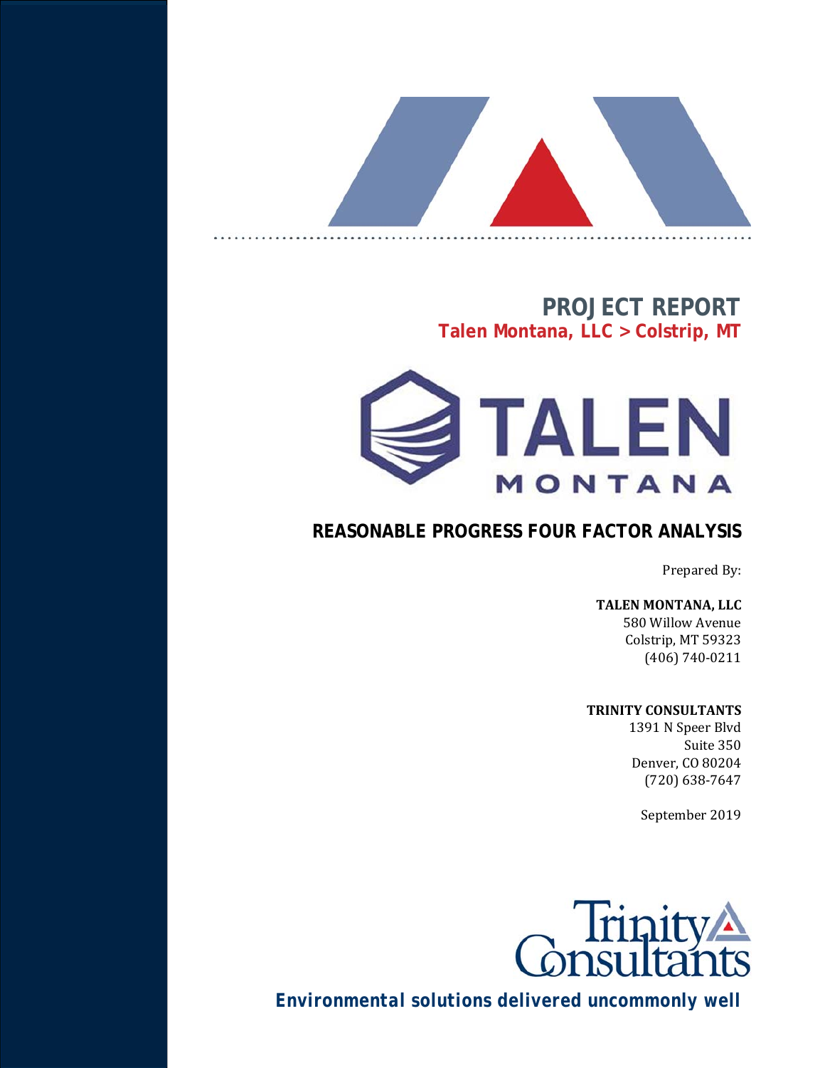# PROJECT REPORT

**Talen Montana, LLC > Colstrip, MT**

TALEN MONTANA

## REASONABLE PROGRESS FOUR FACTOR ANALYSIS

Prepared By:

**TALEN MONTANA, LLC**
580 Willow Avenue
Colstrip, MT 59323
(406) 740-0211

**TRINITY CONSULTANTS**
1391 N Speer Blvd
Suite 350
Denver, CO 80204
(720) 638-7647

September 2019

Trinity Consultants

**Environmental solutions delivered uncommonly well**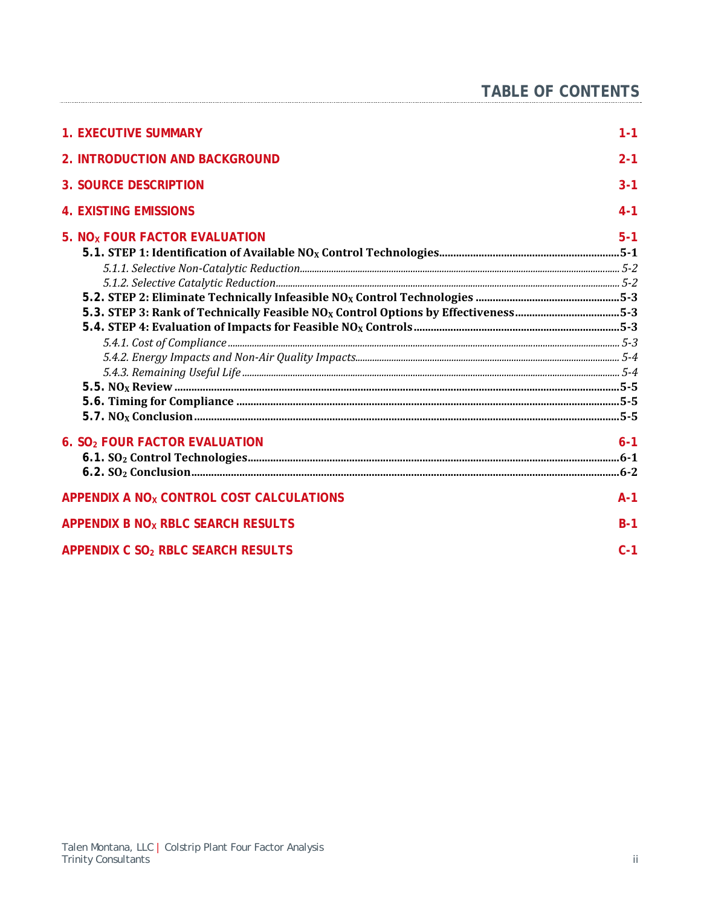# TABLE OF CONTENTS

| | |
|---|---|
| **1. EXECUTIVE SUMMARY** | **1-1** |
| **2. INTRODUCTION AND BACKGROUND** | **2-1** |
| **3. SOURCE DESCRIPTION** | **3-1** |
| **4. EXISTING EMISSIONS** | **4-1** |
| **5. $NO_X$ FOUR FACTOR EVALUATION** | **5-1** |
| **5.1. STEP 1: Identification of Available $NO_X$ Control Technologies** | **5-1** |
| *5.1.1. Selective Non-Catalytic Reduction* | *5-2* |
| *5.1.2. Selective Catalytic Reduction* | *5-2* |
| **5.2. STEP 2: Eliminate Technically Infeasible $NO_X$ Control Technologies** | **5-3** |
| **5.3. STEP 3: Rank of Technically Feasible $NO_X$ Control Options by Effectiveness** | **5-3** |
| **5.4. STEP 4: Evaluation of Impacts for Feasible $NO_X$ Controls** | **5-3** |
| *5.4.1. Cost of Compliance* | *5-3* |
| *5.4.2. Energy Impacts and Non-Air Quality Impacts* | *5-4* |
| *5.4.3. Remaining Useful Life* | *5-4* |
| **5.5. $NO_X$ Review** | **5-5** |
| **5.6. Timing for Compliance** | **5-5** |
| **5.7. $NO_X$ Conclusion** | **5-5** |
| **6. $SO_2$ FOUR FACTOR EVALUATION** | **6-1** |
| **6.1. $SO_2$ Control Technologies** | **6-1** |
| **6.2. $SO_2$ Conclusion** | **6-2** |
| **APPENDIX A $NO_X$ CONTROL COST CALCULATIONS** | **A-1** |
| **APPENDIX B $NO_X$ RBLC SEARCH RESULTS** | **B-1** |
| **APPENDIX C $SO_2$ RBLC SEARCH RESULTS** | **C-1** |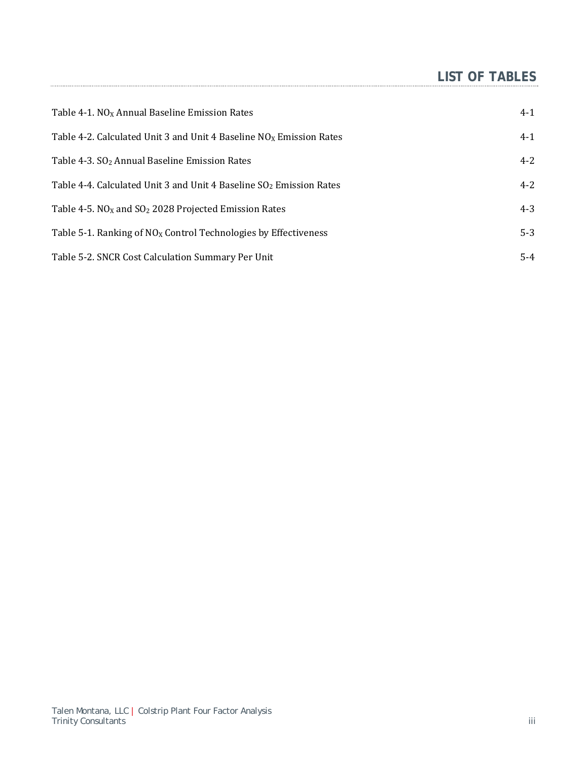# LIST OF TABLES

Table 4-1. $NO_X$ Annual Baseline Emission Rates 4-1

Table 4-2. Calculated Unit 3 and Unit 4 Baseline $NO_X$ Emission Rates 4-1

Table 4-3. $SO_2$ Annual Baseline Emission Rates 4-2

Table 4-4. Calculated Unit 3 and Unit 4 Baseline $SO_2$ Emission Rates 4-2

Table 4-5. $NO_X$ and $SO_2$ 2028 Projected Emission Rates 4-3

Table 5-1. Ranking of $NO_X$ Control Technologies by Effectiveness 5-3

Table 5-2. SNCR Cost Calculation Summary Per Unit 5-4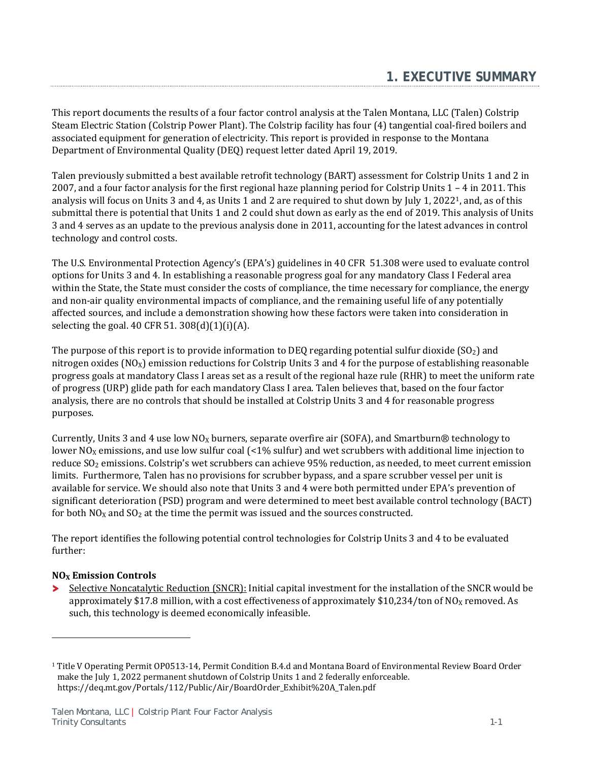# 1. EXECUTIVE SUMMARY

This report documents the results of a four factor control analysis at the Talen Montana, LLC (Talen) Colstrip Steam Electric Station (Colstrip Power Plant). The Colstrip facility has four (4) tangential coal-fired boilers and associated equipment for generation of electricity. This report is provided in response to the Montana Department of Environmental Quality (DEQ) request letter dated April 19, 2019.

Talen previously submitted a best available retrofit technology (BART) assessment for Colstrip Units 1 and 2 in 2007, and a four factor analysis for the first regional haze planning period for Colstrip Units 1 – 4 in 2011. This analysis will focus on Units 3 and 4, as Units 1 and 2 are required to shut down by July 1, 2022[1], and, as of this submittal there is potential that Units 1 and 2 could shut down as early as the end of 2019. This analysis of Units 3 and 4 serves as an update to the previous analysis done in 2011, accounting for the latest advances in control technology and control costs.

The U.S. Environmental Protection Agency's (EPA's) guidelines in 40 CFR 51.308 were used to evaluate control options for Units 3 and 4. In establishing a reasonable progress goal for any mandatory Class I Federal area within the State, the State must consider the costs of compliance, the time necessary for compliance, the energy and non-air quality environmental impacts of compliance, and the remaining useful life of any potentially affected sources, and include a demonstration showing how these factors were taken into consideration in selecting the goal. 40 CFR 51. 308(d)(1)(i)(A).

The purpose of this report is to provide information to DEQ regarding potential sulfur dioxide ($SO_2$) and nitrogen oxides ($NO_X$) emission reductions for Colstrip Units 3 and 4 for the purpose of establishing reasonable progress goals at mandatory Class I areas set as a result of the regional haze rule (RHR) to meet the uniform rate of progress (URP) glide path for each mandatory Class I area. Talen believes that, based on the four factor analysis, there are no controls that should be installed at Colstrip Units 3 and 4 for reasonable progress purposes.

Currently, Units 3 and 4 use low $NO_X$ burners, separate overfire air (SOFA), and Smartburn® technology to lower $NO_X$ emissions, and use low sulfur coal (<1% sulfur) and wet scrubbers with additional lime injection to reduce $SO_2$ emissions. Colstrip's wet scrubbers can achieve 95% reduction, as needed, to meet current emission limits. Furthermore, Talen has no provisions for scrubber bypass, and a spare scrubber vessel per unit is available for service. We should also note that Units 3 and 4 were both permitted under EPA's prevention of significant deterioration (PSD) program and were determined to meet best available control technology (BACT) for both $NO_X$ and $SO_2$ at the time the permit was issued and the sources constructed.

The report identifies the following potential control technologies for Colstrip Units 3 and 4 to be evaluated further:

**$NO_X$ Emission Controls**

- Selective Noncatalytic Reduction (SNCR): Initial capital investment for the installation of the SNCR would be approximately $17.8 million, with a cost effectiveness of approximately $10,234/ton of $NO_X$ removed. As such, this technology is deemed economically infeasible.

---

[1] Title V Operating Permit OP0513-14, Permit Condition B.4.d and Montana Board of Environmental Review Board Order make the July 1, 2022 permanent shutdown of Colstrip Units 1 and 2 federally enforceable. https://deq.mt.gov/Portals/112/Public/Air/BoardOrder_Exhibit%20A_Talen.pdf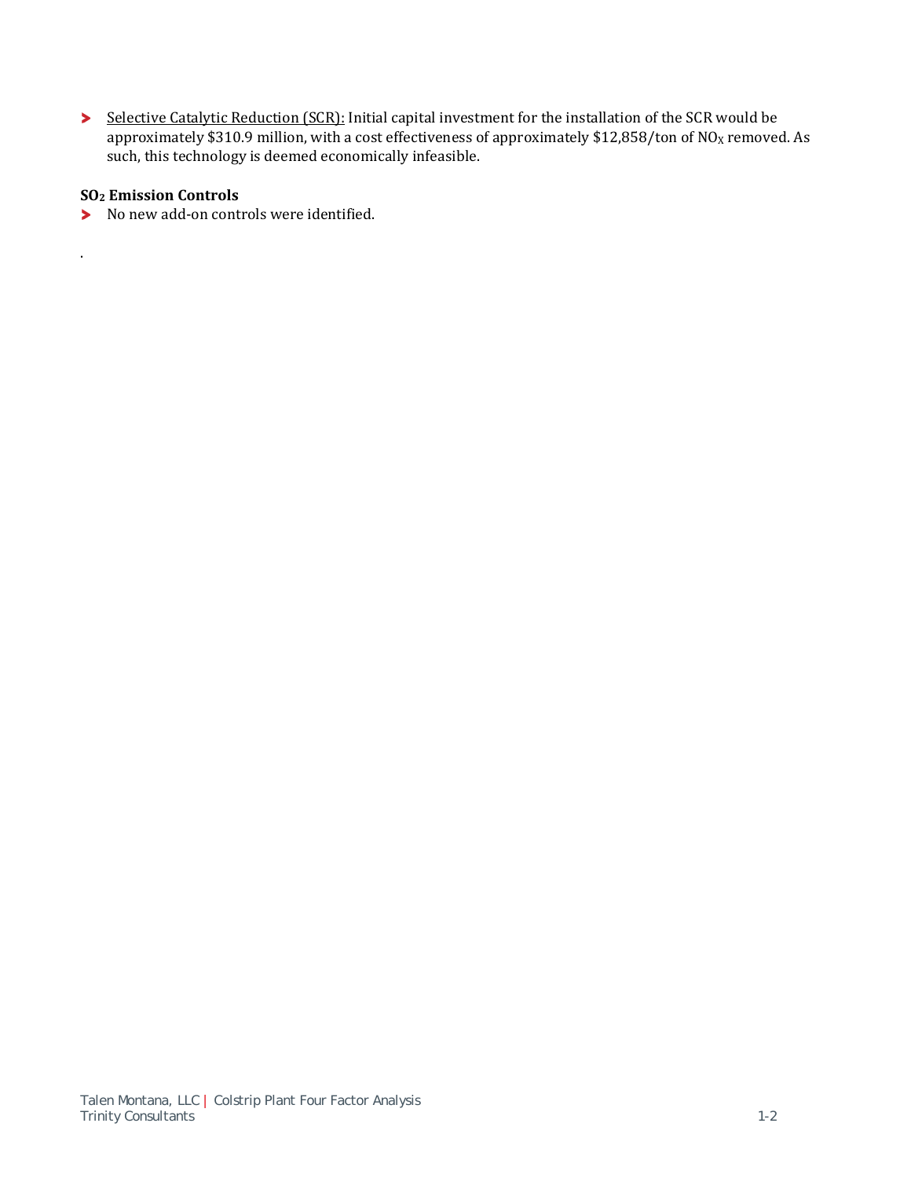- Selective Catalytic Reduction (SCR): Initial capital investment for the installation of the SCR would be approximately $310.9 million, with a cost effectiveness of approximately $12,858/ton of $NO_X$ removed. As such, this technology is deemed economically infeasible.

**$SO_2$ Emission Controls**

- No new add-on controls were identified.

.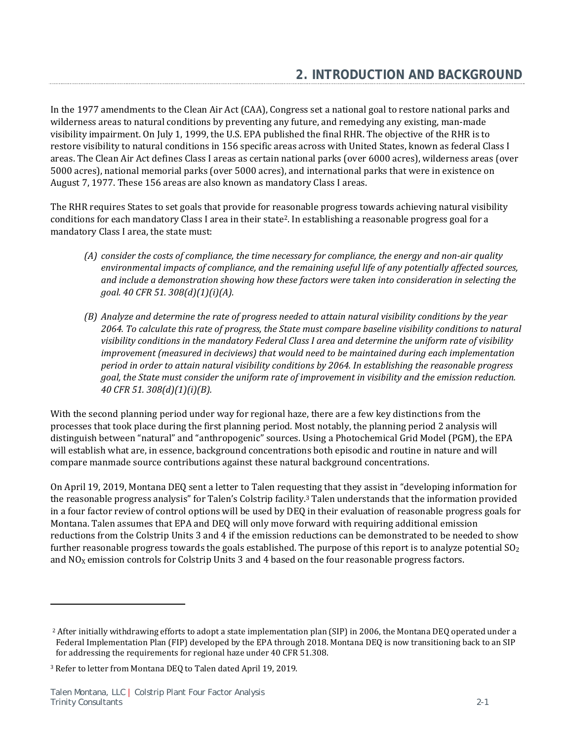# 2. INTRODUCTION AND BACKGROUND

In the 1977 amendments to the Clean Air Act (CAA), Congress set a national goal to restore national parks and wilderness areas to natural conditions by preventing any future, and remedying any existing, man-made visibility impairment. On July 1, 1999, the U.S. EPA published the final RHR. The objective of the RHR is to restore visibility to natural conditions in 156 specific areas across with United States, known as federal Class I areas. The Clean Air Act defines Class I areas as certain national parks (over 6000 acres), wilderness areas (over 5000 acres), national memorial parks (over 5000 acres), and international parks that were in existence on August 7, 1977. These 156 areas are also known as mandatory Class I areas.

The RHR requires States to set goals that provide for reasonable progress towards achieving natural visibility conditions for each mandatory Class I area in their state[2]. In establishing a reasonable progress goal for a mandatory Class I area, the state must:

*(A) consider the costs of compliance, the time necessary for compliance, the energy and non-air quality environmental impacts of compliance, and the remaining useful life of any potentially affected sources, and include a demonstration showing how these factors were taken into consideration in selecting the goal. 40 CFR 51. 308(d)(1)(i)(A).*

*(B) Analyze and determine the rate of progress needed to attain natural visibility conditions by the year 2064. To calculate this rate of progress, the State must compare baseline visibility conditions to natural visibility conditions in the mandatory Federal Class I area and determine the uniform rate of visibility improvement (measured in deciviews) that would need to be maintained during each implementation period in order to attain natural visibility conditions by 2064. In establishing the reasonable progress goal, the State must consider the uniform rate of improvement in visibility and the emission reduction. 40 CFR 51. 308(d)(1)(i)(B).*

With the second planning period under way for regional haze, there are a few key distinctions from the processes that took place during the first planning period. Most notably, the planning period 2 analysis will distinguish between "natural" and "anthropogenic" sources. Using a Photochemical Grid Model (PGM), the EPA will establish what are, in essence, background concentrations both episodic and routine in nature and will compare manmade source contributions against these natural background concentrations.

On April 19, 2019, Montana DEQ sent a letter to Talen requesting that they assist in "developing information for the reasonable progress analysis" for Talen's Colstrip facility.[3] Talen understands that the information provided in a four factor review of control options will be used by DEQ in their evaluation of reasonable progress goals for Montana. Talen assumes that EPA and DEQ will only move forward with requiring additional emission reductions from the Colstrip Units 3 and 4 if the emission reductions can be demonstrated to be needed to show further reasonable progress towards the goals established. The purpose of this report is to analyze potential $SO_2$ and $NO_X$ emission controls for Colstrip Units 3 and 4 based on the four reasonable progress factors.

---

[2] After initially withdrawing efforts to adopt a state implementation plan (SIP) in 2006, the Montana DEQ operated under a Federal Implementation Plan (FIP) developed by the EPA through 2018. Montana DEQ is now transitioning back to an SIP for addressing the requirements for regional haze under 40 CFR 51.308.

[3] Refer to letter from Montana DEQ to Talen dated April 19, 2019.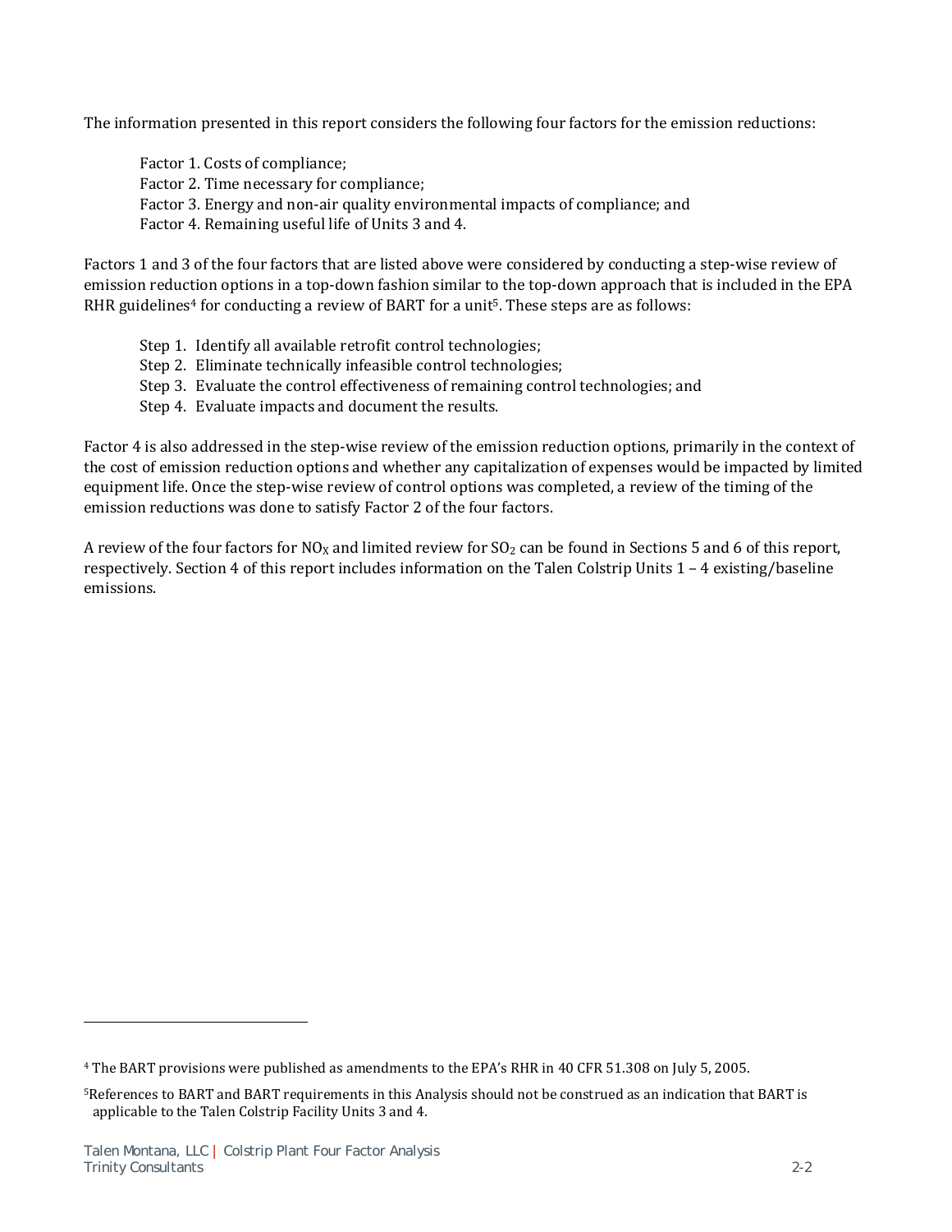The information presented in this report considers the following four factors for the emission reductions:

Factor 1. Costs of compliance;
Factor 2. Time necessary for compliance;
Factor 3. Energy and non-air quality environmental impacts of compliance; and
Factor 4. Remaining useful life of Units 3 and 4.

Factors 1 and 3 of the four factors that are listed above were considered by conducting a step-wise review of emission reduction options in a top-down fashion similar to the top-down approach that is included in the EPA RHR guidelines[4] for conducting a review of BART for a unit[5]. These steps are as follows:

Step 1. Identify all available retrofit control technologies;
Step 2. Eliminate technically infeasible control technologies;
Step 3. Evaluate the control effectiveness of remaining control technologies; and
Step 4. Evaluate impacts and document the results.

Factor 4 is also addressed in the step-wise review of the emission reduction options, primarily in the context of the cost of emission reduction options and whether any capitalization of expenses would be impacted by limited equipment life. Once the step-wise review of control options was completed, a review of the timing of the emission reductions was done to satisfy Factor 2 of the four factors.

A review of the four factors for $NO_X$ and limited review for $SO_2$ can be found in Sections 5 and 6 of this report, respectively. Section 4 of this report includes information on the Talen Colstrip Units 1 – 4 existing/baseline emissions.

---

[4] The BART provisions were published as amendments to the EPA's RHR in 40 CFR 51.308 on July 5, 2005.

[5] References to BART and BART requirements in this Analysis should not be construed as an indication that BART is applicable to the Talen Colstrip Facility Units 3 and 4.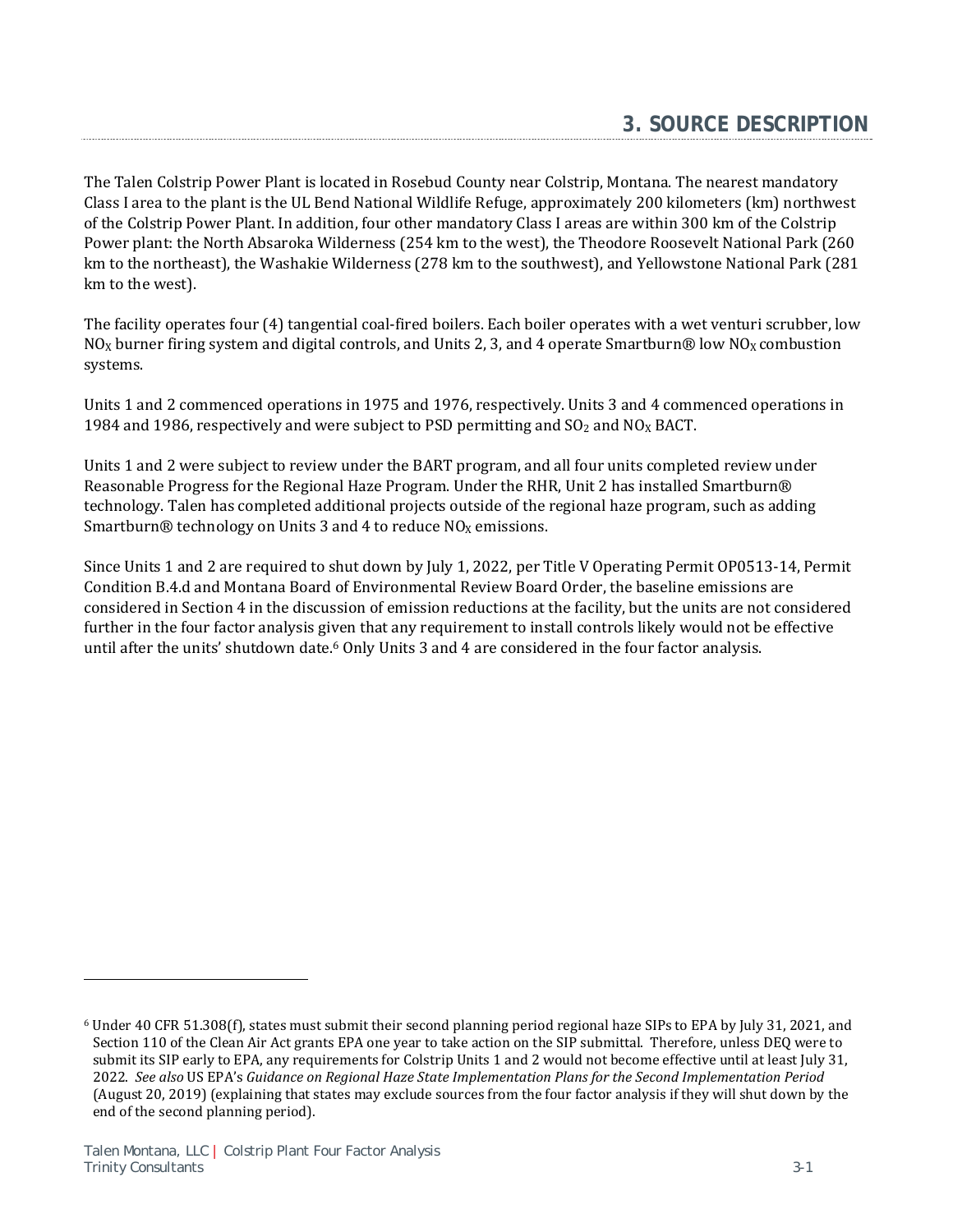# 3. SOURCE DESCRIPTION

The Talen Colstrip Power Plant is located in Rosebud County near Colstrip, Montana. The nearest mandatory Class I area to the plant is the UL Bend National Wildlife Refuge, approximately 200 kilometers (km) northwest of the Colstrip Power Plant. In addition, four other mandatory Class I areas are within 300 km of the Colstrip Power plant: the North Absaroka Wilderness (254 km to the west), the Theodore Roosevelt National Park (260 km to the northeast), the Washakie Wilderness (278 km to the southwest), and Yellowstone National Park (281 km to the west).

The facility operates four (4) tangential coal-fired boilers. Each boiler operates with a wet venturi scrubber, low $NO_X$ burner firing system and digital controls, and Units 2, 3, and 4 operate Smartburn® low $NO_X$ combustion systems.

Units 1 and 2 commenced operations in 1975 and 1976, respectively. Units 3 and 4 commenced operations in 1984 and 1986, respectively and were subject to PSD permitting and $SO_2$ and $NO_X$ BACT.

Units 1 and 2 were subject to review under the BART program, and all four units completed review under Reasonable Progress for the Regional Haze Program. Under the RHR, Unit 2 has installed Smartburn® technology. Talen has completed additional projects outside of the regional haze program, such as adding Smartburn® technology on Units 3 and 4 to reduce $NO_X$ emissions.

Since Units 1 and 2 are required to shut down by July 1, 2022, per Title V Operating Permit OP0513-14, Permit Condition B.4.d and Montana Board of Environmental Review Board Order, the baseline emissions are considered in Section 4 in the discussion of emission reductions at the facility, but the units are not considered further in the four factor analysis given that any requirement to install controls likely would not be effective until after the units' shutdown date.[6] Only Units 3 and 4 are considered in the four factor analysis.

[6] Under 40 CFR 51.308(f), states must submit their second planning period regional haze SIPs to EPA by July 31, 2021, and Section 110 of the Clean Air Act grants EPA one year to take action on the SIP submittal. Therefore, unless DEQ were to submit its SIP early to EPA, any requirements for Colstrip Units 1 and 2 would not become effective until at least July 31, 2022. *See also* US EPA's *Guidance on Regional Haze State Implementation Plans for the Second Implementation Period* (August 20, 2019) (explaining that states may exclude sources from the four factor analysis if they will shut down by the end of the second planning period).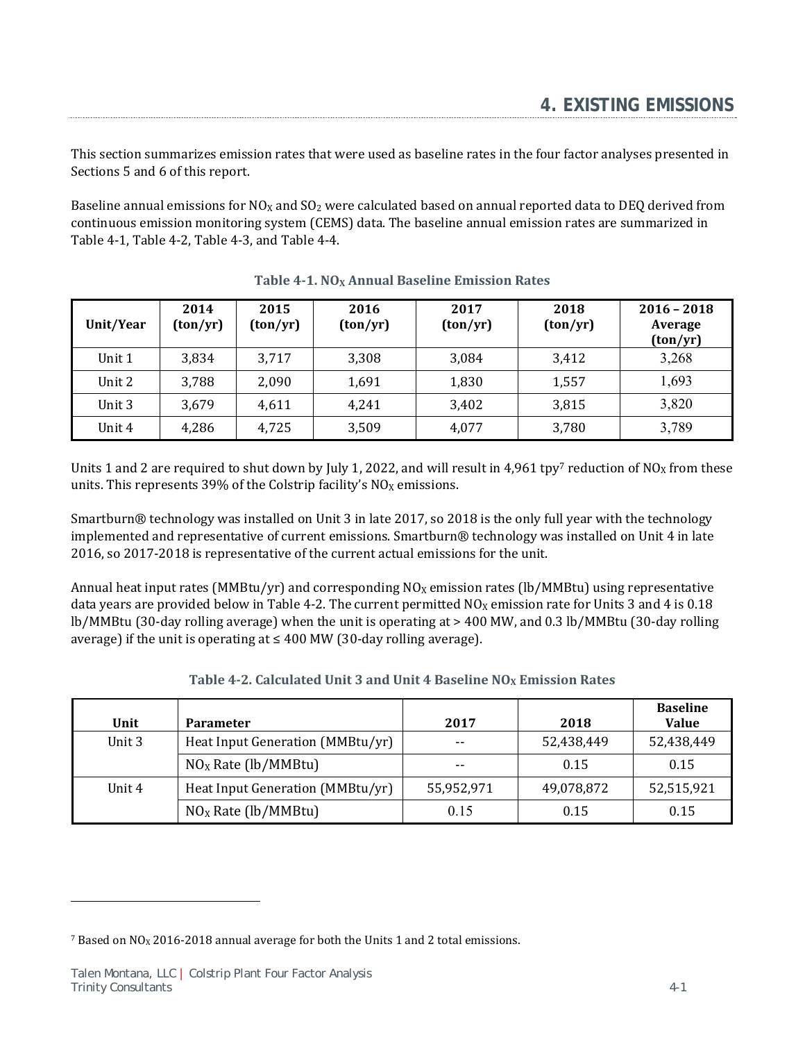# 4. EXISTING EMISSIONS

This section summarizes emission rates that were used as baseline rates in the four factor analyses presented in Sections 5 and 6 of this report.

Baseline annual emissions for $NO_X$ and $SO_2$ were calculated based on annual reported data to DEQ derived from continuous emission monitoring system (CEMS) data. The baseline annual emission rates are summarized in Table 4-1, Table 4-2, Table 4-3, and Table 4-4.

**Table 4-1. $NO_X$ Annual Baseline Emission Rates**

| Unit/Year | 2014 (ton/yr) | 2015 (ton/yr) | 2016 (ton/yr) | 2017 (ton/yr) | 2018 (ton/yr) | 2016 – 2018 Average (ton/yr) |
|---|---|---|---|---|---|---|
| Unit 1 | 3,834 | 3,717 | 3,308 | 3,084 | 3,412 | 3,268 |
| Unit 2 | 3,788 | 2,090 | 1,691 | 1,830 | 1,557 | 1,693 |
| Unit 3 | 3,679 | 4,611 | 4,241 | 3,402 | 3,815 | 3,820 |
| Unit 4 | 4,286 | 4,725 | 3,509 | 4,077 | 3,780 | 3,789 |

Units 1 and 2 are required to shut down by July 1, 2022, and will result in 4,961 tpy[7] reduction of $NO_X$ from these units. This represents 39% of the Colstrip facility's $NO_X$ emissions.

Smartburn® technology was installed on Unit 3 in late 2017, so 2018 is the only full year with the technology implemented and representative of current emissions. Smartburn® technology was installed on Unit 4 in late 2016, so 2017-2018 is representative of the current actual emissions for the unit.

Annual heat input rates (MMBtu/yr) and corresponding $NO_X$ emission rates (lb/MMBtu) using representative data years are provided below in Table 4-2. The current permitted $NO_X$ emission rate for Units 3 and 4 is 0.18 lb/MMBtu (30-day rolling average) when the unit is operating at > 400 MW, and 0.3 lb/MMBtu (30-day rolling average) if the unit is operating at ≤ 400 MW (30-day rolling average).

**Table 4-2. Calculated Unit 3 and Unit 4 Baseline $NO_X$ Emission Rates**

| Unit | Parameter | 2017 | 2018 | Baseline Value |
|---|---|---|---|---|
| Unit 3 | Heat Input Generation (MMBtu/yr) | -- | 52,438,449 | 52,438,449 |
| | $NO_X$ Rate (lb/MMBtu) | -- | 0.15 | 0.15 |
| Unit 4 | Heat Input Generation (MMBtu/yr) | 55,952,971 | 49,078,872 | 52,515,921 |
| | $NO_X$ Rate (lb/MMBtu) | 0.15 | 0.15 | 0.15 |

[7] Based on $NO_X$ 2016-2018 annual average for both the Units 1 and 2 total emissions.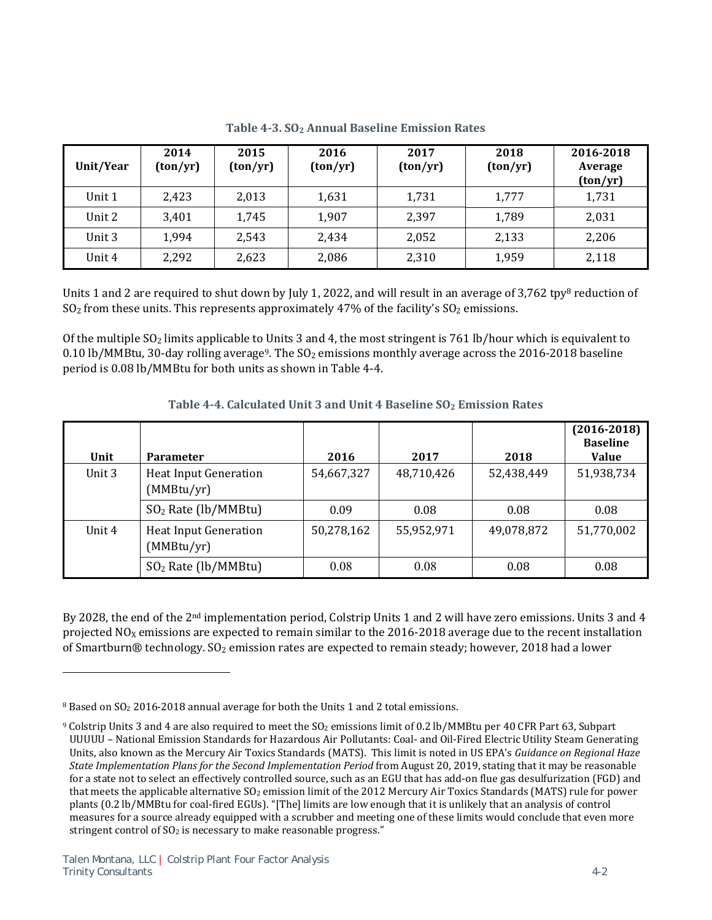**Table 4-3. $SO_2$ Annual Baseline Emission Rates**

| Unit/Year | 2014 (ton/yr) | 2015 (ton/yr) | 2016 (ton/yr) | 2017 (ton/yr) | 2018 (ton/yr) | 2016-2018 Average (ton/yr) |
|---|---|---|---|---|---|---|
| Unit 1 | 2,423 | 2,013 | 1,631 | 1,731 | 1,777 | 1,731 |
| Unit 2 | 3,401 | 1,745 | 1,907 | 2,397 | 1,789 | 2,031 |
| Unit 3 | 1,994 | 2,543 | 2,434 | 2,052 | 2,133 | 2,206 |
| Unit 4 | 2,292 | 2,623 | 2,086 | 2,310 | 1,959 | 2,118 |

Units 1 and 2 are required to shut down by July 1, 2022, and will result in an average of 3,762 tpy[8] reduction of $SO_2$ from these units. This represents approximately 47% of the facility's $SO_2$ emissions.

Of the multiple $SO_2$ limits applicable to Units 3 and 4, the most stringent is 761 lb/hour which is equivalent to 0.10 lb/MMBtu, 30-day rolling average[9]. The $SO_2$ emissions monthly average across the 2016-2018 baseline period is 0.08 lb/MMBtu for both units as shown in Table 4-4.

**Table 4-4. Calculated Unit 3 and Unit 4 Baseline $SO_2$ Emission Rates**

| Unit | Parameter | 2016 | 2017 | 2018 | (2016-2018) Baseline Value |
|---|---|---|---|---|---|
| Unit 3 | Heat Input Generation (MMBtu/yr) | 54,667,327 | 48,710,426 | 52,438,449 | 51,938,734 |
| | $SO_2$ Rate (lb/MMBtu) | 0.09 | 0.08 | 0.08 | 0.08 |
| Unit 4 | Heat Input Generation (MMBtu/yr) | 50,278,162 | 55,952,971 | 49,078,872 | 51,770,002 |
| | $SO_2$ Rate (lb/MMBtu) | 0.08 | 0.08 | 0.08 | 0.08 |

By 2028, the end of the 2nd implementation period, Colstrip Units 1 and 2 will have zero emissions. Units 3 and 4 projected $NO_X$ emissions are expected to remain similar to the 2016-2018 average due to the recent installation of Smartburn® technology. $SO_2$ emission rates are expected to remain steady; however, 2018 had a lower

---

[8] Based on $SO_2$ 2016-2018 annual average for both the Units 1 and 2 total emissions.

[9] Colstrip Units 3 and 4 are also required to meet the $SO_2$ emissions limit of 0.2 lb/MMBtu per 40 CFR Part 63, Subpart UUUUU – National Emission Standards for Hazardous Air Pollutants: Coal- and Oil-Fired Electric Utility Steam Generating Units, also known as the Mercury Air Toxics Standards (MATS). This limit is noted in US EPA's *Guidance on Regional Haze State Implementation Plans for the Second Implementation Period* from August 20, 2019, stating that it may be reasonable for a state not to select an effectively controlled source, such as an EGU that has add-on flue gas desulfurization (FGD) and that meets the applicable alternative $SO_2$ emission limit of the 2012 Mercury Air Toxics Standards (MATS) rule for power plants (0.2 lb/MMBtu for coal-fired EGUs). "[The] limits are low enough that it is unlikely that an analysis of control measures for a source already equipped with a scrubber and meeting one of these limits would conclude that even more stringent control of $SO_2$ is necessary to make reasonable progress."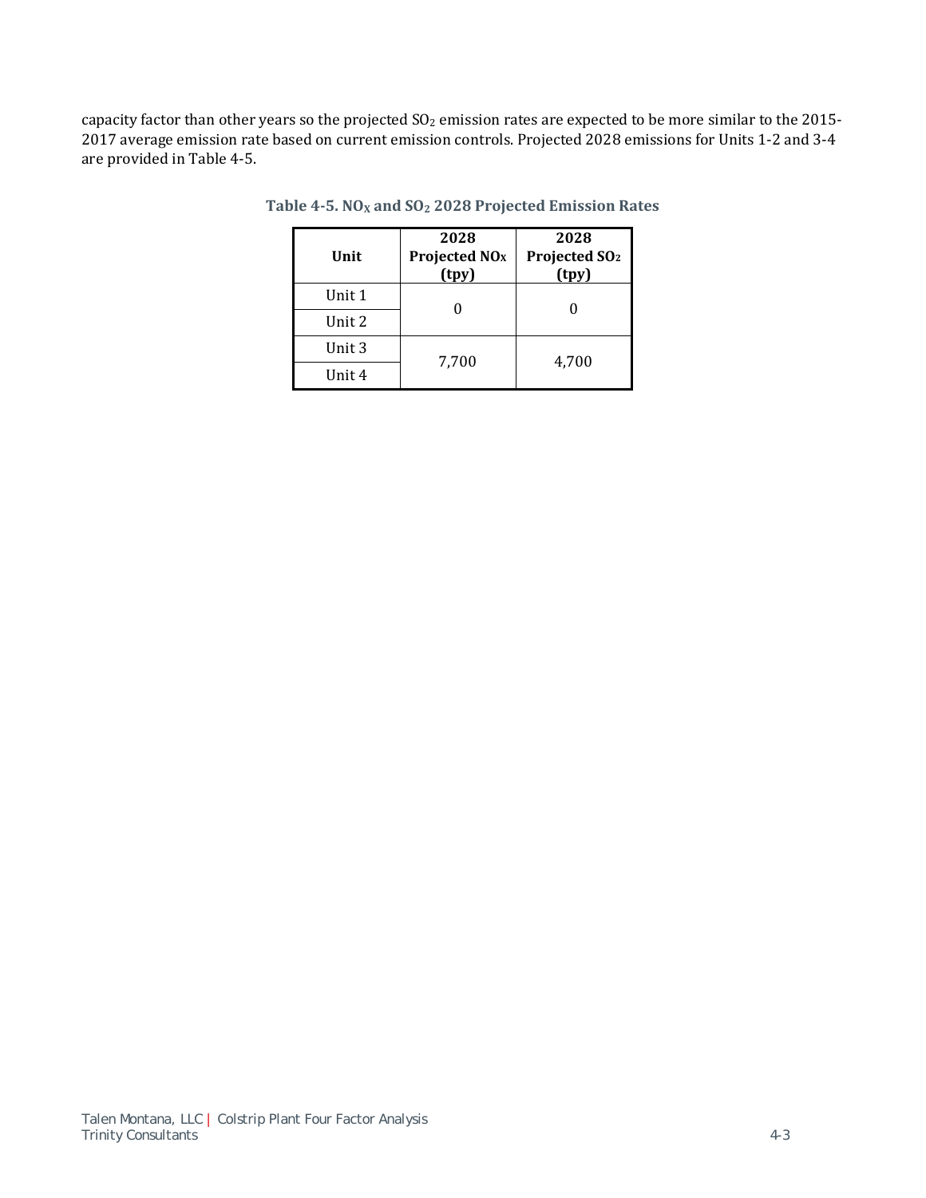capacity factor than other years so the projected $SO_2$ emission rates are expected to be more similar to the 2015-2017 average emission rate based on current emission controls. Projected 2028 emissions for Units 1-2 and 3-4 are provided in Table 4-5.

**Table 4-5. $NO_X$ and $SO_2$ 2028 Projected Emission Rates**

| Unit | 2028 Projected $NO_X$ (tpy) | 2028 Projected $SO_2$ (tpy) |
|---|---|---|
| Unit 1 | 0 | 0 |
| Unit 2 | | |
| Unit 3 | 7,700 | 4,700 |
| Unit 4 | | |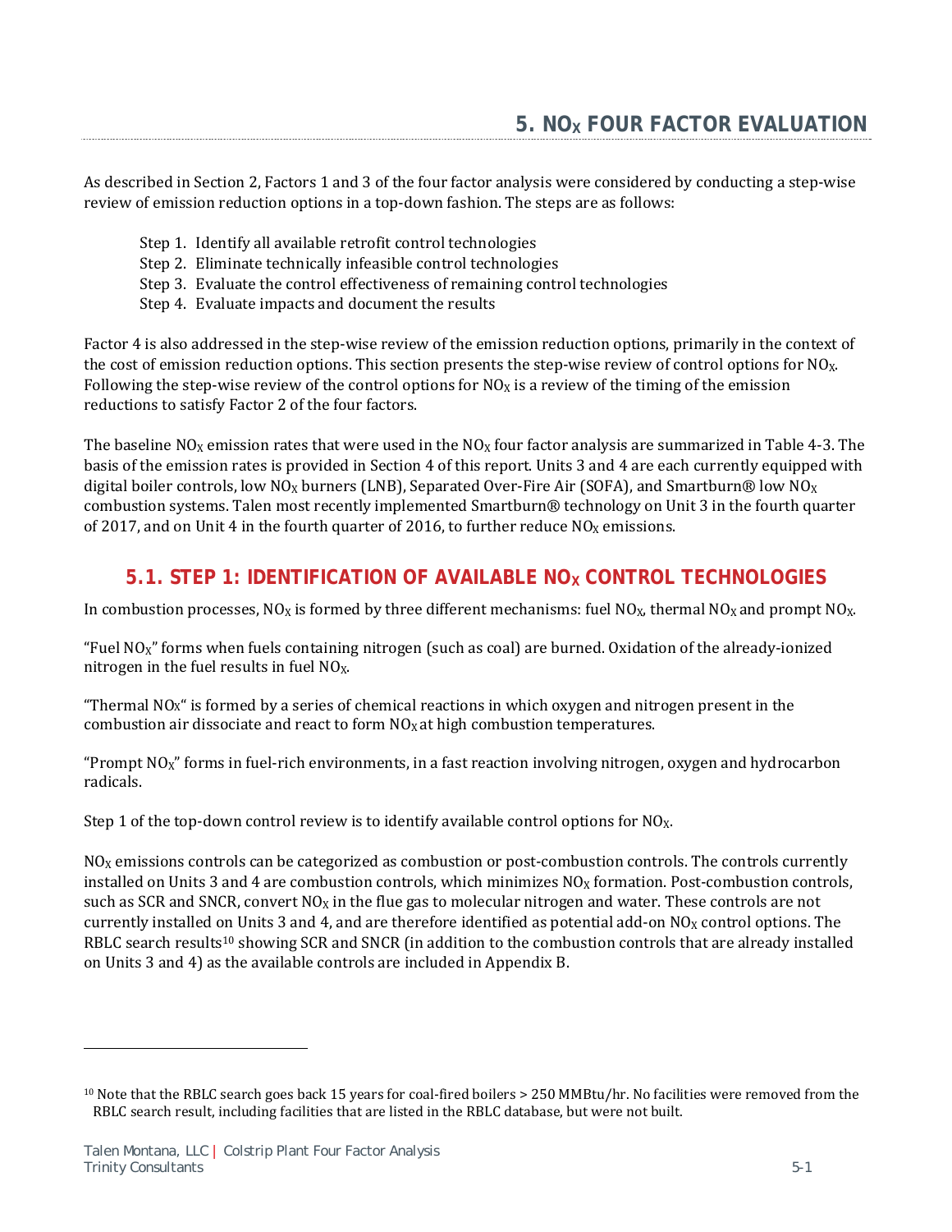# 5. $NO_X$ FOUR FACTOR EVALUATION

As described in Section 2, Factors 1 and 3 of the four factor analysis were considered by conducting a step-wise review of emission reduction options in a top-down fashion. The steps are as follows:

Step 1. Identify all available retrofit control technologies
Step 2. Eliminate technically infeasible control technologies
Step 3. Evaluate the control effectiveness of remaining control technologies
Step 4. Evaluate impacts and document the results

Factor 4 is also addressed in the step-wise review of the emission reduction options, primarily in the context of the cost of emission reduction options. This section presents the step-wise review of control options for $NO_X$. Following the step-wise review of the control options for $NO_X$ is a review of the timing of the emission reductions to satisfy Factor 2 of the four factors.

The baseline $NO_X$ emission rates that were used in the $NO_X$ four factor analysis are summarized in Table 4-3. The basis of the emission rates is provided in Section 4 of this report. Units 3 and 4 are each currently equipped with digital boiler controls, low $NO_X$ burners (LNB), Separated Over-Fire Air (SOFA), and Smartburn® low $NO_X$ combustion systems. Talen most recently implemented Smartburn® technology on Unit 3 in the fourth quarter of 2017, and on Unit 4 in the fourth quarter of 2016, to further reduce $NO_X$ emissions.

## 5.1. STEP 1: IDENTIFICATION OF AVAILABLE $NO_X$ CONTROL TECHNOLOGIES

In combustion processes, $NO_X$ is formed by three different mechanisms: fuel $NO_X$, thermal $NO_X$ and prompt $NO_X$.

"Fuel $NO_X$" forms when fuels containing nitrogen (such as coal) are burned. Oxidation of the already-ionized nitrogen in the fuel results in fuel $NO_X$.

"Thermal $NO_X$" is formed by a series of chemical reactions in which oxygen and nitrogen present in the combustion air dissociate and react to form $NO_X$ at high combustion temperatures.

"Prompt $NO_X$" forms in fuel-rich environments, in a fast reaction involving nitrogen, oxygen and hydrocarbon radicals.

Step 1 of the top-down control review is to identify available control options for $NO_X$.

$NO_X$ emissions controls can be categorized as combustion or post-combustion controls. The controls currently installed on Units 3 and 4 are combustion controls, which minimizes $NO_X$ formation. Post-combustion controls, such as SCR and SNCR, convert $NO_X$ in the flue gas to molecular nitrogen and water. These controls are not currently installed on Units 3 and 4, and are therefore identified as potential add-on $NO_X$ control options. The RBLC search results[10] showing SCR and SNCR (in addition to the combustion controls that are already installed on Units 3 and 4) as the available controls are included in Appendix B.

---

[10] Note that the RBLC search goes back 15 years for coal-fired boilers > 250 MMBtu/hr. No facilities were removed from the RBLC search result, including facilities that are listed in the RBLC database, but were not built.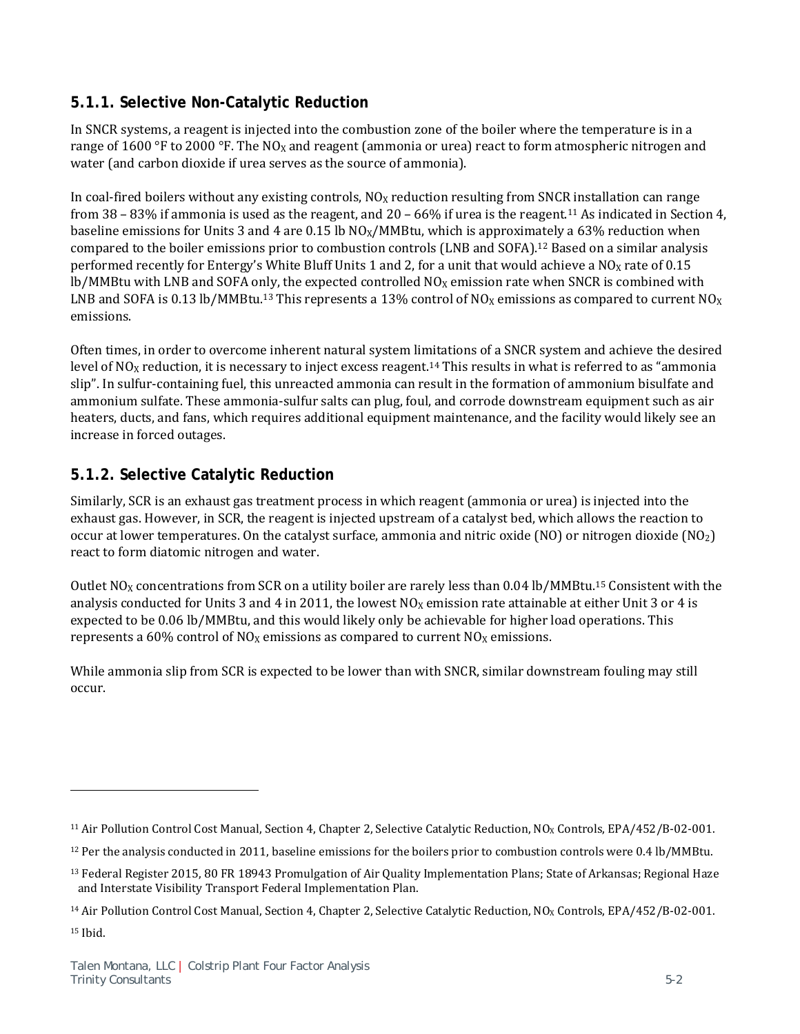### 5.1.1. Selective Non-Catalytic Reduction

In SNCR systems, a reagent is injected into the combustion zone of the boiler where the temperature is in a range of 1600 °F to 2000 °F. The $NO_X$ and reagent (ammonia or urea) react to form atmospheric nitrogen and water (and carbon dioxide if urea serves as the source of ammonia).

In coal-fired boilers without any existing controls, $NO_X$ reduction resulting from SNCR installation can range from 38 – 83% if ammonia is used as the reagent, and 20 – 66% if urea is the reagent.[11] As indicated in Section 4, baseline emissions for Units 3 and 4 are 0.15 lb $NO_X$/MMBtu, which is approximately a 63% reduction when compared to the boiler emissions prior to combustion controls (LNB and SOFA).[12] Based on a similar analysis performed recently for Entergy's White Bluff Units 1 and 2, for a unit that would achieve a $NO_X$ rate of 0.15 lb/MMBtu with LNB and SOFA only, the expected controlled $NO_X$ emission rate when SNCR is combined with LNB and SOFA is 0.13 lb/MMBtu.[13] This represents a 13% control of $NO_X$ emissions as compared to current $NO_X$ emissions.

Often times, in order to overcome inherent natural system limitations of a SNCR system and achieve the desired level of $NO_X$ reduction, it is necessary to inject excess reagent.[14] This results in what is referred to as "ammonia slip". In sulfur-containing fuel, this unreacted ammonia can result in the formation of ammonium bisulfate and ammonium sulfate. These ammonia-sulfur salts can plug, foul, and corrode downstream equipment such as air heaters, ducts, and fans, which requires additional equipment maintenance, and the facility would likely see an increase in forced outages.

### 5.1.2. Selective Catalytic Reduction

Similarly, SCR is an exhaust gas treatment process in which reagent (ammonia or urea) is injected into the exhaust gas. However, in SCR, the reagent is injected upstream of a catalyst bed, which allows the reaction to occur at lower temperatures. On the catalyst surface, ammonia and nitric oxide (NO) or nitrogen dioxide ($NO_2$) react to form diatomic nitrogen and water.

Outlet $NO_X$ concentrations from SCR on a utility boiler are rarely less than 0.04 lb/MMBtu.[15] Consistent with the analysis conducted for Units 3 and 4 in 2011, the lowest $NO_X$ emission rate attainable at either Unit 3 or 4 is expected to be 0.06 lb/MMBtu, and this would likely only be achievable for higher load operations. This represents a 60% control of $NO_X$ emissions as compared to current $NO_X$ emissions.

While ammonia slip from SCR is expected to be lower than with SNCR, similar downstream fouling may still occur.

---

[11] Air Pollution Control Cost Manual, Section 4, Chapter 2, Selective Catalytic Reduction, $NO_X$ Controls, EPA/452/B-02-001.

[12] Per the analysis conducted in 2011, baseline emissions for the boilers prior to combustion controls were 0.4 lb/MMBtu.

[13] Federal Register 2015, 80 FR 18943 Promulgation of Air Quality Implementation Plans; State of Arkansas; Regional Haze and Interstate Visibility Transport Federal Implementation Plan.

[14] Air Pollution Control Cost Manual, Section 4, Chapter 2, Selective Catalytic Reduction, $NO_X$ Controls, EPA/452/B-02-001.

[15] Ibid.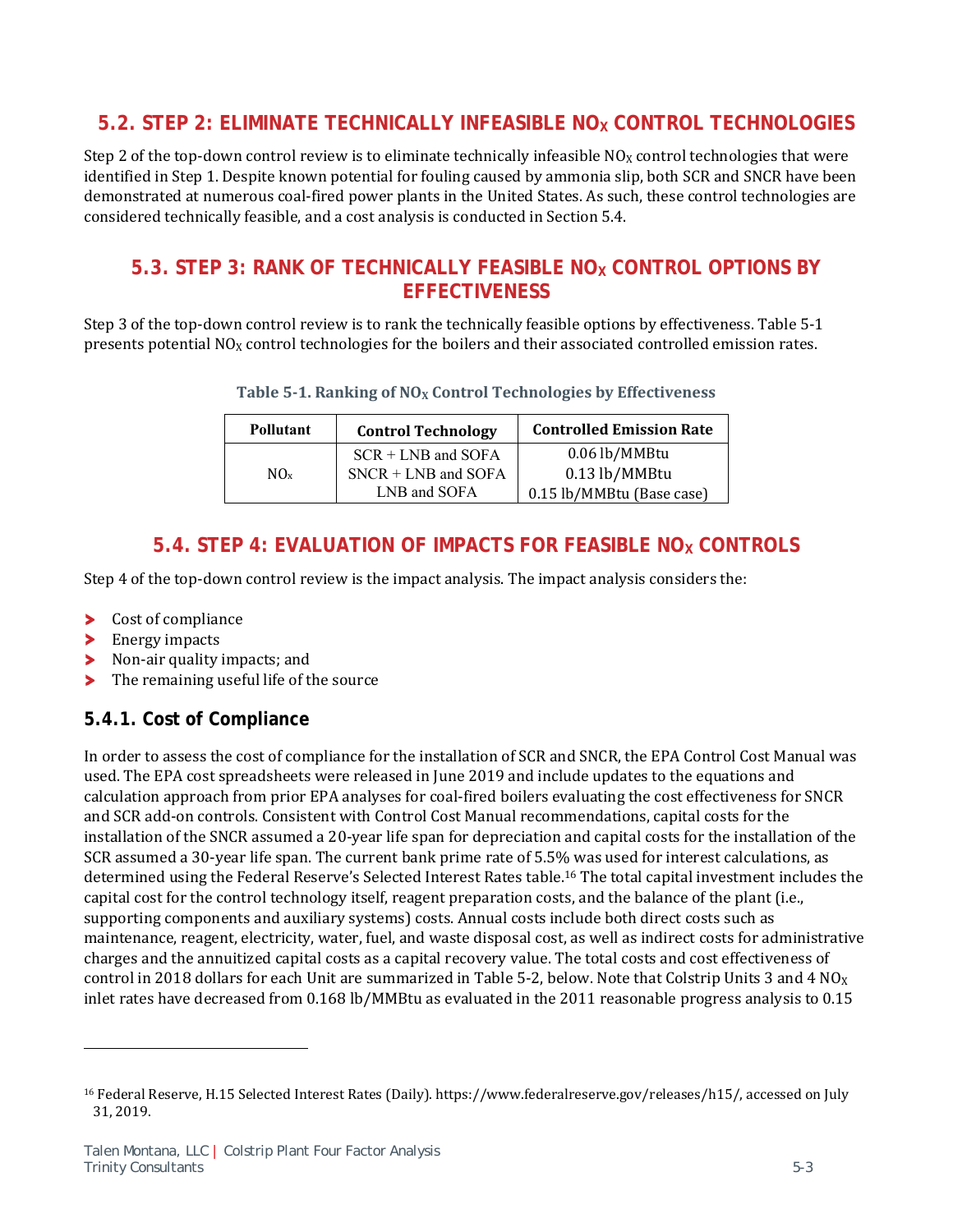## 5.2. STEP 2: ELIMINATE TECHNICALLY INFEASIBLE $NO_X$ CONTROL TECHNOLOGIES

Step 2 of the top-down control review is to eliminate technically infeasible $NO_X$ control technologies that were identified in Step 1. Despite known potential for fouling caused by ammonia slip, both SCR and SNCR have been demonstrated at numerous coal-fired power plants in the United States. As such, these control technologies are considered technically feasible, and a cost analysis is conducted in Section 5.4.

## 5.3. STEP 3: RANK OF TECHNICALLY FEASIBLE $NO_X$ CONTROL OPTIONS BY EFFECTIVENESS

Step 3 of the top-down control review is to rank the technically feasible options by effectiveness. Table 5-1 presents potential $NO_X$ control technologies for the boilers and their associated controlled emission rates.

**Table 5-1. Ranking of $NO_X$ Control Technologies by Effectiveness**

| Pollutant | Control Technology | Controlled Emission Rate |
|---|---|---|
| $NO_x$ | SCR + LNB and SOFA | 0.06 lb/MMBtu |
| | SNCR + LNB and SOFA | 0.13 lb/MMBtu |
| | LNB and SOFA | 0.15 lb/MMBtu (Base case) |

## 5.4. STEP 4: EVALUATION OF IMPACTS FOR FEASIBLE $NO_X$ CONTROLS

Step 4 of the top-down control review is the impact analysis. The impact analysis considers the:

- Cost of compliance
- Energy impacts
- Non-air quality impacts; and
- The remaining useful life of the source

### 5.4.1. Cost of Compliance

In order to assess the cost of compliance for the installation of SCR and SNCR, the EPA Control Cost Manual was used. The EPA cost spreadsheets were released in June 2019 and include updates to the equations and calculation approach from prior EPA analyses for coal-fired boilers evaluating the cost effectiveness for SNCR and SCR add-on controls. Consistent with Control Cost Manual recommendations, capital costs for the installation of the SNCR assumed a 20-year life span for depreciation and capital costs for the installation of the SCR assumed a 30-year life span. The current bank prime rate of 5.5% was used for interest calculations, as determined using the Federal Reserve's Selected Interest Rates table.[16] The total capital investment includes the capital cost for the control technology itself, reagent preparation costs, and the balance of the plant (i.e., supporting components and auxiliary systems) costs. Annual costs include both direct costs such as maintenance, reagent, electricity, water, fuel, and waste disposal cost, as well as indirect costs for administrative charges and the annuitized capital costs as a capital recovery value. The total costs and cost effectiveness of control in 2018 dollars for each Unit are summarized in Table 5-2, below. Note that Colstrip Units 3 and 4 $NO_X$ inlet rates have decreased from 0.168 lb/MMBtu as evaluated in the 2011 reasonable progress analysis to 0.15

---

[16] Federal Reserve, H.15 Selected Interest Rates (Daily). https://www.federalreserve.gov/releases/h15/, accessed on July 31, 2019.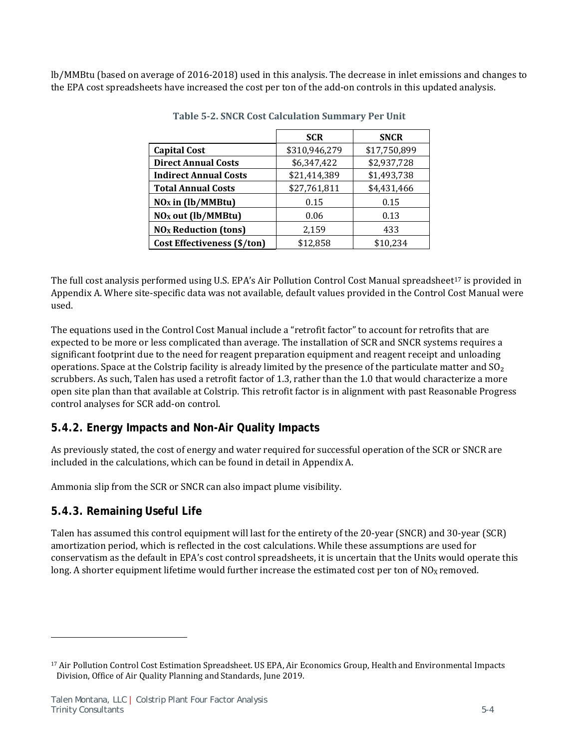lb/MMBtu (based on average of 2016-2018) used in this analysis. The decrease in inlet emissions and changes to the EPA cost spreadsheets have increased the cost per ton of the add-on controls in this updated analysis.

**Table 5-2. SNCR Cost Calculation Summary Per Unit**

| | SCR | SNCR |
|---|---|---|
| **Capital Cost** | $310,946,279 | $17,750,899 |
| **Direct Annual Costs** | $6,347,422 | $2,937,728 |
| **Indirect Annual Costs** | $21,414,389 | $1,493,738 |
| **Total Annual Costs** | $27,761,811 | $4,431,466 |
| **$NO_X$ in (lb/MMBtu)** | 0.15 | 0.15 |
| **$NO_X$ out (lb/MMBtu)** | 0.06 | 0.13 |
| **$NO_X$ Reduction (tons)** | 2,159 | 433 |
| **Cost Effectiveness ($/ton)** | $12,858 | $10,234 |

The full cost analysis performed using U.S. EPA's Air Pollution Control Cost Manual spreadsheet[17] is provided in Appendix A. Where site-specific data was not available, default values provided in the Control Cost Manual were used.

The equations used in the Control Cost Manual include a "retrofit factor" to account for retrofits that are expected to be more or less complicated than average. The installation of SCR and SNCR systems requires a significant footprint due to the need for reagent preparation equipment and reagent receipt and unloading operations. Space at the Colstrip facility is already limited by the presence of the particulate matter and $SO_2$ scrubbers. As such, Talen has used a retrofit factor of 1.3, rather than the 1.0 that would characterize a more open site plan than that available at Colstrip. This retrofit factor is in alignment with past Reasonable Progress control analyses for SCR add-on control.

### 5.4.2. Energy Impacts and Non-Air Quality Impacts

As previously stated, the cost of energy and water required for successful operation of the SCR or SNCR are included in the calculations, which can be found in detail in Appendix A.

Ammonia slip from the SCR or SNCR can also impact plume visibility.

### 5.4.3. Remaining Useful Life

Talen has assumed this control equipment will last for the entirety of the 20-year (SNCR) and 30-year (SCR) amortization period, which is reflected in the cost calculations. While these assumptions are used for conservatism as the default in EPA's cost control spreadsheets, it is uncertain that the Units would operate this long. A shorter equipment lifetime would further increase the estimated cost per ton of $NO_X$ removed.

---

[17] Air Pollution Control Cost Estimation Spreadsheet. US EPA, Air Economics Group, Health and Environmental Impacts Division, Office of Air Quality Planning and Standards, June 2019.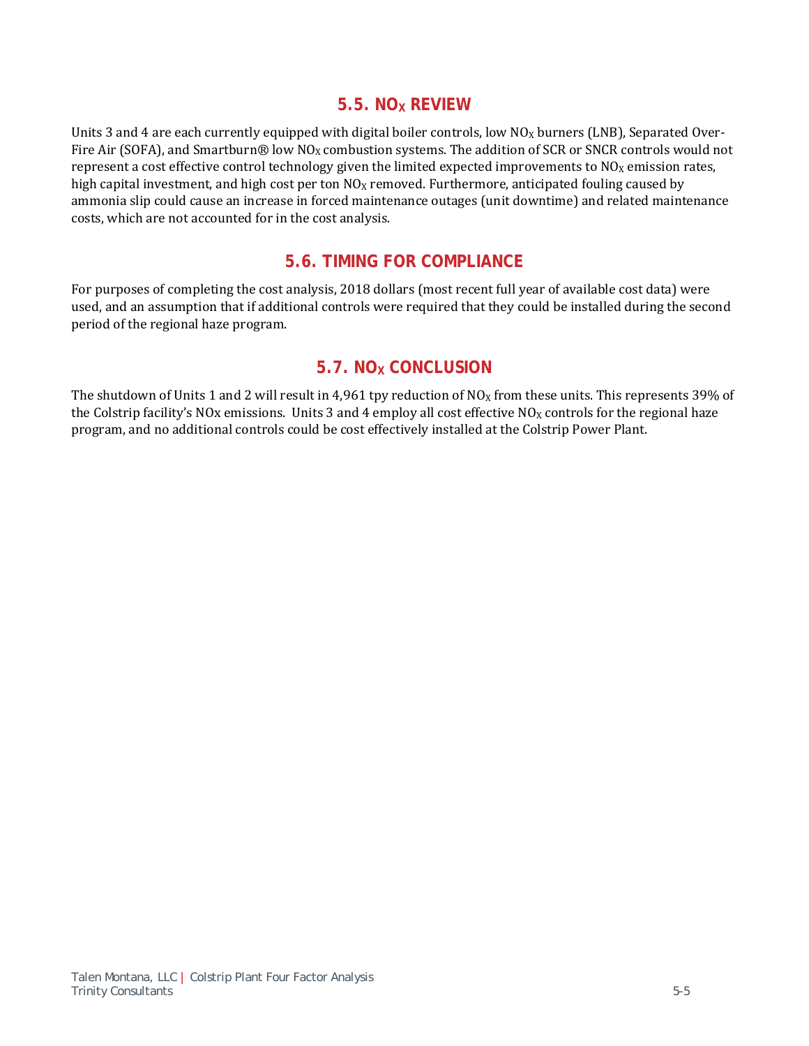## 5.5. $NO_X$ REVIEW

Units 3 and 4 are each currently equipped with digital boiler controls, low $NO_X$ burners (LNB), Separated Over-Fire Air (SOFA), and Smartburn® low $NO_X$ combustion systems. The addition of SCR or SNCR controls would not represent a cost effective control technology given the limited expected improvements to $NO_X$ emission rates, high capital investment, and high cost per ton $NO_X$ removed. Furthermore, anticipated fouling caused by ammonia slip could cause an increase in forced maintenance outages (unit downtime) and related maintenance costs, which are not accounted for in the cost analysis.

## 5.6. TIMING FOR COMPLIANCE

For purposes of completing the cost analysis, 2018 dollars (most recent full year of available cost data) were used, and an assumption that if additional controls were required that they could be installed during the second period of the regional haze program.

## 5.7. $NO_X$ CONCLUSION

The shutdown of Units 1 and 2 will result in 4,961 tpy reduction of $NO_X$ from these units. This represents 39% of the Colstrip facility's NOx emissions. Units 3 and 4 employ all cost effective $NO_X$ controls for the regional haze program, and no additional controls could be cost effectively installed at the Colstrip Power Plant.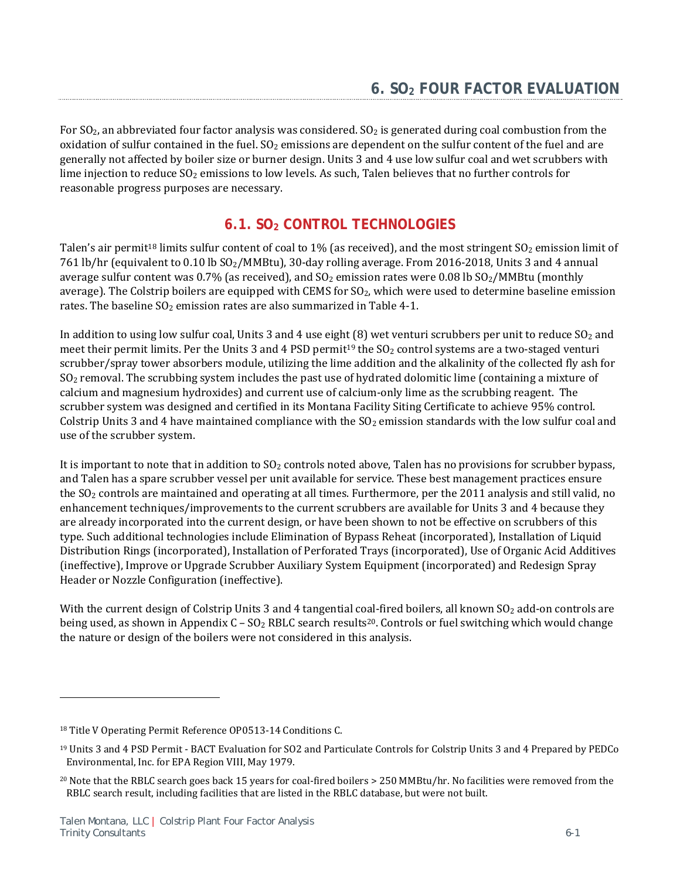# 6. $SO_2$ FOUR FACTOR EVALUATION

For $SO_2$, an abbreviated four factor analysis was considered. $SO_2$ is generated during coal combustion from the oxidation of sulfur contained in the fuel. $SO_2$ emissions are dependent on the sulfur content of the fuel and are generally not affected by boiler size or burner design. Units 3 and 4 use low sulfur coal and wet scrubbers with lime injection to reduce $SO_2$ emissions to low levels. As such, Talen believes that no further controls for reasonable progress purposes are necessary.

## 6.1. $SO_2$ CONTROL TECHNOLOGIES

Talen's air permit[18] limits sulfur content of coal to 1% (as received), and the most stringent $SO_2$ emission limit of 761 lb/hr (equivalent to 0.10 lb $SO_2$/MMBtu), 30-day rolling average. From 2016-2018, Units 3 and 4 annual average sulfur content was 0.7% (as received), and $SO_2$ emission rates were 0.08 lb $SO_2$/MMBtu (monthly average). The Colstrip boilers are equipped with CEMS for $SO_2$, which were used to determine baseline emission rates. The baseline $SO_2$ emission rates are also summarized in Table 4-1.

In addition to using low sulfur coal, Units 3 and 4 use eight (8) wet venturi scrubbers per unit to reduce $SO_2$ and meet their permit limits. Per the Units 3 and 4 PSD permit[19] the $SO_2$ control systems are a two-staged venturi scrubber/spray tower absorbers module, utilizing the lime addition and the alkalinity of the collected fly ash for $SO_2$ removal. The scrubbing system includes the past use of hydrated dolomitic lime (containing a mixture of calcium and magnesium hydroxides) and current use of calcium-only lime as the scrubbing reagent. The scrubber system was designed and certified in its Montana Facility Siting Certificate to achieve 95% control. Colstrip Units 3 and 4 have maintained compliance with the $SO_2$ emission standards with the low sulfur coal and use of the scrubber system.

It is important to note that in addition to $SO_2$ controls noted above, Talen has no provisions for scrubber bypass, and Talen has a spare scrubber vessel per unit available for service. These best management practices ensure the $SO_2$ controls are maintained and operating at all times. Furthermore, per the 2011 analysis and still valid, no enhancement techniques/improvements to the current scrubbers are available for Units 3 and 4 because they are already incorporated into the current design, or have been shown to not be effective on scrubbers of this type. Such additional technologies include Elimination of Bypass Reheat (incorporated), Installation of Liquid Distribution Rings (incorporated), Installation of Perforated Trays (incorporated), Use of Organic Acid Additives (ineffective), Improve or Upgrade Scrubber Auxiliary System Equipment (incorporated) and Redesign Spray Header or Nozzle Configuration (ineffective).

With the current design of Colstrip Units 3 and 4 tangential coal-fired boilers, all known $SO_2$ add-on controls are being used, as shown in Appendix C – $SO_2$ RBLC search results[20]. Controls or fuel switching which would change the nature or design of the boilers were not considered in this analysis.

---

[18] Title V Operating Permit Reference OP0513-14 Conditions C.

[19] Units 3 and 4 PSD Permit - BACT Evaluation for SO2 and Particulate Controls for Colstrip Units 3 and 4 Prepared by PEDCo Environmental, Inc. for EPA Region VIII, May 1979.

[20] Note that the RBLC search goes back 15 years for coal-fired boilers > 250 MMBtu/hr. No facilities were removed from the RBLC search result, including facilities that are listed in the RBLC database, but were not built.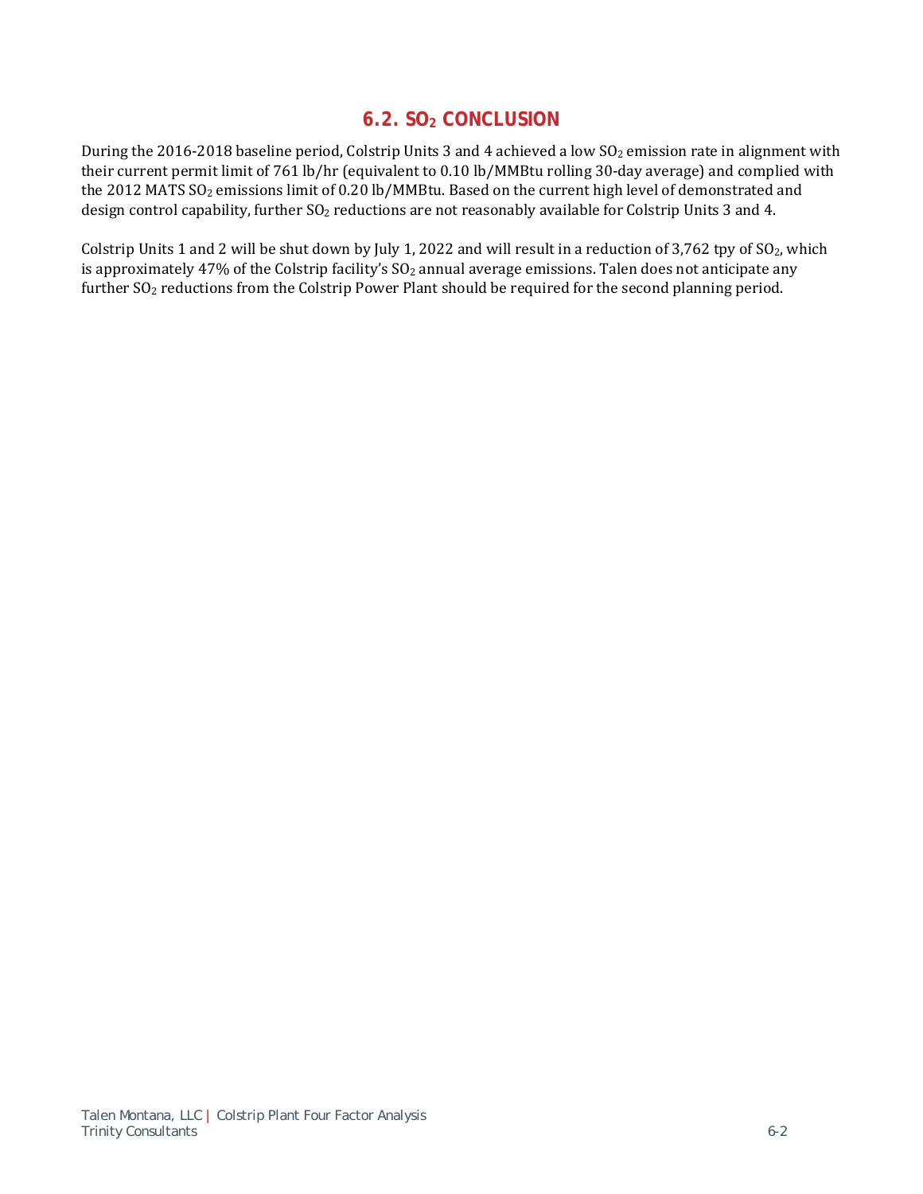## 6.2. $SO_2$ CONCLUSION

During the 2016-2018 baseline period, Colstrip Units 3 and 4 achieved a low $SO_2$ emission rate in alignment with their current permit limit of 761 lb/hr (equivalent to 0.10 lb/MMBtu rolling 30-day average) and complied with the 2012 MATS $SO_2$ emissions limit of 0.20 lb/MMBtu. Based on the current high level of demonstrated and design control capability, further $SO_2$ reductions are not reasonably available for Colstrip Units 3 and 4.

Colstrip Units 1 and 2 will be shut down by July 1, 2022 and will result in a reduction of 3,762 tpy of $SO_2$, which is approximately 47% of the Colstrip facility's $SO_2$ annual average emissions. Talen does not anticipate any further $SO_2$ reductions from the Colstrip Power Plant should be required for the second planning period.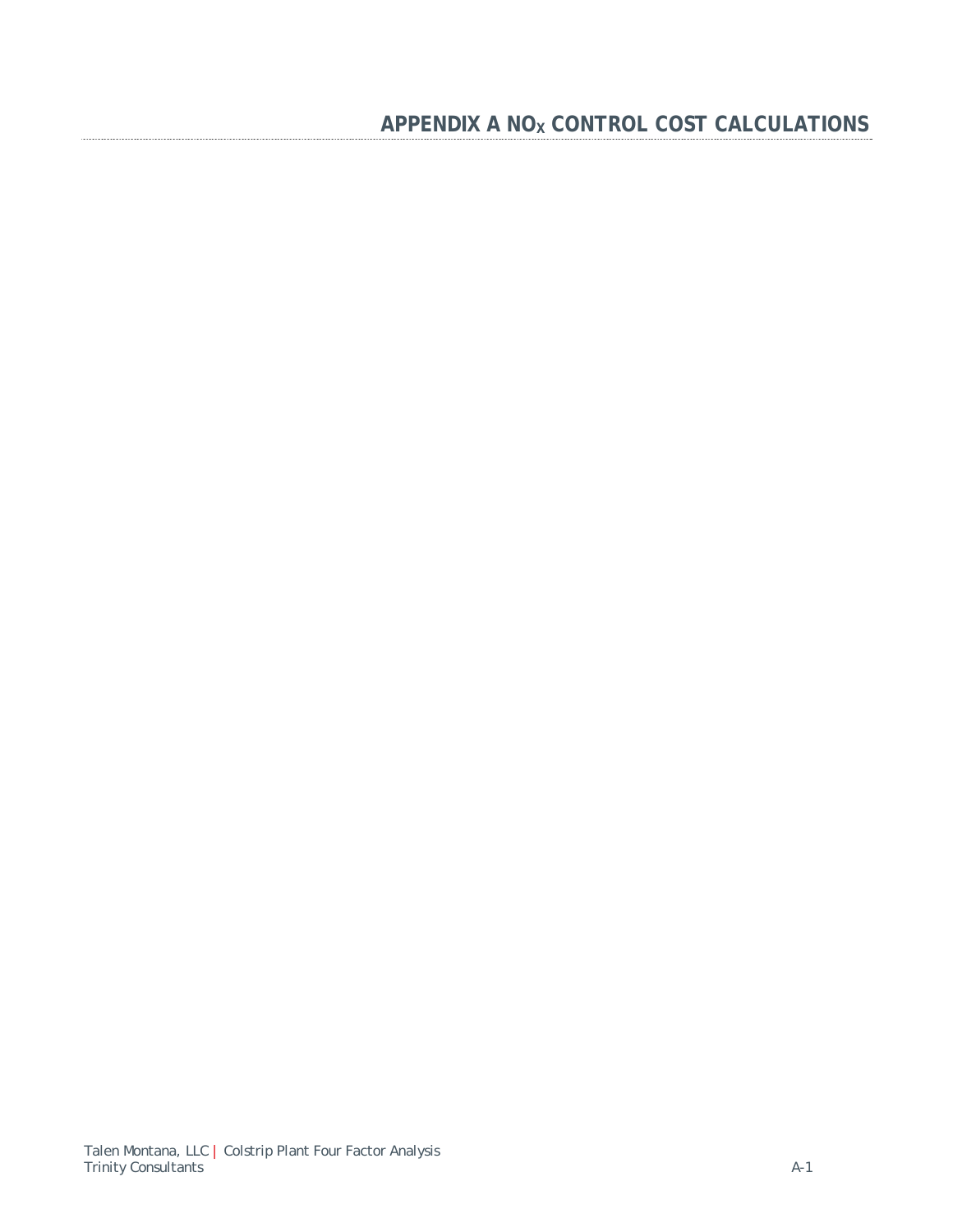# APPENDIX A $NO_X$ CONTROL COST CALCULATIONS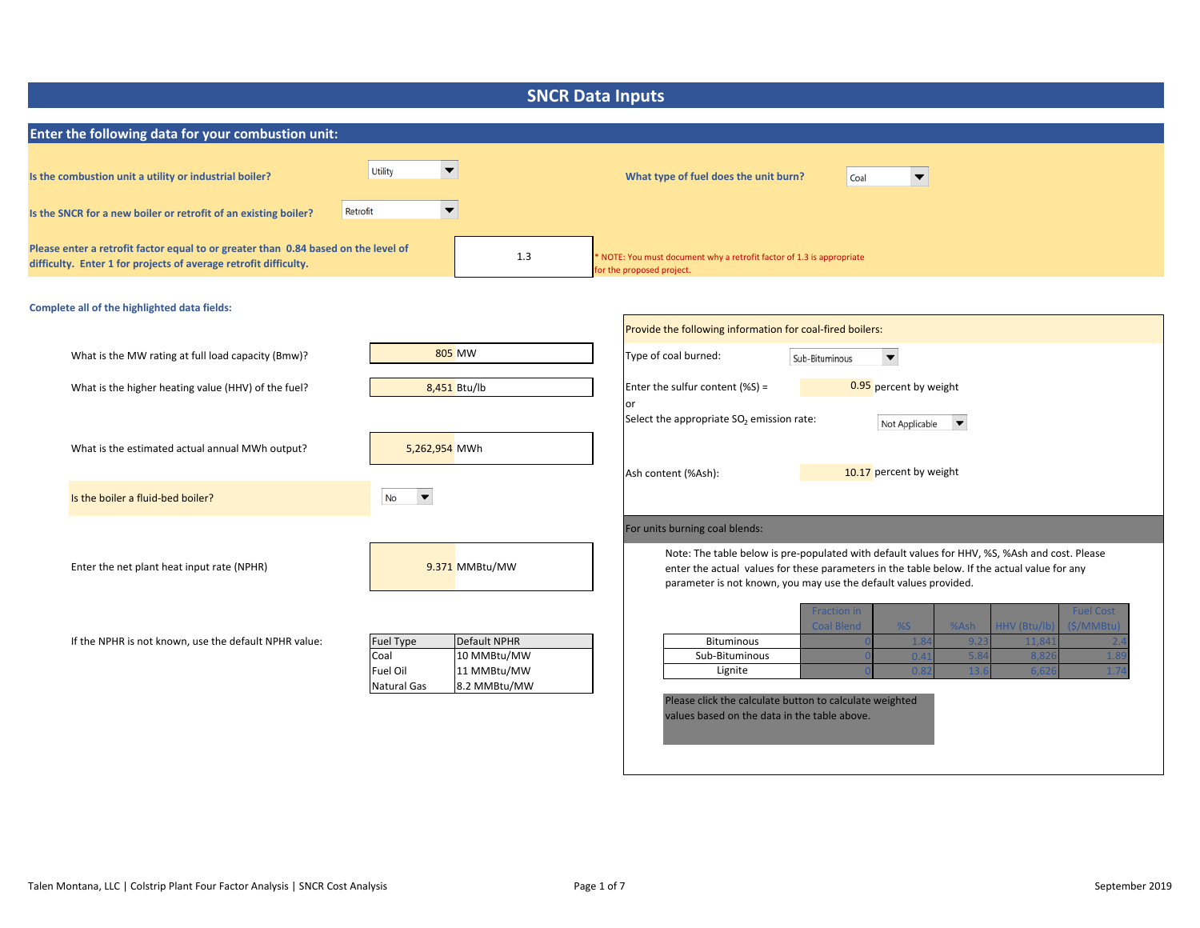# SNCR Data Inputs

## Enter the following data for your combustion unit:

**Is the combustion unit a utility or industrial boiler?** Utility

**What type of fuel does the unit burn?** Coal

**Is the SNCR for a new boiler or retrofit of an existing boiler?** Retrofit

**Please enter a retrofit factor equal to or greater than 0.84 based on the level of difficulty. Enter 1 for projects of average retrofit difficulty.** 1.3

* NOTE: You must document why a retrofit factor of 1.3 is appropriate for the proposed project.

**Complete all of the highlighted data fields:**

What is the MW rating at full load capacity (Bmw)? 805 MW

What is the higher heating value (HHV) of the fuel? 8,451 Btu/lb

What is the estimated actual annual MWh output? 5,262,954 MWh

Is the boiler a fluid-bed boiler? No

Enter the net plant heat input rate (NPHR) 9.371 MMBtu/MW

If the NPHR is not known, use the default NPHR value:

| Fuel Type | Default NPHR |
|---|---|
| Coal | 10 MMBtu/MW |
| Fuel Oil | 11 MMBtu/MW |
| Natural Gas | 8.2 MMBtu/MW |

Provide the following information for coal-fired boilers:

Type of coal burned: Sub-Bituminous

Enter the sulfur content (%S) = 0.95 percent by weight

or

Select the appropriate $SO_2$ emission rate: Not Applicable

Ash content (%Ash): 10.17 percent by weight

For units burning coal blends:

Note: The table below is pre-populated with default values for HHV, %S, %Ash and cost. Please enter the actual values for these parameters in the table below. If the actual value for any parameter is not known, you may use the default values provided.

| | Fraction in Coal Blend | %S | %Ash | HHV (Btu/lb) | Fuel Cost ($/MMBtu) |
|---|---|---|---|---|---|
| Bituminous | 0 | 1.84 | 9.23 | 11,841 | 2.4 |
| Sub-Bituminous | 0 | 0.41 | 5.84 | 8,826 | 1.89 |
| Lignite | 0 | 0.82 | 13.6 | 6,626 | 1.74 |

Please click the calculate button to calculate weighted values based on the data in the table above.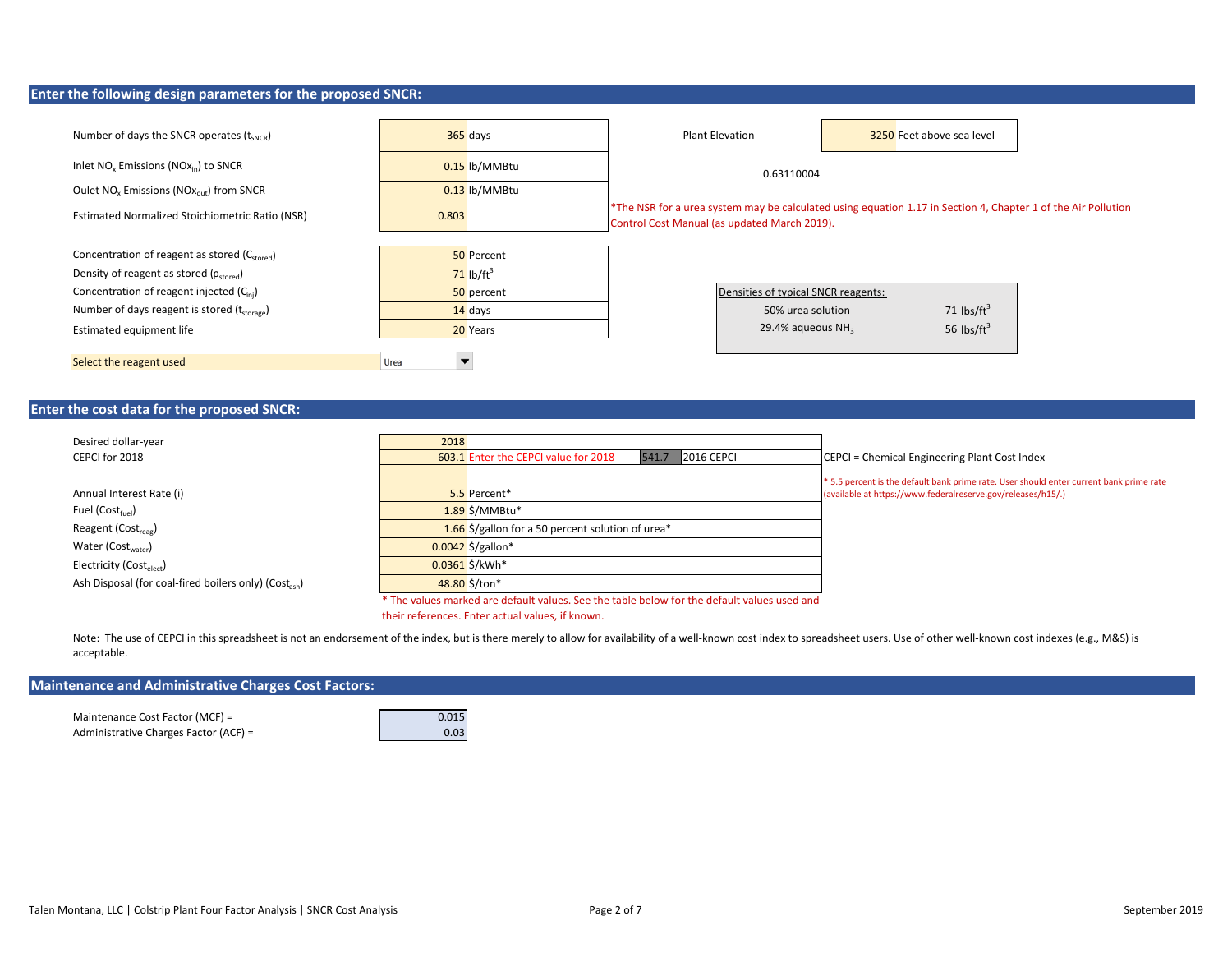## Enter the following design parameters for the proposed SNCR:

| Parameter | Value | Units |
|---|---|---|
| Number of days the SNCR operates ($t_{SNCR}$) | 365 | days |
| Inlet $NO_x$ Emissions ($NOx_{in}$) to SNCR | 0.15 | lb/MMBtu |
| Oulet $NO_x$ Emissions ($NOx_{out}$) from SNCR | 0.13 | lb/MMBtu |
| Estimated Normalized Stoichiometric Ratio (NSR) | 0.803 | |

Plant Elevation: 3250 Feet above sea level

0.63110004

*The NSR for a urea system may be calculated using equation 1.17 in Section 4, Chapter 1 of the Air Pollution Control Cost Manual (as updated March 2019).

| Parameter | Value | Units |
|---|---|---|
| Concentration of reagent as stored ($C_{stored}$) | 50 | Percent |
| Density of reagent as stored ($\rho_{stored}$) | 71 | $lb/ft^3$ |
| Concentration of reagent injected ($C_{inj}$) | 50 | percent |
| Number of days reagent is stored ($t_{storage}$) | 14 | days |
| Estimated equipment life | 20 | Years |
| Select the reagent used | Urea | |

| Densities of typical SNCR reagents: | |
|---|---|
| 50% urea solution | 71 $lbs/ft^3$ |
| 29.4% aqueous $NH_3$ | 56 $lbs/ft^3$ |

## Enter the cost data for the proposed SNCR:

| Parameter | Value | Units / Notes |
|---|---|---|
| Desired dollar-year | 2018 | |
| CEPCI for 2018 | 603.1 | Enter the CEPCI value for 2018 — 541.7 2016 CEPCI |
| Annual Interest Rate (i) | 5.5 | Percent* |
| Fuel ($Cost_{fuel}$) | 1.89 | \$/MMBtu* |
| Reagent ($Cost_{reag}$) | 1.66 | \$/gallon for a 50 percent solution of urea* |
| Water ($Cost_{water}$) | 0.0042 | \$/gallon* |
| Electricity ($Cost_{elect}$) | 0.0361 | \$/kWh* |
| Ash Disposal (for coal-fired boilers only) ($Cost_{ash}$) | 48.80 | \$/ton* |

CEPCI = Chemical Engineering Plant Cost Index

* 5.5 percent is the default bank prime rate. User should enter current bank prime rate (available at https://www.federalreserve.gov/releases/h15/.)

* The values marked are default values. See the table below for the default values used and their references. Enter actual values, if known.

Note: The use of CEPCI in this spreadsheet is not an endorsement of the index, but is there merely to allow for availability of a well-known cost index to spreadsheet users. Use of other well-known cost indexes (e.g., M&S) is acceptable.

## Maintenance and Administrative Charges Cost Factors:

| Factor | Value |
|---|---|
| Maintenance Cost Factor (MCF) = | 0.015 |
| Administrative Charges Factor (ACF) = | 0.03 |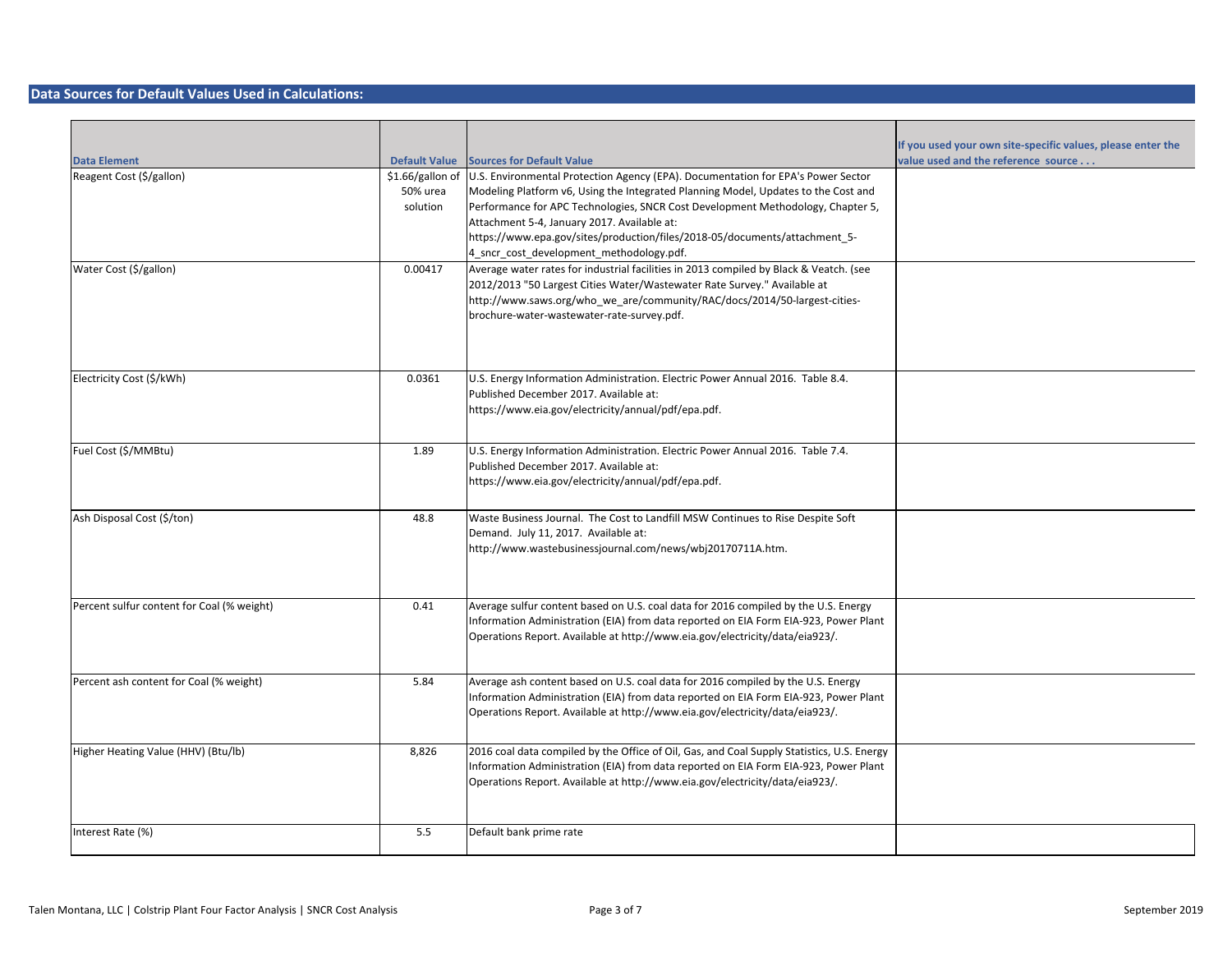## Data Sources for Default Values Used in Calculations:

| Data Element | Default Value | Sources for Default Value | If you used your own site-specific values, please enter the value used and the reference source . . . |
|---|---|---|---|
| Reagent Cost ($/gallon) | $1.66/gallon of 50% urea solution | U.S. Environmental Protection Agency (EPA). Documentation for EPA's Power Sector Modeling Platform v6, Using the Integrated Planning Model, Updates to the Cost and Performance for APC Technologies, SNCR Cost Development Methodology, Chapter 5, Attachment 5-4, January 2017. Available at: https://www.epa.gov/sites/production/files/2018-05/documents/attachment_5-4_sncr_cost_development_methodology.pdf. | |
| Water Cost ($/gallon) | 0.00417 | Average water rates for industrial facilities in 2013 compiled by Black & Veatch. (see 2012/2013 "50 Largest Cities Water/Wastewater Rate Survey." Available at http://www.saws.org/who_we_are/community/RAC/docs/2014/50-largest-cities-brochure-water-wastewater-rate-survey.pdf. | |
| Electricity Cost ($/kWh) | 0.0361 | U.S. Energy Information Administration. Electric Power Annual 2016. Table 8.4. Published December 2017. Available at: https://www.eia.gov/electricity/annual/pdf/epa.pdf. | |
| Fuel Cost ($/MMBtu) | 1.89 | U.S. Energy Information Administration. Electric Power Annual 2016. Table 7.4. Published December 2017. Available at: https://www.eia.gov/electricity/annual/pdf/epa.pdf. | |
| Ash Disposal Cost ($/ton) | 48.8 | Waste Business Journal. The Cost to Landfill MSW Continues to Rise Despite Soft Demand. July 11, 2017. Available at: http://www.wastebusinessjournal.com/news/wbj20170711A.htm. | |
| Percent sulfur content for Coal (% weight) | 0.41 | Average sulfur content based on U.S. coal data for 2016 compiled by the U.S. Energy Information Administration (EIA) from data reported on EIA Form EIA-923, Power Plant Operations Report. Available at http://www.eia.gov/electricity/data/eia923/. | |
| Percent ash content for Coal (% weight) | 5.84 | Average ash content based on U.S. coal data for 2016 compiled by the U.S. Energy Information Administration (EIA) from data reported on EIA Form EIA-923, Power Plant Operations Report. Available at http://www.eia.gov/electricity/data/eia923/. | |
| Higher Heating Value (HHV) (Btu/lb) | 8,826 | 2016 coal data compiled by the Office of Oil, Gas, and Coal Supply Statistics, U.S. Energy Information Administration (EIA) from data reported on EIA Form EIA-923, Power Plant Operations Report. Available at http://www.eia.gov/electricity/data/eia923/. | |
| Interest Rate (%) | 5.5 | Default bank prime rate | |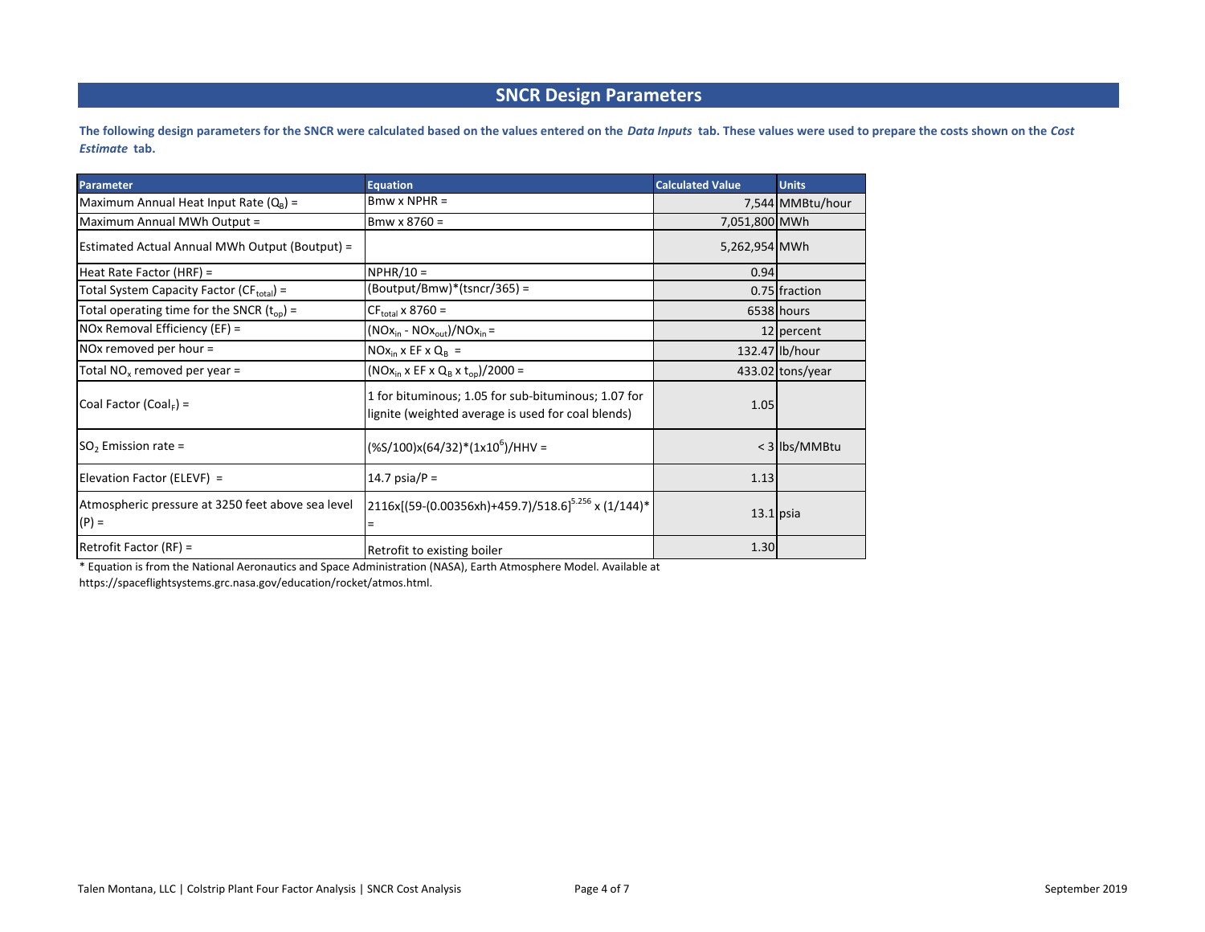# SNCR Design Parameters

**The following design parameters for the SNCR were calculated based on the values entered on the *Data Inputs* tab. These values were used to prepare the costs shown on the *Cost Estimate* tab.**

| Parameter | Equation | Calculated Value | Units |
|---|---|---|---|
| Maximum Annual Heat Input Rate ($Q_B$) = | Bmw x NPHR = | 7,544 | MMBtu/hour |
| Maximum Annual MWh Output = | Bmw x 8760 = | 7,051,800 | MWh |
| Estimated Actual Annual MWh Output (Boutput) = | | 5,262,954 | MWh |
| Heat Rate Factor (HRF) = | NPHR/10 = | 0.94 | |
| Total System Capacity Factor ($CF_{total}$) = | (Boutput/Bmw)*(tsncr/365) = | 0.75 | fraction |
| Total operating time for the SNCR ($t_{op}$) = | $CF_{total}$ x 8760 = | 6538 | hours |
| NOx Removal Efficiency (EF) = | ($NOx_{in}$ - $NOx_{out}$)/$NOx_{in}$ = | 12 | percent |
| NOx removed per hour = | $NOx_{in}$ x EF x $Q_B$ = | 132.47 | lb/hour |
| Total $NO_x$ removed per year = | ($NOx_{in}$ x EF x $Q_B$ x $t_{op}$)/2000 = | 433.02 | tons/year |
| Coal Factor ($Coal_F$) = | 1 for bituminous; 1.05 for sub-bituminous; 1.07 for lignite (weighted average is used for coal blends) | 1.05 | |
| $SO_2$ Emission rate = | (%S/100)x(64/32)*($1x10^6$)/HHV = | < 3 | lbs/MMBtu |
| Elevation Factor (ELEVF) = | 14.7 psia/P = | 1.13 | |
| Atmospheric pressure at 3250 feet above sea level (P) = | $2116x[(59-(0.00356xh)+459.7)/518.6]^{5.256}$ x (1/144)* = | 13.1 | psia |
| Retrofit Factor (RF) = | Retrofit to existing boiler | 1.30 | |

* Equation is from the National Aeronautics and Space Administration (NASA), Earth Atmosphere Model. Available at https://spaceflightsystems.grc.nasa.gov/education/rocket/atmos.html.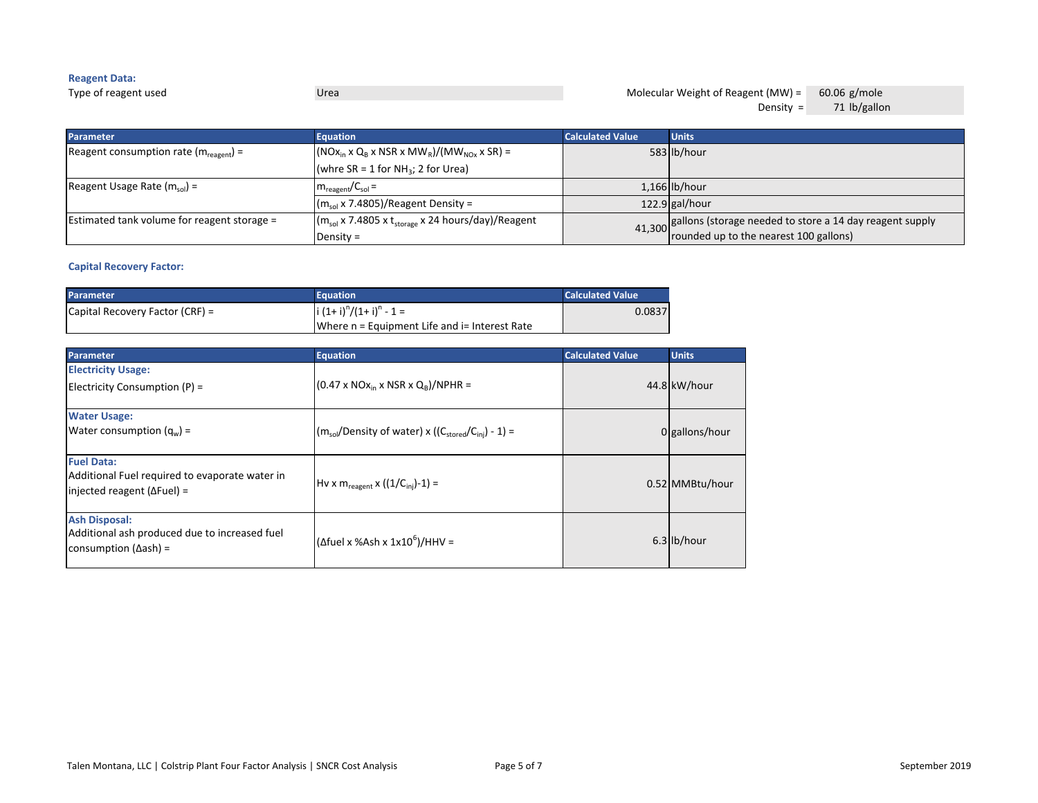**Reagent Data:**

Type of reagent used: Urea

Molecular Weight of Reagent (MW) = 60.06 g/mole

Density = 71 lb/gallon

| Parameter | Equation | Calculated Value | Units |
|---|---|---|---|
| Reagent consumption rate ($m_{reagent}$) = | $(NOx_{in} \times Q_B \times NSR \times MW_R)/(MW_{NOx} \times SR)$ = (whre SR = 1 for $NH_3$; 2 for Urea) | 583 | lb/hour |
| Reagent Usage Rate ($m_{sol}$) = | $m_{reagent}/C_{sol}$ = | 1,166 | lb/hour |
| | $(m_{sol} \times 7.4805)$/Reagent Density = | 122.9 | gal/hour |
| Estimated tank volume for reagent storage = | $(m_{sol} \times 7.4805 \times t_{storage} \times 24$ hours/day)/Reagent Density = | 41,300 | gallons (storage needed to store a 14 day reagent supply rounded up to the nearest 100 gallons) |

**Capital Recovery Factor:**

| Parameter | Equation | Calculated Value |
|---|---|---|
| Capital Recovery Factor (CRF) = | $i (1+ i)^n/(1+ i)^n - 1$ = Where n = Equipment Life and i= Interest Rate | 0.0837 |

| Parameter | Equation | Calculated Value | Units |
|---|---|---|---|
| **Electricity Usage:** Electricity Consumption (P) = | $(0.47 \times NOx_{in} \times NSR \times Q_B)/NPHR$ = | 44.8 | kW/hour |
| **Water Usage:** Water consumption ($q_w$) = | $(m_{sol}/\text{Density of water}) \times ((C_{stored}/C_{inj}) - 1)$ = | 0 | gallons/hour |
| **Fuel Data:** Additional Fuel required to evaporate water in injected reagent (ΔFuel) = | $Hv \times m_{reagent} \times ((1/C_{inj})-1)$ = | 0.52 | MMBtu/hour |
| **Ash Disposal:** Additional ash produced due to increased fuel consumption (Δash) = | $(\Delta fuel \times \%Ash \times 1 \times 10^6)/HHV$ = | 6.3 | lb/hour |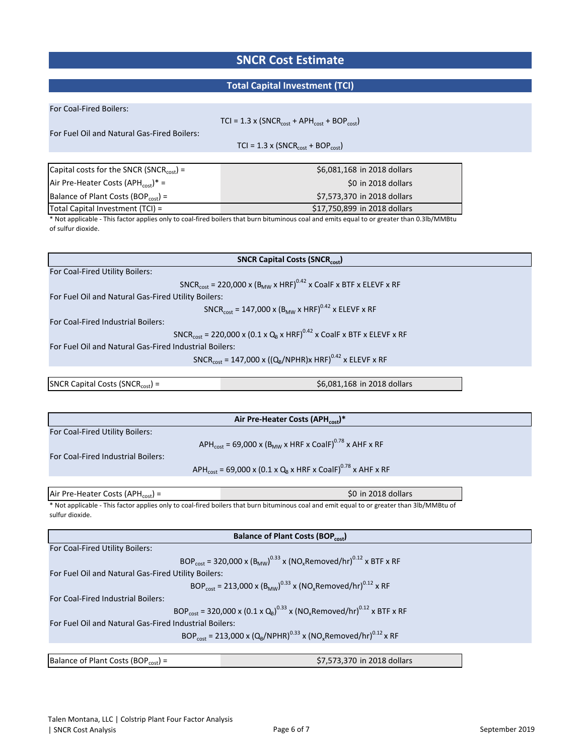# SNCR Cost Estimate

## Total Capital Investment (TCI)

For Coal-Fired Boilers:

$$TCI = 1.3 \times (SNCR_{cost} + APH_{cost} + BOP_{cost})$$

For Fuel Oil and Natural Gas-Fired Boilers:

$$TCI = 1.3 \times (SNCR_{cost} + BOP_{cost})$$

| | |
|---|---|
| Capital costs for the SNCR ($SNCR_{cost}$) = | $6,081,168 in 2018 dollars |
| Air Pre-Heater Costs ($APH_{cost}$)* = | $0 in 2018 dollars |
| Balance of Plant Costs ($BOP_{cost}$) = | $7,573,370 in 2018 dollars |
| Total Capital Investment (TCI) = | $17,750,899 in 2018 dollars |

* Not applicable - This factor applies only to coal-fired boilers that burn bituminous coal and emits equal to or greater than 0.3lb/MMBtu of sulfur dioxide.

### SNCR Capital Costs ($SNCR_{cost}$)

For Coal-Fired Utility Boilers:

$$SNCR_{cost} = 220{,}000 \times (B_{MW} \times HRF)^{0.42} \times CoalF \times BTF \times ELEVF \times RF$$

For Fuel Oil and Natural Gas-Fired Utility Boilers:

$$SNCR_{cost} = 147{,}000 \times (B_{MW} \times HRF)^{0.42} \times ELEVF \times RF$$

For Coal-Fired Industrial Boilers:

$$SNCR_{cost} = 220{,}000 \times (0.1 \times Q_B \times HRF)^{0.42} \times CoalF \times BTF \times ELEVF \times RF$$

For Fuel Oil and Natural Gas-Fired Industrial Boilers:

$$SNCR_{cost} = 147{,}000 \times ((Q_B/NPHR) \times HRF)^{0.42} \times ELEVF \times RF$$

| | |
|---|---|
| SNCR Capital Costs ($SNCR_{cost}$) = | $6,081,168 in 2018 dollars |

### Air Pre-Heater Costs ($APH_{cost}$)*

For Coal-Fired Utility Boilers:

$$APH_{cost} = 69{,}000 \times (B_{MW} \times HRF \times CoalF)^{0.78} \times AHF \times RF$$

For Coal-Fired Industrial Boilers:

$$APH_{cost} = 69{,}000 \times (0.1 \times Q_B \times HRF \times CoalF)^{0.78} \times AHF \times RF$$

| | |
|---|---|
| Air Pre-Heater Costs ($APH_{cost}$) = | $0 in 2018 dollars |

* Not applicable - This factor applies only to coal-fired boilers that burn bituminous coal and emit equal to or greater than 3lb/MMBtu of sulfur dioxide.

### Balance of Plant Costs ($BOP_{cost}$)

For Coal-Fired Utility Boilers:

$$BOP_{cost} = 320{,}000 \times (B_{MW})^{0.33} \times (NO_x Removed/hr)^{0.12} \times BTF \times RF$$

For Fuel Oil and Natural Gas-Fired Utility Boilers:

$$BOP_{cost} = 213{,}000 \times (B_{MW})^{0.33} \times (NO_x Removed/hr)^{0.12} \times RF$$

For Coal-Fired Industrial Boilers:

$$BOP_{cost} = 320{,}000 \times (0.1 \times Q_B)^{0.33} \times (NO_x Removed/hr)^{0.12} \times BTF \times RF$$

For Fuel Oil and Natural Gas-Fired Industrial Boilers:

$$BOP_{cost} = 213{,}000 \times (Q_B/NPHR)^{0.33} \times (NO_x Removed/hr)^{0.12} \times RF$$

| | |
|---|---|
| Balance of Plant Costs ($BOP_{cost}$) = | $7,573,370 in 2018 dollars |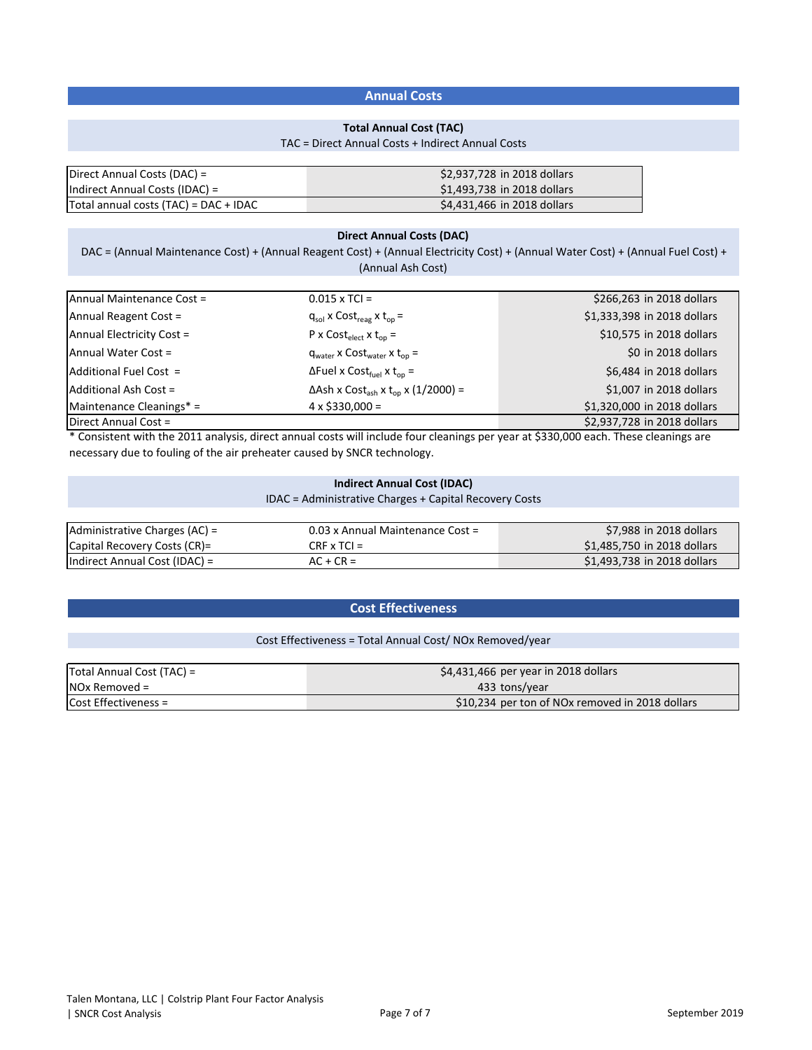## Annual Costs

### Total Annual Cost (TAC)

TAC = Direct Annual Costs + Indirect Annual Costs

| | |
|---|---|
| Direct Annual Costs (DAC) = | $2,937,728 in 2018 dollars |
| Indirect Annual Costs (IDAC) = | $1,493,738 in 2018 dollars |
| Total annual costs (TAC) = DAC + IDAC | $4,431,466 in 2018 dollars |

### Direct Annual Costs (DAC)

DAC = (Annual Maintenance Cost) + (Annual Reagent Cost) + (Annual Electricity Cost) + (Annual Water Cost) + (Annual Fuel Cost) + (Annual Ash Cost)

| | | |
|---|---|---|
| Annual Maintenance Cost = | 0.015 x TCI = | $266,263 in 2018 dollars |
| Annual Reagent Cost = | $q_{sol}$ x $Cost_{reag}$ x $t_{op}$ = | $1,333,398 in 2018 dollars |
| Annual Electricity Cost = | P x $Cost_{elect}$ x $t_{op}$ = | $10,575 in 2018 dollars |
| Annual Water Cost = | $q_{water}$ x $Cost_{water}$ x $t_{op}$ = | $0 in 2018 dollars |
| Additional Fuel Cost = | ΔFuel x $Cost_{fuel}$ x $t_{op}$ = | $6,484 in 2018 dollars |
| Additional Ash Cost = | ΔAsh x $Cost_{ash}$ x $t_{op}$ x (1/2000) = | $1,007 in 2018 dollars |
| Maintenance Cleanings* = | 4 x $330,000 = | $1,320,000 in 2018 dollars |
| Direct Annual Cost = | | $2,937,728 in 2018 dollars |

* Consistent with the 2011 analysis, direct annual costs will include four cleanings per year at $330,000 each. These cleanings are necessary due to fouling of the air preheater caused by SNCR technology.

### Indirect Annual Cost (IDAC)

IDAC = Administrative Charges + Capital Recovery Costs

| | | |
|---|---|---|
| Administrative Charges (AC) = | 0.03 x Annual Maintenance Cost = | $7,988 in 2018 dollars |
| Capital Recovery Costs (CR)= | CRF x TCI = | $1,485,750 in 2018 dollars |
| Indirect Annual Cost (IDAC) = | AC + CR = | $1,493,738 in 2018 dollars |

## Cost Effectiveness

Cost Effectiveness = Total Annual Cost/ NOx Removed/year

| | |
|---|---|
| Total Annual Cost (TAC) = | $4,431,466 per year in 2018 dollars |
| NOx Removed = | 433 tons/year |
| Cost Effectiveness = | $10,234 per ton of NOx removed in 2018 dollars |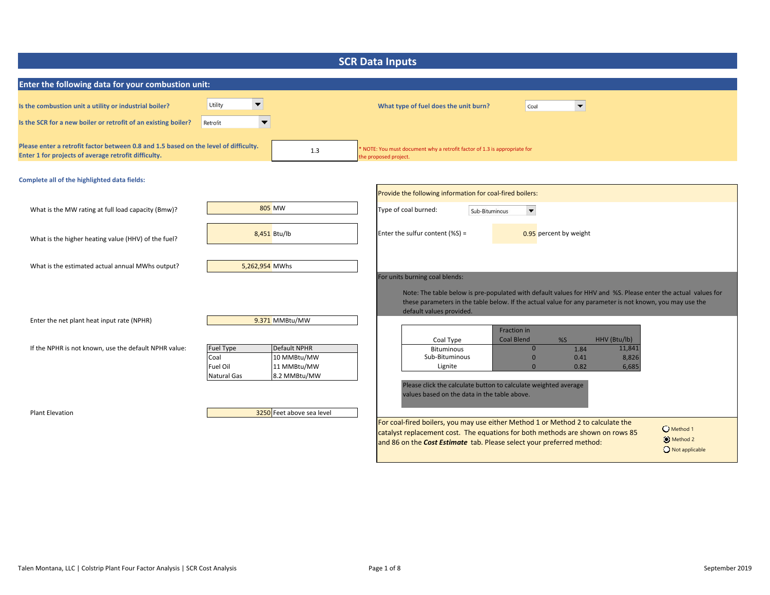# SCR Data Inputs

## Enter the following data for your combustion unit:

**Is the combustion unit a utility or industrial boiler?** Utility

**What type of fuel does the unit burn?** Coal

**Is the SCR for a new boiler or retrofit of an existing boiler?** Retrofit

**Please enter a retrofit factor between 0.8 and 1.5 based on the level of difficulty. Enter 1 for projects of average retrofit difficulty.** 1.3

* NOTE: You must document why a retrofit factor of 1.3 is appropriate for the proposed project.

**Complete all of the highlighted data fields:**

What is the MW rating at full load capacity (Bmw)? 805 MW

What is the higher heating value (HHV) of the fuel? 8,451 Btu/lb

What is the estimated actual annual MWhs output? 5,262,954 MWhs

Enter the net plant heat input rate (NPHR) 9.371 MMBtu/MW

If the NPHR is not known, use the default NPHR value:

| Fuel Type | Default NPHR |
|---|---|
| Coal | 10 MMBtu/MW |
| Fuel Oil | 11 MMBtu/MW |
| Natural Gas | 8.2 MMBtu/MW |

Plant Elevation 3250 Feet above sea level

Provide the following information for coal-fired boilers:

Type of coal burned: Sub-Bituminous

Enter the sulfur content (%S) = 0.95 percent by weight

For units burning coal blends:

Note: The table below is pre-populated with default values for HHV and %S. Please enter the actual values for these parameters in the table below. If the actual value for any parameter is not known, you may use the default values provided.

| Coal Type | Fraction in Coal Blend | %S | HHV (Btu/lb) |
|---|---|---|---|
| Bituminous | 0 | 1.84 | 11,841 |
| Sub-Bituminous | 0 | 0.41 | 8,826 |
| Lignite | 0 | 0.82 | 6,685 |

Please click the calculate button to calculate weighted average values based on the data in the table above.

For coal-fired boilers, you may use either Method 1 or Method 2 to calculate the catalyst replacement cost. The equations for both methods are shown on rows 85 and 86 on the ***Cost Estimate*** tab. Please select your preferred method:

- ○ Method 1
- ● Method 2
- ○ Not applicable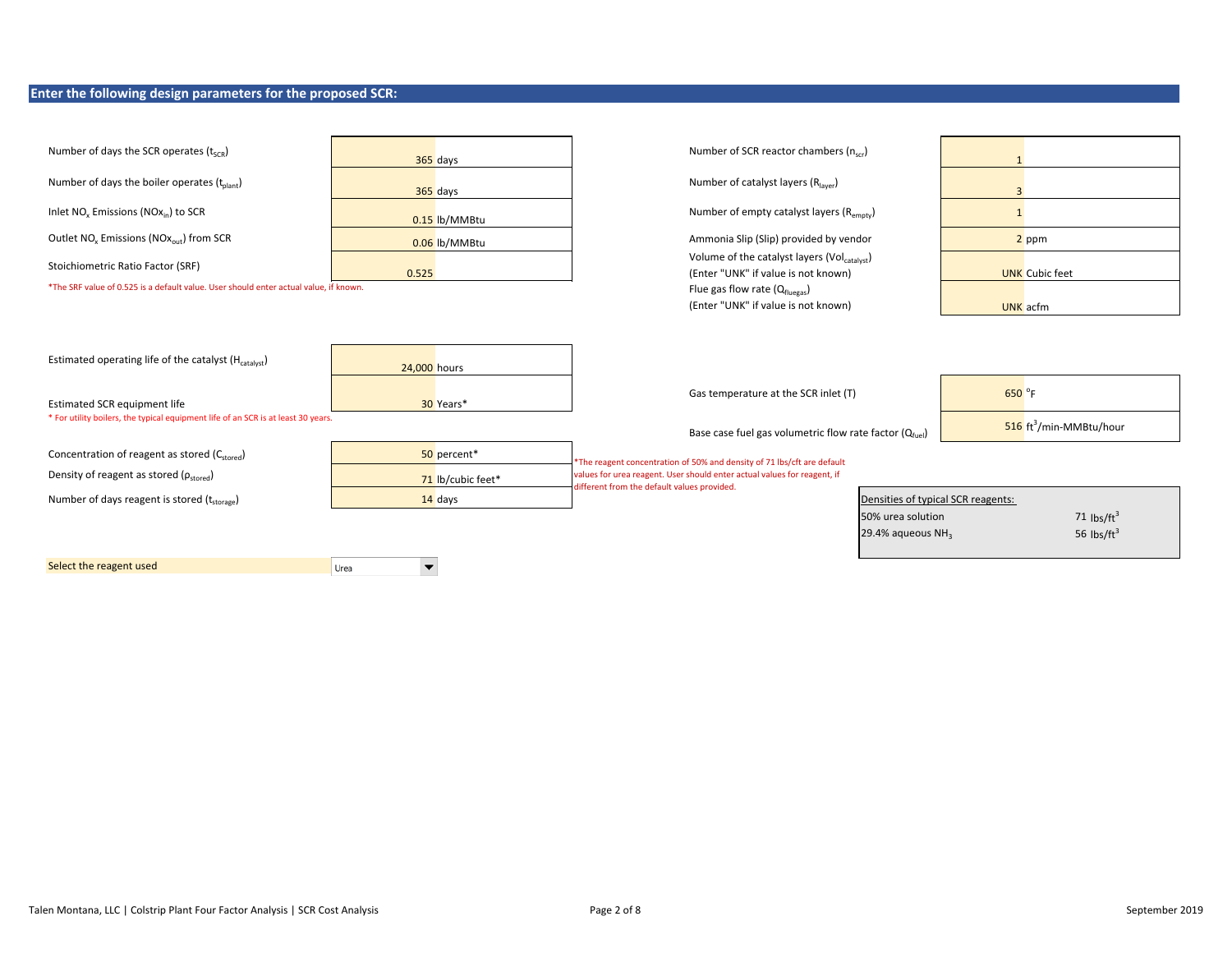## Enter the following design parameters for the proposed SCR:

| Parameter | Value |
|---|---|
| Number of days the SCR operates ($t_{SCR}$) | 365 days |
| Number of days the boiler operates ($t_{plant}$) | 365 days |
| Inlet $NO_x$ Emissions ($NOx_{in}$) to SCR | 0.15 lb/MMBtu |
| Outlet $NO_x$ Emissions ($NOx_{out}$) from SCR | 0.06 lb/MMBtu |
| Stoichiometric Ratio Factor (SRF) | 0.525 |

*The SRF value of 0.525 is a default value. User should enter actual value, if known.

| Parameter | Value |
|---|---|
| Number of SCR reactor chambers ($n_{scr}$) | 1 |
| Number of catalyst layers ($R_{layer}$) | 3 |
| Number of empty catalyst layers ($R_{empty}$) | 1 |
| Ammonia Slip (Slip) provided by vendor | 2 ppm |
| Volume of the catalyst layers ($Vol_{catalyst}$) (Enter "UNK" if value is not known) | UNK Cubic feet |
| Flue gas flow rate ($Q_{fluegas}$) (Enter "UNK" if value is not known) | UNK acfm |

| Parameter | Value |
|---|---|
| Estimated operating life of the catalyst ($H_{catalyst}$) | 24,000 hours |
| Estimated SCR equipment life | 30 Years* |

* For utility boilers, the typical equipment life of an SCR is at least 30 years.

| Parameter | Value |
|---|---|
| Gas temperature at the SCR inlet (T) | 650 $^oF$ |
| Base case fuel gas volumetric flow rate factor ($Q_{fuel}$) | 516 $ft^3$/min-MMBtu/hour |

| Parameter | Value |
|---|---|
| Concentration of reagent as stored ($C_{stored}$) | 50 percent* |
| Density of reagent as stored ($\rho_{stored}$) | 71 lb/cubic feet* |
| Number of days reagent is stored ($t_{storage}$) | 14 days |

*The reagent concentration of 50% and density of 71 lbs/cft are default values for urea reagent. User should enter actual values for reagent, if different from the default values provided.

| Densities of typical SCR reagents: | |
|---|---|
| 50% urea solution | 71 $lbs/ft^3$ |
| 29.4% aqueous $NH_3$ | 56 $lbs/ft^3$ |

Select the reagent used: Urea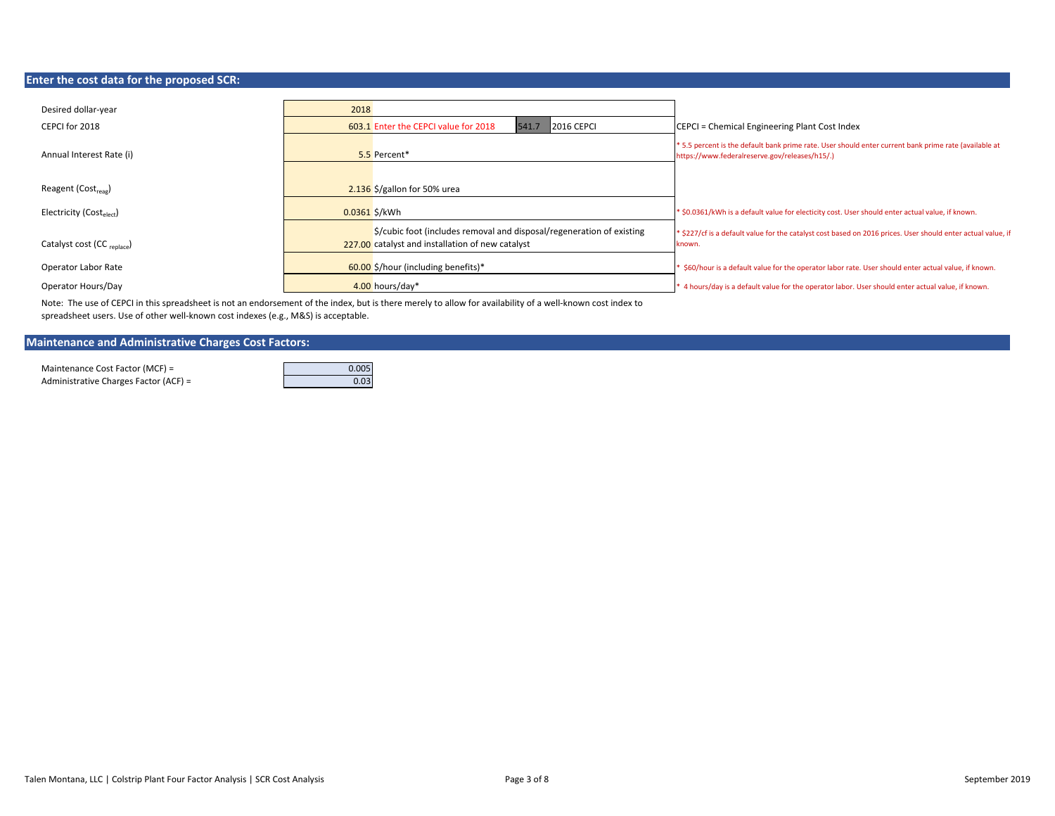## Enter the cost data for the proposed SCR:

| | | | |
|---|---|---|---|
| Desired dollar-year | 2018 | | |
| CEPCI for 2018 | 603.1 Enter the CEPCI value for 2018 | 541.7 2016 CEPCI | CEPCI = Chemical Engineering Plant Cost Index |
| Annual Interest Rate (i) | 5.5 Percent* | | * 5.5 percent is the default bank prime rate. User should enter current bank prime rate (available at https://www.federalreserve.gov/releases/h15/.) |
| Reagent ($Cost_{reag}$) | 2.136 $/gallon for 50% urea | | |
| Electricity ($Cost_{elect}$) | 0.0361 $/kWh | | * $0.0361/kWh is a default value for electicity cost. User should enter actual value, if known. |
| Catalyst cost ($CC_{replace}$) | 227.00 $/cubic foot (includes removal and disposal/regeneration of existing catalyst and installation of new catalyst | | * $227/cf is a default value for the catalyst cost based on 2016 prices. User should enter actual value, if known. |
| Operator Labor Rate | 60.00 $/hour (including benefits)* | | * $60/hour is a default value for the operator labor rate. User should enter actual value, if known. |
| Operator Hours/Day | 4.00 hours/day* | | * 4 hours/day is a default value for the operator labor. User should enter actual value, if known. |

Note: The use of CEPCI in this spreadsheet is not an endorsement of the index, but is there merely to allow for availability of a well-known cost index to spreadsheet users. Use of other well-known cost indexes (e.g., M&S) is acceptable.

## Maintenance and Administrative Charges Cost Factors:

| | |
|---|---|
| Maintenance Cost Factor (MCF) = | 0.005 |
| Administrative Charges Factor (ACF) = | 0.03 |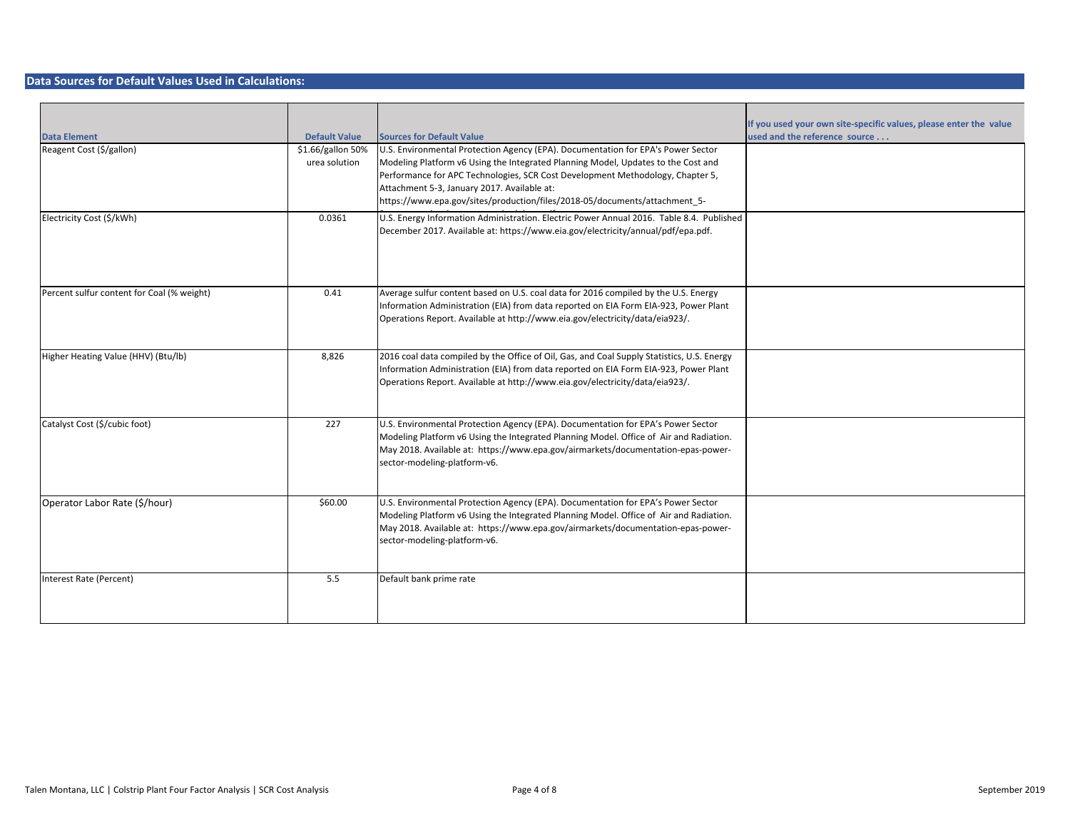## Data Sources for Default Values Used in Calculations:

| Data Element | Default Value | Sources for Default Value | If you used your own site-specific values, please enter the value used and the reference source . . . |
|---|---|---|---|
| Reagent Cost ($/gallon) | $1.66/gallon 50% urea solution | U.S. Environmental Protection Agency (EPA). Documentation for EPA's Power Sector Modeling Platform v6 Using the Integrated Planning Model, Updates to the Cost and Performance for APC Technologies, SCR Cost Development Methodology, Chapter 5, Attachment 5-3, January 2017. Available at: https://www.epa.gov/sites/production/files/2018-05/documents/attachment_5- | |
| Electricity Cost ($/kWh) | 0.0361 | U.S. Energy Information Administration. Electric Power Annual 2016. Table 8.4. Published December 2017. Available at: https://www.eia.gov/electricity/annual/pdf/epa.pdf. | |
| Percent sulfur content for Coal (% weight) | 0.41 | Average sulfur content based on U.S. coal data for 2016 compiled by the U.S. Energy Information Administration (EIA) from data reported on EIA Form EIA-923, Power Plant Operations Report. Available at http://www.eia.gov/electricity/data/eia923/. | |
| Higher Heating Value (HHV) (Btu/lb) | 8,826 | 2016 coal data compiled by the Office of Oil, Gas, and Coal Supply Statistics, U.S. Energy Information Administration (EIA) from data reported on EIA Form EIA-923, Power Plant Operations Report. Available at http://www.eia.gov/electricity/data/eia923/. | |
| Catalyst Cost ($/cubic foot) | 227 | U.S. Environmental Protection Agency (EPA). Documentation for EPA's Power Sector Modeling Platform v6 Using the Integrated Planning Model. Office of Air and Radiation. May 2018. Available at: https://www.epa.gov/airmarkets/documentation-epas-power-sector-modeling-platform-v6. | |
| Operator Labor Rate ($/hour) | $60.00 | U.S. Environmental Protection Agency (EPA). Documentation for EPA's Power Sector Modeling Platform v6 Using the Integrated Planning Model. Office of Air and Radiation. May 2018. Available at: https://www.epa.gov/airmarkets/documentation-epas-power-sector-modeling-platform-v6. | |
| Interest Rate (Percent) | 5.5 | Default bank prime rate | |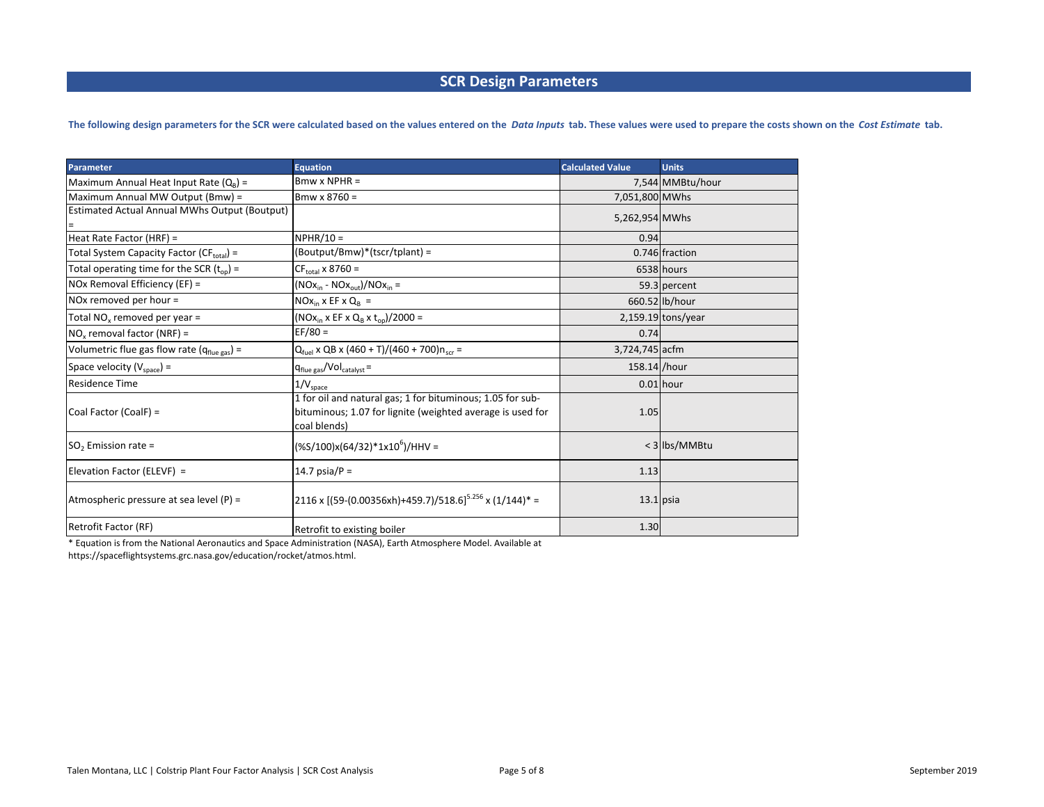# SCR Design Parameters

**The following design parameters for the SCR were calculated based on the values entered on the *Data Inputs* tab. These values were used to prepare the costs shown on the *Cost Estimate* tab.**

| Parameter | Equation | Calculated Value | Units |
|---|---|---|---|
| Maximum Annual Heat Input Rate ($Q_B$) = | Bmw x NPHR = | 7,544 | MMBtu/hour |
| Maximum Annual MW Output (Bmw) = | Bmw x 8760 = | 7,051,800 | MWhs |
| Estimated Actual Annual MWhs Output (Boutput) = | | 5,262,954 | MWhs |
| Heat Rate Factor (HRF) = | NPHR/10 = | 0.94 | |
| Total System Capacity Factor ($CF_{total}$) = | (Boutput/Bmw)*(tscr/tplant) = | 0.746 | fraction |
| Total operating time for the SCR ($t_{op}$) = | $CF_{total}$ x 8760 = | 6538 | hours |
| NOx Removal Efficiency (EF) = | $(NOx_{in} - NOx_{out})/NOx_{in}$ = | 59.3 | percent |
| NOx removed per hour = | $NOx_{in}$ x EF x $Q_B$ = | 660.52 | lb/hour |
| Total $NO_x$ removed per year = | ($NOx_{in}$ x EF x $Q_B$ x $t_{op}$)/2000 = | 2,159.19 | tons/year |
| $NO_x$ removal factor (NRF) = | EF/80 = | 0.74 | |
| Volumetric flue gas flow rate ($q_{flue\ gas}$) = | $Q_{fuel}$ x QB x (460 + T)/(460 + 700)$n_{scr}$ = | 3,724,745 | acfm |
| Space velocity ($V_{space}$) = | $q_{flue\ gas}/Vol_{catalyst}$ = | 158.14 | /hour |
| Residence Time | $1/V_{space}$ | 0.01 | hour |
| Coal Factor (CoalF) = | 1 for oil and natural gas; 1 for bituminous; 1.05 for sub-bituminous; 1.07 for lignite (weighted average is used for coal blends) | 1.05 | |
| $SO_2$ Emission rate = | $(\%S/100)x(64/32)*1x10^6)/HHV$ = | < 3 | lbs/MMBtu |
| Elevation Factor (ELEVF) = | 14.7 psia/P = | 1.13 | |
| Atmospheric pressure at sea level (P) = | 2116 x $[(59-(0.00356xh)+459.7)/518.6]^{5.256}$ x (1/144)* = | 13.1 | psia |
| Retrofit Factor (RF) | Retrofit to existing boiler | 1.30 | |

\* Equation is from the National Aeronautics and Space Administration (NASA), Earth Atmosphere Model. Available at https://spaceflightsystems.grc.nasa.gov/education/rocket/atmos.html.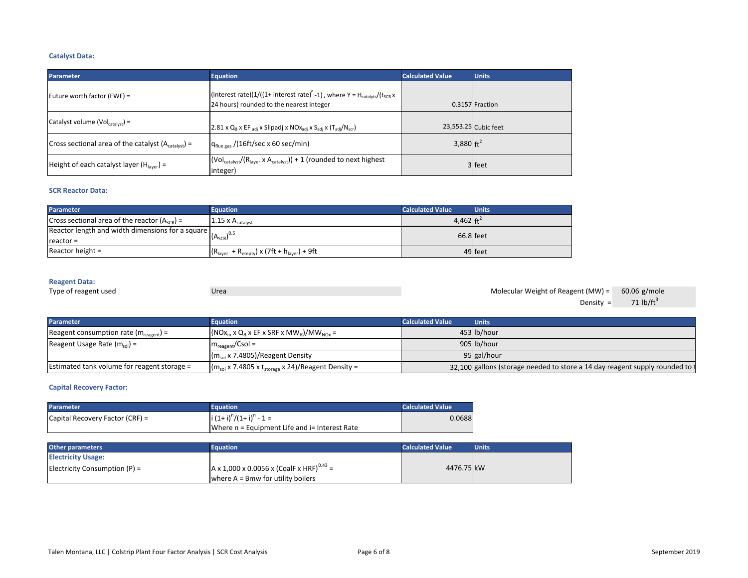### Catalyst Data:

| Parameter | Equation | Calculated Value | Units |
|---|---|---|---|
| Future worth factor (FWF) = | (interest rate)(1/((1+ interest rate)$^Y$ -1) , where Y = $H_{catalyts}$/($t_{SCR}$ x 24 hours) rounded to the nearest integer | 0.3157 | Fraction |
| Catalyst volume ($Vol_{catalyst}$) = | 2.81 x $Q_B$ x $EF_{adj}$ x Slipadj x $NOx_{adj}$ x $S_{adj}$ x ($T_{adj}$/$N_{scr}$) | 23,553.25 | Cubic feet |
| Cross sectional area of the catalyst ($A_{catalyst}$) = | $q_{flue\ gas}$ /(16ft/sec x 60 sec/min) | 3,880 | $ft^2$ |
| Height of each catalyst layer ($H_{layer}$) = | ($Vol_{catalyst}$/($R_{layer}$ x $A_{catalyst}$)) + 1 (rounded to next highest integer) | 3 | feet |

### SCR Reactor Data:

| Parameter | Equation | Calculated Value | Units |
|---|---|---|---|
| Cross sectional area of the reactor ($A_{SCR}$) = | 1.15 x $A_{catalyst}$ | 4,462 | $ft^2$ |
| Reactor length and width dimensions for a square reactor = | $(A_{SCR})^{0.5}$ | 66.8 | feet |
| Reactor height = | ($R_{layer}$ + $R_{empty}$) x (7ft + $h_{layer}$) + 9ft | 49 | feet |

### Reagent Data:

Type of reagent used: Urea

Molecular Weight of Reagent (MW) = 60.06 g/mole

Density = 71 lb/$ft^3$

| Parameter | Equation | Calculated Value | Units |
|---|---|---|---|
| Reagent consumption rate ($m_{reagent}$) = | ($NOx_{in}$ x $Q_B$ x EF x SRF x $MW_R$)/$MW_{NOx}$ = | 453 | lb/hour |
| Reagent Usage Rate ($m_{sol}$) = | $m_{reagent}$/Csol = | 905 | lb/hour |
| | ($m_{sol}$ x 7.4805)/Reagent Density | 95 | gal/hour |
| Estimated tank volume for reagent storage = | ($m_{sol}$ x 7.4805 x $t_{storage}$ x 24)/Reagent Density = | 32,100 | gallons (storage needed to store a 14 day reagent supply rounded to t |

### Capital Recovery Factor:

| Parameter | Equation | Calculated Value |
|---|---|---|
| Capital Recovery Factor (CRF) = | i $(1+ i)^n$/$(1+ i)^n$ - 1 = Where n = Equipment Life and i= Interest Rate | 0.0688 |

| Other parameters | Equation | Calculated Value | Units |
|---|---|---|---|
| **Electricity Usage:** | | | |
| Electricity Consumption (P) = | A x 1,000 x 0.0056 x (CoalF x HRF)$^{0.43}$ = where A = Bmw for utility boilers | 4476.75 | kW |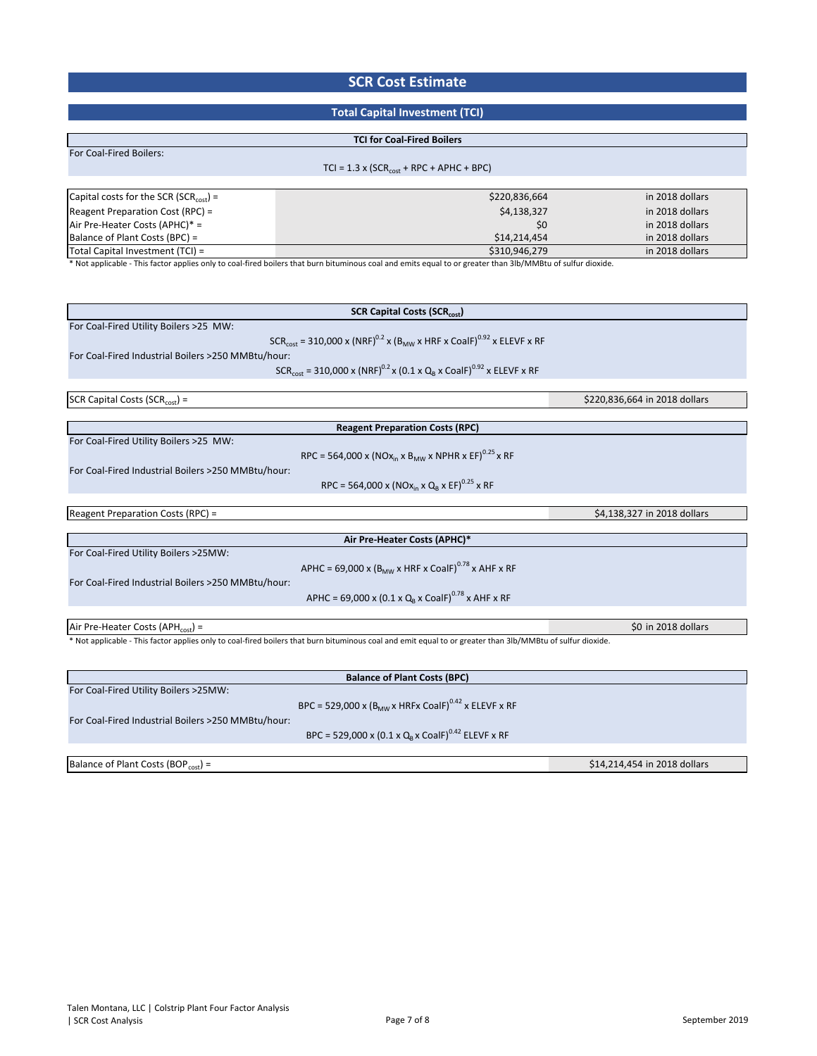# SCR Cost Estimate

## Total Capital Investment (TCI)

### TCI for Coal-Fired Boilers

For Coal-Fired Boilers:

$$TCI = 1.3 \times (SCR_{cost} + RPC + APHC + BPC)$$

| Item | Value | Units |
|---|---|---|
| Capital costs for the SCR ($SCR_{cost}$) = | $220,836,664 | in 2018 dollars |
| Reagent Preparation Cost (RPC) = | $4,138,327 | in 2018 dollars |
| Air Pre-Heater Costs (APHC)* = | $0 | in 2018 dollars |
| Balance of Plant Costs (BPC) = | $14,214,454 | in 2018 dollars |
| Total Capital Investment (TCI) = | $310,946,279 | in 2018 dollars |

* Not applicable - This factor applies only to coal-fired boilers that burn bituminous coal and emits equal to or greater than 3lb/MMBtu of sulfur dioxide.

### SCR Capital Costs ($SCR_{cost}$)

For Coal-Fired Utility Boilers >25 MW:

$$SCR_{cost} = 310{,}000 \times (NRF)^{0.2} \times (B_{MW} \times HRF \times CoalF)^{0.92} \times ELEVF \times RF$$

For Coal-Fired Industrial Boilers >250 MMBtu/hour:

$$SCR_{cost} = 310{,}000 \times (NRF)^{0.2} \times (0.1 \times Q_B \times CoalF)^{0.92} \times ELEVF \times RF$$

SCR Capital Costs ($SCR_{cost}$) = $220,836,664 in 2018 dollars

### Reagent Preparation Costs (RPC)

For Coal-Fired Utility Boilers >25 MW:

$$RPC = 564{,}000 \times (NOx_{in} \times B_{MW} \times NPHR \times EF)^{0.25} \times RF$$

For Coal-Fired Industrial Boilers >250 MMBtu/hour:

$$RPC = 564{,}000 \times (NOx_{in} \times Q_B \times EF)^{0.25} \times RF$$

Reagent Preparation Costs (RPC) = $4,138,327 in 2018 dollars

### Air Pre-Heater Costs (APHC)*

For Coal-Fired Utility Boilers >25MW:

$$APHC = 69{,}000 \times (B_{MW} \times HRF \times CoalF)^{0.78} \times AHF \times RF$$

For Coal-Fired Industrial Boilers >250 MMBtu/hour:

$$APHC = 69{,}000 \times (0.1 \times Q_B \times CoalF)^{0.78} \times AHF \times RF$$

Air Pre-Heater Costs ($APH_{cost}$) = $0 in 2018 dollars

* Not applicable - This factor applies only to coal-fired boilers that burn bituminous coal and emit equal to or greater than 3lb/MMBtu of sulfur dioxide.

### Balance of Plant Costs (BPC)

For Coal-Fired Utility Boilers >25MW:

$$BPC = 529{,}000 \times (B_{MW} \times HRF \times CoalF)^{0.42} \times ELEVF \times RF$$

For Coal-Fired Industrial Boilers >250 MMBtu/hour:

$$BPC = 529{,}000 \times (0.1 \times Q_B \times CoalF)^{0.42}\ ELEVF \times RF$$

Balance of Plant Costs ($BOP_{cost}$) = $14,214,454 in 2018 dollars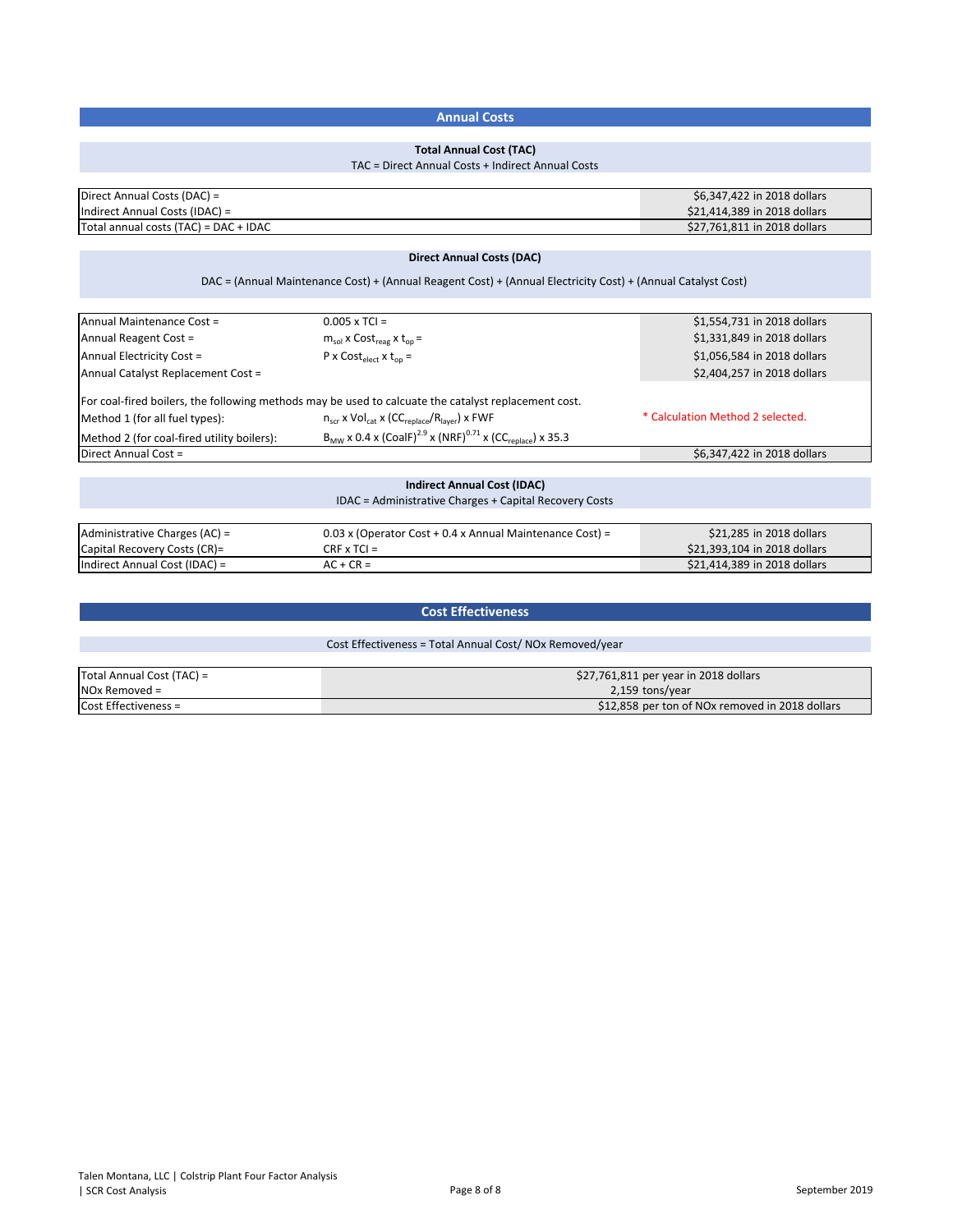## Annual Costs

### Total Annual Cost (TAC)

TAC = Direct Annual Costs + Indirect Annual Costs

| | |
|---|---|
| Direct Annual Costs (DAC) = | \$6,347,422 in 2018 dollars |
| Indirect Annual Costs (IDAC) = | \$21,414,389 in 2018 dollars |
| Total annual costs (TAC) = DAC + IDAC | \$27,761,811 in 2018 dollars |

### Direct Annual Costs (DAC)

DAC = (Annual Maintenance Cost) + (Annual Reagent Cost) + (Annual Electricity Cost) + (Annual Catalyst Cost)

| | | |
|---|---|---|
| Annual Maintenance Cost = | 0.005 x TCI = | \$1,554,731 in 2018 dollars |
| Annual Reagent Cost = | $m_{sol}$ x $Cost_{reag}$ x $t_{op}$ = | \$1,331,849 in 2018 dollars |
| Annual Electricity Cost = | P x $Cost_{elect}$ x $t_{op}$ = | \$1,056,584 in 2018 dollars |
| Annual Catalyst Replacement Cost = | | \$2,404,257 in 2018 dollars |

For coal-fired boilers, the following methods may be used to calcuate the catalyst replacement cost.

| | | |
|---|---|---|
| Method 1 (for all fuel types): | $n_{scr}$ x $Vol_{cat}$ x ($CC_{replace}$/$R_{layer}$) x FWF | * Calculation Method 2 selected. |
| Method 2 (for coal-fired utility boilers): | $B_{MW}$ x 0.4 x $(CoalF)^{2.9}$ x $(NRF)^{0.71}$ x ($CC_{replace}$) x 35.3 | |
| Direct Annual Cost = | | \$6,347,422 in 2018 dollars |

### Indirect Annual Cost (IDAC)

IDAC = Administrative Charges + Capital Recovery Costs

| | | |
|---|---|---|
| Administrative Charges (AC) = | 0.03 x (Operator Cost + 0.4 x Annual Maintenance Cost) = | \$21,285 in 2018 dollars |
| Capital Recovery Costs (CR)= | CRF x TCI = | \$21,393,104 in 2018 dollars |
| Indirect Annual Cost (IDAC) = | AC + CR = | \$21,414,389 in 2018 dollars |

## Cost Effectiveness

Cost Effectiveness = Total Annual Cost/ NOx Removed/year

| | |
|---|---|
| Total Annual Cost (TAC) = | \$27,761,811 per year in 2018 dollars |
| NOx Removed = | 2,159 tons/year |
| Cost Effectiveness = | \$12,858 per ton of NOx removed in 2018 dollars |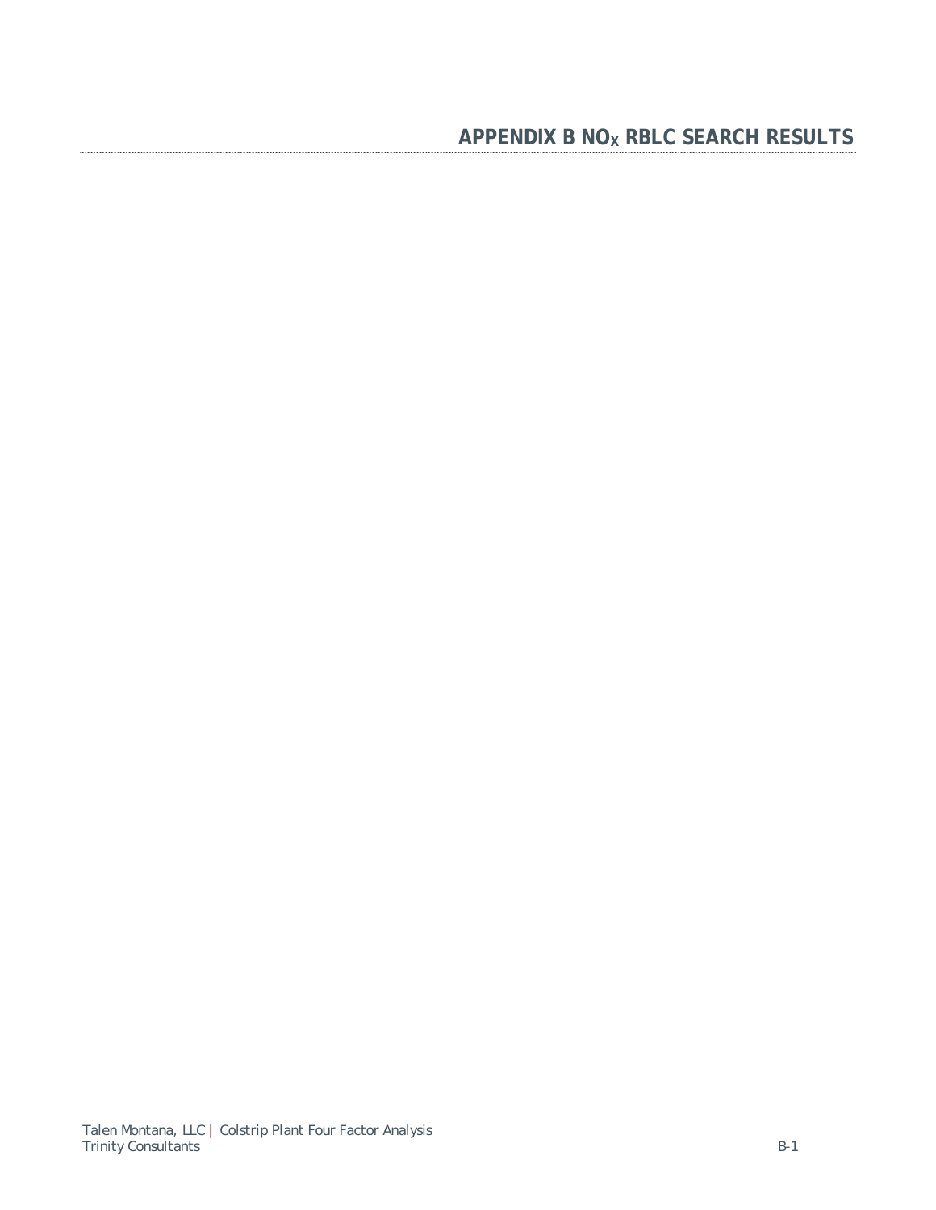# APPENDIX B $NO_X$ RBLC SEARCH RESULTS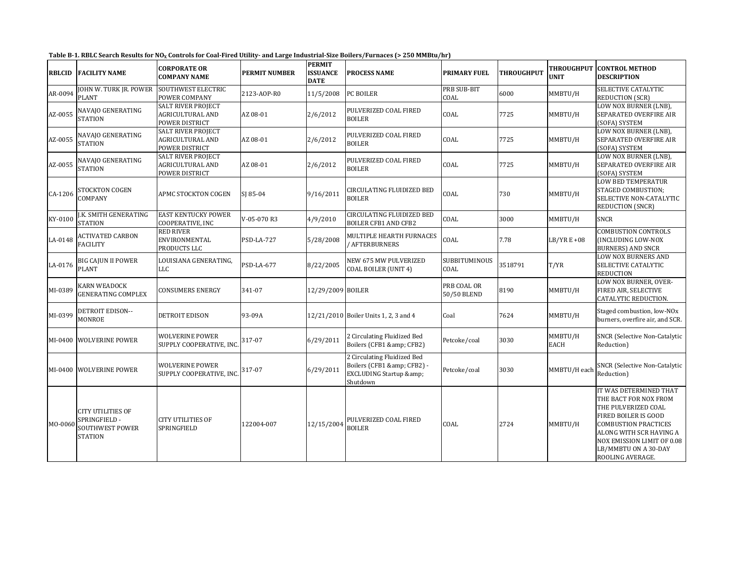**Table B-1. RBLC Search Results for $NO_X$ Controls for Coal-Fired Utility- and Large Industrial-Size Boilers/Furnaces (> 250 MMBtu/hr)**

| RBLCID | FACILITY NAME | CORPORATE OR COMPANY NAME | PERMIT NUMBER | PERMIT ISSUANCE DATE | PROCESS NAME | PRIMARY FUEL | THROUGHPUT | THROUGHPUT UNIT | CONTROL METHOD DESCRIPTION |
|---|---|---|---|---|---|---|---|---|---|
| AR-0094 | JOHN W. TURK JR. POWER PLANT | SOUTHWEST ELECTRIC POWER COMPANY | 2123-AOP-R0 | 11/5/2008 | PC BOILER | PRB SUB-BIT COAL | 6000 | MMBTU/H | SELECTIVE CATALYTIC REDUCTION (SCR) |
| AZ-0055 | NAVAJO GENERATING STATION | SALT RIVER PROJECT AGRICULTURAL AND POWER DISTRICT | AZ 08-01 | 2/6/2012 | PULVERIZED COAL FIRED BOILER | COAL | 7725 | MMBTU/H | LOW NOX BURNER (LNB), SEPARATED OVERFIRE AIR (SOFA) SYSTEM |
| AZ-0055 | NAVAJO GENERATING STATION | SALT RIVER PROJECT AGRICULTURAL AND POWER DISTRICT | AZ 08-01 | 2/6/2012 | PULVERIZED COAL FIRED BOILER | COAL | 7725 | MMBTU/H | LOW NOX BURNER (LNB), SEPARATED OVERFIRE AIR (SOFA) SYSTEM |
| AZ-0055 | NAVAJO GENERATING STATION | SALT RIVER PROJECT AGRICULTURAL AND POWER DISTRICT | AZ 08-01 | 2/6/2012 | PULVERIZED COAL FIRED BOILER | COAL | 7725 | MMBTU/H | LOW NOX BURNER (LNB), SEPARATED OVERFIRE AIR (SOFA) SYSTEM |
| CA-1206 | STOCKTON COGEN COMPANY | APMC STOCKTON COGEN | SJ 85-04 | 9/16/2011 | CIRCULATING FLUIDIZED BED BOILER | COAL | 730 | MMBTU/H | LOW BED TEMPERATUR STAGED COMBUSTION; SELECTIVE NON-CATALYTIC REDUCTION (SNCR) |
| KY-0100 | J.K. SMITH GENERATING STATION | EAST KENTUCKY POWER COOPERATIVE, INC | V-05-070 R3 | 4/9/2010 | CIRCULATING FLUIDIZED BED BOILER CFB1 AND CFB2 | COAL | 3000 | MMBTU/H | SNCR |
| LA-0148 | ACTIVATED CARBON FACILITY | RED RIVER ENVIRONMENTAL PRODUCTS LLC | PSD-LA-727 | 5/28/2008 | MULTIPLE HEARTH FURNACES / AFTERBURNERS | COAL | 7.78 | LB/YR E+08 | COMBUSTION CONTROLS (INCLUDING LOW-NOX BURNERS) AND SNCR |
| LA-0176 | BIG CAJUN II POWER PLANT | LOUISIANA GENERATING, LLC | PSD-LA-677 | 8/22/2005 | NEW 675 MW PULVERIZED COAL BOILER (UNIT 4) | SUBBITUMINOUS COAL | 3518791 | T/YR | LOW NOX BURNERS AND SELECTIVE CATALYTIC REDUCTION |
| MI-0389 | KARN WEADOCK GENERATING COMPLEX | CONSUMERS ENERGY | 341-07 | 12/29/2009 | BOILER | PRB COAL OR 50/50 BLEND | 8190 | MMBTU/H | LOW NOX BURNER, OVER-FIRED AIR, SELECTIVE CATALYTIC REDUCTION. |
| MI-0399 | DETROIT EDISON--MONROE | DETROIT EDISON | 93-09A | 12/21/2010 | Boiler Units 1, 2, 3 and 4 | Coal | 7624 | MMBTU/H | Staged combustion, low-NOx burners, overfire air, and SCR. |
| MI-0400 | WOLVERINE POWER | WOLVERINE POWER SUPPLY COOPERATIVE, INC. | 317-07 | 6/29/2011 | 2 Circulating Fluidized Bed Boilers (CFB1 &amp; CFB2) | Petcoke/coal | 3030 | MMBTU/H EACH | SNCR (Selective Non-Catalytic Reduction) |
| MI-0400 | WOLVERINE POWER | WOLVERINE POWER SUPPLY COOPERATIVE, INC. | 317-07 | 6/29/2011 | 2 Circulating Fluidized Bed Boilers (CFB1 &amp; CFB2) - EXCLUDING Startup &amp; Shutdown | Petcoke/coal | 3030 | MMBTU/H each | SNCR (Selective Non-Catalytic Reduction) |
| MO-0060 | CITY UTILITIES OF SPRINGFIELD - SOUTHWEST POWER STATION | CITY UTILITIES OF SPRINGFIELD | 122004-007 | 12/15/2004 | PULVERIZED COAL FIRED BOILER | COAL | 2724 | MMBTU/H | IT WAS DETERMINED THAT THE BACT FOR NOX FROM THE PULVERIZED COAL FIRED BOILER IS GOOD COMBUSTION PRACTICES ALONG WITH SCR HAVING A NOX EMISSION LIMIT OF 0.08 LB/MMBTU ON A 30-DAY ROOLING AVERAGE. |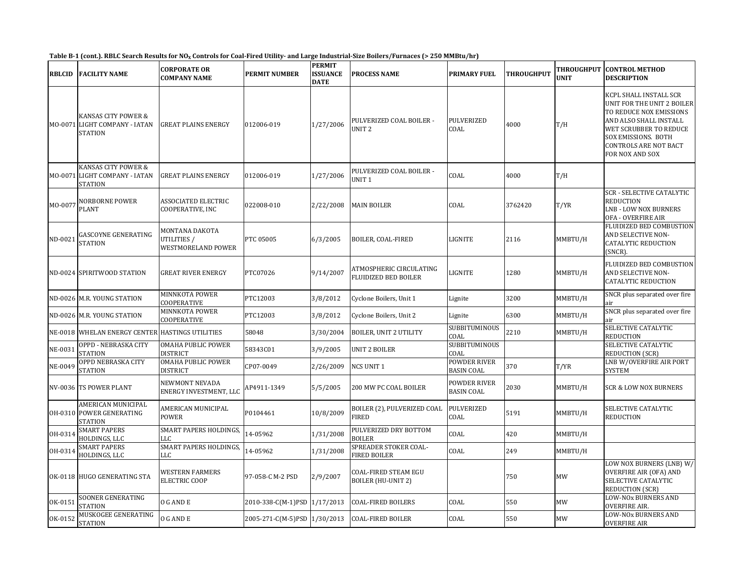Table B-1 (cont.). RBLC Search Results for $NO_X$ Controls for Coal-Fired Utility- and Large Industrial-Size Boilers/Furnaces (> 250 MMBtu/hr)

| RBLCID | FACILITY NAME | CORPORATE OR COMPANY NAME | PERMIT NUMBER | PERMIT ISSUANCE DATE | PROCESS NAME | PRIMARY FUEL | THROUGHPUT | THROUGHPUT UNIT | CONTROL METHOD DESCRIPTION |
|---|---|---|---|---|---|---|---|---|---|
| MO-0071 | KANSAS CITY POWER & LIGHT COMPANY - IATAN STATION | GREAT PLAINS ENERGY | 012006-019 | 1/27/2006 | PULVERIZED COAL BOILER - UNIT 2 | PULVERIZED COAL | 4000 | T/H | KCPL SHALL INSTALL SCR UNIT FOR THE UNIT 2 BOILER TO REDUCE NOX EMISSIONS AND ALSO SHALL INSTALL WET SCRUBBER TO REDUCE SOX EMISSIONS. BOTH CONTROLS ARE NOT BACT FOR NOX AND SOX |
| MO-0071 | KANSAS CITY POWER & LIGHT COMPANY - IATAN STATION | GREAT PLAINS ENERGY | 012006-019 | 1/27/2006 | PULVERIZED COAL BOILER - UNIT 1 | COAL | 4000 | T/H | |
| MO-0077 | NORBORNE POWER PLANT | ASSOCIATED ELECTRIC COOPERATIVE, INC | 022008-010 | 2/22/2008 | MAIN BOILER | COAL | 3762420 | T/YR | SCR - SELECTIVE CATALYTIC REDUCTION<br>LNB - LOW NOX BURNERS<br>OFA - OVERFIRE AIR |
| ND-0021 | GASCOYNE GENERATING STATION | MONTANA DAKOTA UTILITIES / WESTMORELAND POWER | PTC 05005 | 6/3/2005 | BOILER, COAL-FIRED | LIGNITE | 2116 | MMBTU/H | FLUIDIZED BED COMBUSTION AND SELECTIVE NON-CATALYTIC REDUCTION (SNCR). |
| ND-0024 | SPIRITWOOD STATION | GREAT RIVER ENERGY | PTC07026 | 9/14/2007 | ATMOSPHERIC CIRCULATING FLUIDIZED BED BOILER | LIGNITE | 1280 | MMBTU/H | FLUIDIZED BED COMBUSTION AND SELECTIVE NON-CATALYTIC REDUCTION |
| ND-0026 | M.R. YOUNG STATION | MINNKOTA POWER COOPERATIVE | PTC12003 | 3/8/2012 | Cyclone Boilers, Unit 1 | Lignite | 3200 | MMBTU/H | SNCR plus separated over fire air |
| ND-0026 | M.R. YOUNG STATION | MINNKOTA POWER COOPERATIVE | PTC12003 | 3/8/2012 | Cyclone Boilers, Unit 2 | Lignite | 6300 | MMBTU/H | SNCR plus separated over fire air |
| NE-0018 | WHELAN ENERGY CENTER | HASTINGS UTILITIES | 58048 | 3/30/2004 | BOILER, UNIT 2 UTILITY | SUBBITUMINOUS COAL | 2210 | MMBTU/H | SELECTIVE CATALYTIC REDUCTION |
| NE-0031 | OPPD - NEBRASKA CITY STATION | OMAHA PUBLIC POWER DISTRICT | 58343C01 | 3/9/2005 | UNIT 2 BOILER | SUBBITUMINOUS COAL | | | SELECTIVE CATALYTIC REDUCTION (SCR) |
| NE-0049 | OPPD NEBRASKA CITY STATION | OMAHA PUBLIC POWER DISTRICT | CP07-0049 | 2/26/2009 | NCS UNIT 1 | POWDER RIVER BASIN COAL | 370 | T/YR | LNB W/OVERFIRE AIR PORT SYSTEM |
| NV-0036 | TS POWER PLANT | NEWMONT NEVADA ENERGY INVESTMENT, LLC | AP4911-1349 | 5/5/2005 | 200 MW PC COAL BOILER | POWDER RIVER BASIN COAL | 2030 | MMBTU/H | SCR & LOW NOX BURNERS |
| OH-0310 | AMERICAN MUNICIPAL POWER GENERATING STATION | AMERICAN MUNICIPAL POWER | P0104461 | 10/8/2009 | BOILER (2), PULVERIZED COAL FIRED | PULVERIZED COAL | 5191 | MMBTU/H | SELECTIVE CATALYTIC REDUCTION |
| OH-0314 | SMART PAPERS HOLDINGS, LLC | SMART PAPERS HOLDINGS, LLC | 14-05962 | 1/31/2008 | PULVERIZED DRY BOTTOM BOILER | COAL | 420 | MMBTU/H | |
| OH-0314 | SMART PAPERS HOLDINGS, LLC | SMART PAPERS HOLDINGS, LLC | 14-05962 | 1/31/2008 | SPREADER STOKER COAL-FIRED BOILER | COAL | 249 | MMBTU/H | |
| OK-0118 | HUGO GENERATING STA | WESTERN FARMERS ELECTRIC COOP | 97-058-C M-2 PSD | 2/9/2007 | COAL-FIRED STEAM EGU BOILER (HU-UNIT 2) | | 750 | MW | LOW NOX BURNERS (LNB) W/ OVERFIRE AIR (OFA) AND SELECTIVE CATALYTIC REDUCTION (SCR) |
| OK-0151 | SOONER GENERATING STATION | O G AND E | 2010-338-C(M-1)PSD | 1/17/2013 | COAL-FIRED BOILERS | COAL | 550 | MW | LOW-NOx BURNERS AND OVERFIRE AIR. |
| OK-0152 | MUSKOGEE GENERATING STATION | O G AND E | 2005-271-C(M-5)PSD | 1/30/2013 | COAL-FIRED BOILER | COAL | 550 | MW | LOW-NOx BURNERS AND OVERFIRE AIR |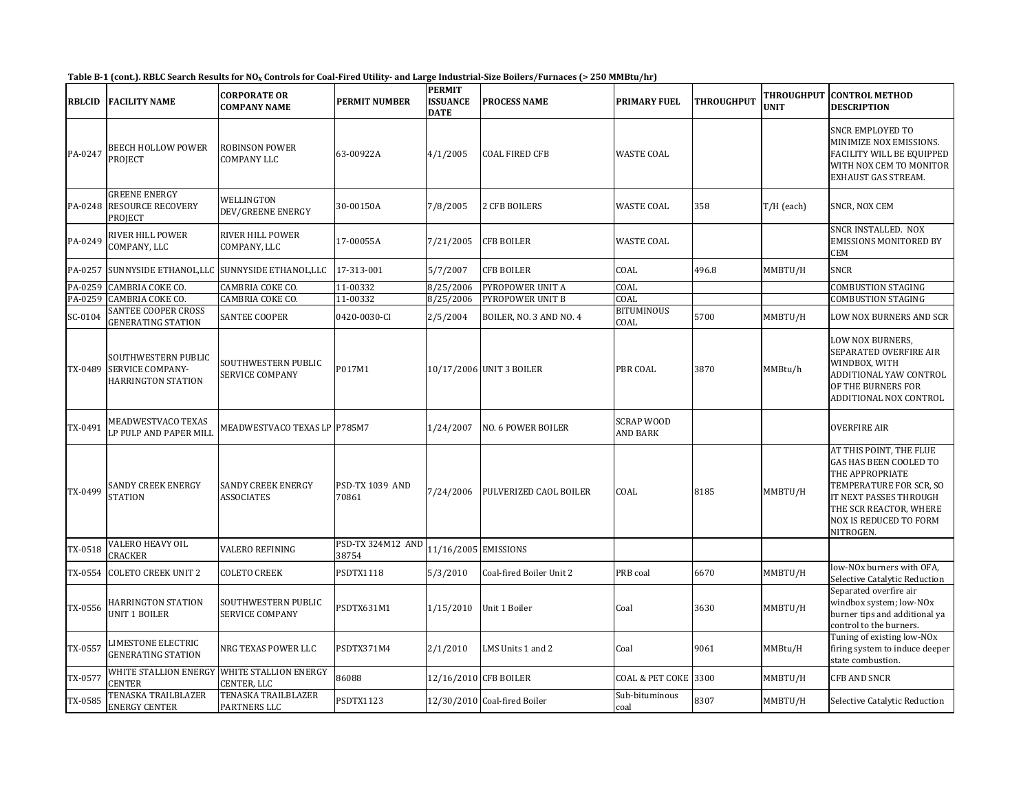Table B-1 (cont.). RBLC Search Results for $NO_X$ Controls for Coal-Fired Utility- and Large Industrial-Size Boilers/Furnaces (> 250 MMBtu/hr)

| RBLCID | FACILITY NAME | CORPORATE OR COMPANY NAME | PERMIT NUMBER | PERMIT ISSUANCE DATE | PROCESS NAME | PRIMARY FUEL | THROUGHPUT | THROUGHPUT UNIT | CONTROL METHOD DESCRIPTION |
|---|---|---|---|---|---|---|---|---|---|
| PA-0247 | BEECH HOLLOW POWER PROJECT | ROBINSON POWER COMPANY LLC | 63-00922A | 4/1/2005 | COAL FIRED CFB | WASTE COAL | | | SNCR EMPLOYED TO MINIMIZE NOX EMISSIONS. FACILITY WILL BE EQUIPPED WITH NOX CEM TO MONITOR EXHAUST GAS STREAM. |
| PA-0248 | GREENE ENERGY RESOURCE RECOVERY PROJECT | WELLINGTON DEV/GREENE ENERGY | 30-00150A | 7/8/2005 | 2 CFB BOILERS | WASTE COAL | 358 | T/H (each) | SNCR, NOX CEM |
| PA-0249 | RIVER HILL POWER COMPANY, LLC | RIVER HILL POWER COMPANY, LLC | 17-00055A | 7/21/2005 | CFB BOILER | WASTE COAL | | | SNCR INSTALLED. NOX EMISSIONS MONITORED BY CEM |
| PA-0257 | SUNNYSIDE ETHANOL,LLC | SUNNYSIDE ETHANOL,LLC | 17-313-001 | 5/7/2007 | CFB BOILER | COAL | 496.8 | MMBTU/H | SNCR |
| PA-0259 | CAMBRIA COKE CO. | CAMBRIA COKE CO. | 11-00332 | 8/25/2006 | PYROPOWER UNIT A | COAL | | | COMBUSTION STAGING |
| PA-0259 | CAMBRIA COKE CO. | CAMBRIA COKE CO. | 11-00332 | 8/25/2006 | PYROPOWER UNIT B | COAL | | | COMBUSTION STAGING |
| SC-0104 | SANTEE COOPER CROSS GENERATING STATION | SANTEE COOPER | 0420-0030-CI | 2/5/2004 | BOILER, NO. 3 AND NO. 4 | BITUMINOUS COAL | 5700 | MMBTU/H | LOW NOX BURNERS AND SCR |
| TX-0489 | SOUTHWESTERN PUBLIC SERVICE COMPANY-HARRINGTON STATION | SOUTHWESTERN PUBLIC SERVICE COMPANY | P017M1 | 10/17/2006 | UNIT 3 BOILER | PBR COAL | 3870 | MMBtu/h | LOW NOX BURNERS, SEPARATED OVERFIRE AIR WINDBOX, WITH ADDITIONAL YAW CONTROL OF THE BURNERS FOR ADDITIONAL NOX CONTROL |
| TX-0491 | MEADWESTVACO TEXAS LP PULP AND PAPER MILL | MEADWESTVACO TEXAS LP | P785M7 | 1/24/2007 | NO. 6 POWER BOILER | SCRAP WOOD AND BARK | | | OVERFIRE AIR |
| TX-0499 | SANDY CREEK ENERGY STATION | SANDY CREEK ENERGY ASSOCIATES | PSD-TX 1039 AND 70861 | 7/24/2006 | PULVERIZED CAOL BOILER | COAL | 8185 | MMBTU/H | AT THIS POINT, THE FLUE GAS HAS BEEN COOLED TO THE APPROPRIATE TEMPERATURE FOR SCR, SO IT NEXT PASSES THROUGH THE SCR REACTOR, WHERE NOX IS REDUCED TO FORM NITROGEN. |
| TX-0518 | VALERO HEAVY OIL CRACKER | VALERO REFINING | PSD-TX 324M12 AND 38754 | 11/16/2005 | EMISSIONS | | | | |
| TX-0554 | COLETO CREEK UNIT 2 | COLETO CREEK | PSDTX1118 | 5/3/2010 | Coal-fired Boiler Unit 2 | PRB coal | 6670 | MMBTU/H | low-NOx burners with OFA, Selective Catalytic Reduction |
| TX-0556 | HARRINGTON STATION UNIT 1 BOILER | SOUTHWESTERN PUBLIC SERVICE COMPANY | PSDTX631M1 | 1/15/2010 | Unit 1 Boiler | Coal | 3630 | MMBTU/H | Separated overfire air windbox system; low-NOx burner tips and additional ya control to the burners. |
| TX-0557 | LIMESTONE ELECTRIC GENERATING STATION | NRG TEXAS POWER LLC | PSDTX371M4 | 2/1/2010 | LMS Units 1 and 2 | Coal | 9061 | MMBtu/H | Tuning of existing low-NOx firing system to induce deeper state combustion. |
| TX-0577 | WHITE STALLION ENERGY CENTER | WHITE STALLION ENERGY CENTER, LLC | 86088 | 12/16/2010 | CFB BOILER | COAL & PET COKE | 3300 | MMBTU/H | CFB AND SNCR |
| TX-0585 | TENASKA TRAILBLAZER ENERGY CENTER | TENASKA TRAILBLAZER PARTNERS LLC | PSDTX1123 | 12/30/2010 | Coal-fired Boiler | Sub-bituminous coal | 8307 | MMBTU/H | Selective Catalytic Reduction |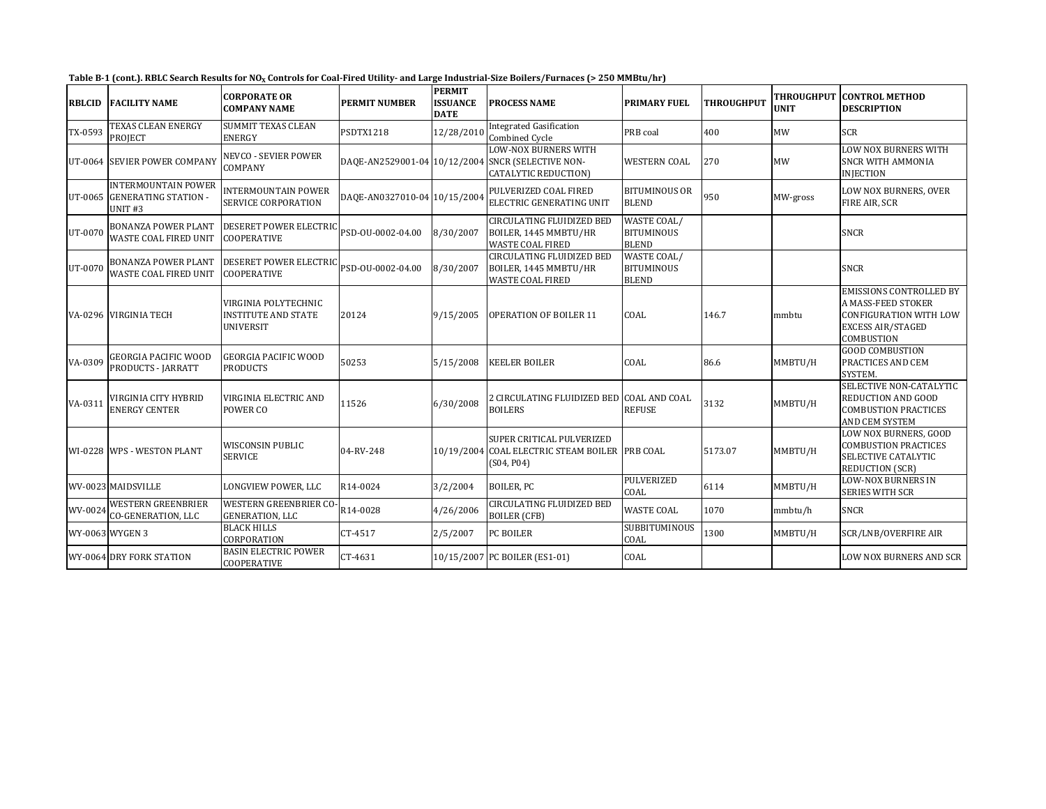**Table B-1 (cont.). RBLC Search Results for $NO_X$ Controls for Coal-Fired Utility- and Large Industrial-Size Boilers/Furnaces (> 250 MMBtu/hr)**

| RBLCID | FACILITY NAME | CORPORATE OR COMPANY NAME | PERMIT NUMBER | PERMIT ISSUANCE DATE | PROCESS NAME | PRIMARY FUEL | THROUGHPUT | THROUGHPUT UNIT | CONTROL METHOD DESCRIPTION |
|---|---|---|---|---|---|---|---|---|---|
| TX-0593 | TEXAS CLEAN ENERGY PROJECT | SUMMIT TEXAS CLEAN ENERGY | PSDTX1218 | 12/28/2010 | Integrated Gasification Combined Cycle | PRB coal | 400 | MW | SCR |
| UT-0064 | SEVIER POWER COMPANY | NEVCO - SEVIER POWER COMPANY | DAQE-AN2529001-04 | 10/12/2004 | LOW-NOX BURNERS WITH SNCR (SELECTIVE NON-CATALYTIC REDUCTION) | WESTERN COAL | 270 | MW | LOW NOX BURNERS WITH SNCR WITH AMMONIA INJECTION |
| UT-0065 | INTERMOUNTAIN POWER GENERATING STATION - UNIT #3 | INTERMOUNTAIN POWER SERVICE CORPORATION | DAQE-AN0327010-04 | 10/15/2004 | PULVERIZED COAL FIRED ELECTRIC GENERATING UNIT | BITUMINOUS OR BLEND | 950 | MW-gross | LOW NOX BURNERS, OVER FIRE AIR, SCR |
| UT-0070 | BONANZA POWER PLANT WASTE COAL FIRED UNIT | DESERET POWER ELECTRIC COOPERATIVE | PSD-OU-0002-04.00 | 8/30/2007 | CIRCULATING FLUIDIZED BED BOILER, 1445 MMBTU/HR WASTE COAL FIRED | WASTE COAL/ BITUMINOUS BLEND | | | SNCR |
| UT-0070 | BONANZA POWER PLANT WASTE COAL FIRED UNIT | DESERET POWER ELECTRIC COOPERATIVE | PSD-OU-0002-04.00 | 8/30/2007 | CIRCULATING FLUIDIZED BED BOILER, 1445 MMBTU/HR WASTE COAL FIRED | WASTE COAL/ BITUMINOUS BLEND | | | SNCR |
| VA-0296 | VIRGINIA TECH | VIRGINIA POLYTECHNIC INSTITUTE AND STATE UNIVERSIT | 20124 | 9/15/2005 | OPERATION OF BOILER 11 | COAL | 146.7 | mmbtu | EMISSIONS CONTROLLED BY A MASS-FEED STOKER CONFIGURATION WITH LOW EXCESS AIR/STAGED COMBUSTION |
| VA-0309 | GEORGIA PACIFIC WOOD PRODUCTS - JARRATT | GEORGIA PACIFIC WOOD PRODUCTS | 50253 | 5/15/2008 | KEELER BOILER | COAL | 86.6 | MMBTU/H | GOOD COMBUSTION PRACTICES AND CEM SYSTEM. |
| VA-0311 | VIRGINIA CITY HYBRID ENERGY CENTER | VIRGINIA ELECTRIC AND POWER CO | 11526 | 6/30/2008 | 2 CIRCULATING FLUIDIZED BED BOILERS | COAL AND COAL REFUSE | 3132 | MMBTU/H | SELECTIVE NON-CATALYTIC REDUCTION AND GOOD COMBUSTION PRACTICES AND CEM SYSTEM |
| WI-0228 | WPS - WESTON PLANT | WISCONSIN PUBLIC SERVICE | 04-RV-248 | 10/19/2004 | SUPER CRITICAL PULVERIZED COAL ELECTRIC STEAM BOILER (S04, P04) | PRB COAL | 5173.07 | MMBTU/H | LOW NOX BURNERS, GOOD COMBUSTION PRACTICES SELECTIVE CATALYTIC REDUCTION (SCR) |
| WV-0023 | MAIDSVILLE | LONGVIEW POWER, LLC | R14-0024 | 3/2/2004 | BOILER, PC | PULVERIZED COAL | 6114 | MMBTU/H | LOW-NOX BURNERS IN SERIES WITH SCR |
| WV-0024 | WESTERN GREENBRIER CO-GENERATION, LLC | WESTERN GREENBRIER CO-GENERATION, LLC | R14-0028 | 4/26/2006 | CIRCULATING FLUIDIZED BED BOILER (CFB) | WASTE COAL | 1070 | mmbtu/h | SNCR |
| WY-0063 | WYGEN 3 | BLACK HILLS CORPORATION | CT-4517 | 2/5/2007 | PC BOILER | SUBBITUMINOUS COAL | 1300 | MMBTU/H | SCR/LNB/OVERFIRE AIR |
| WY-0064 | DRY FORK STATION | BASIN ELECTRIC POWER COOPERATIVE | CT-4631 | 10/15/2007 | PC BOILER (ES1-01) | COAL | | | LOW NOX BURNERS AND SCR |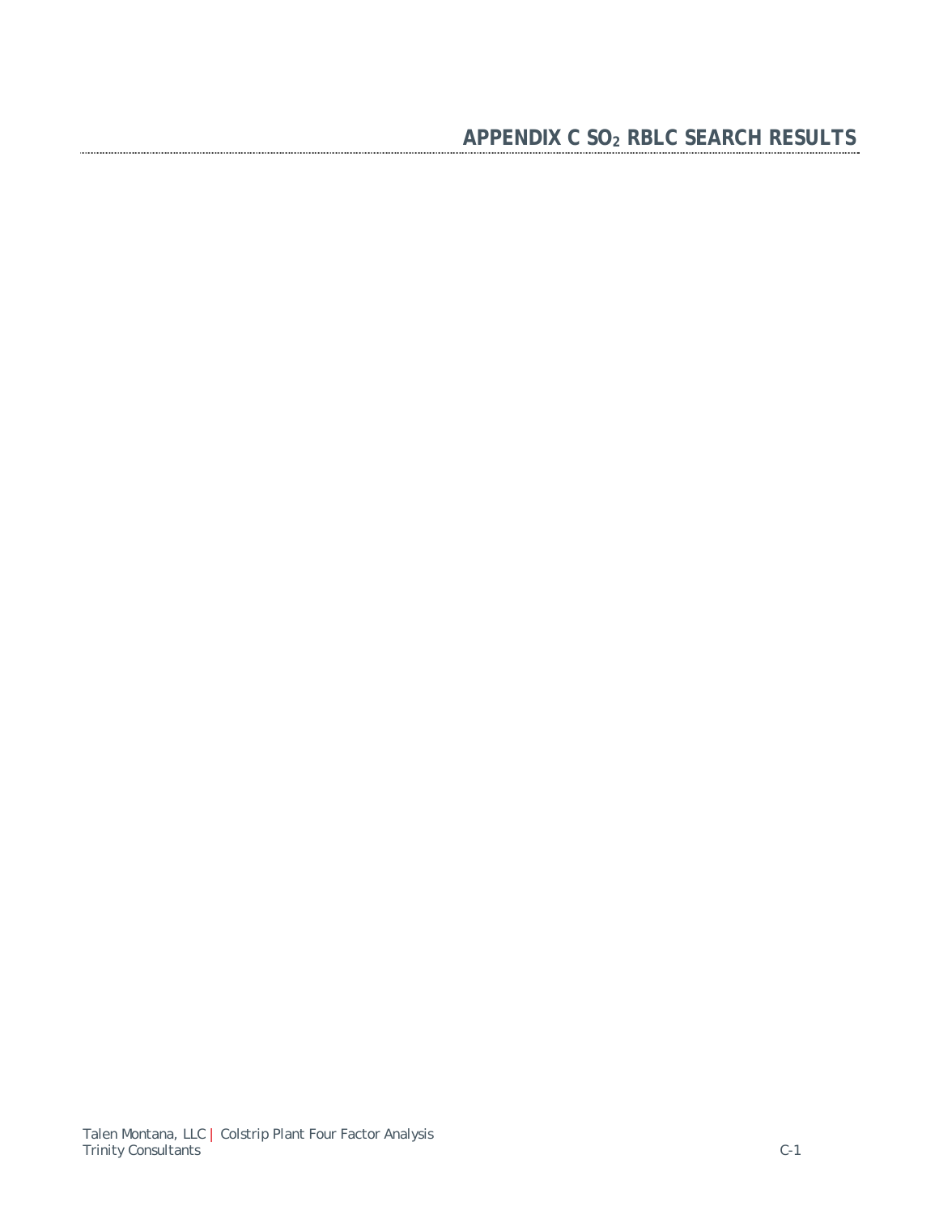# APPENDIX C $SO_2$ RBLC SEARCH RESULTS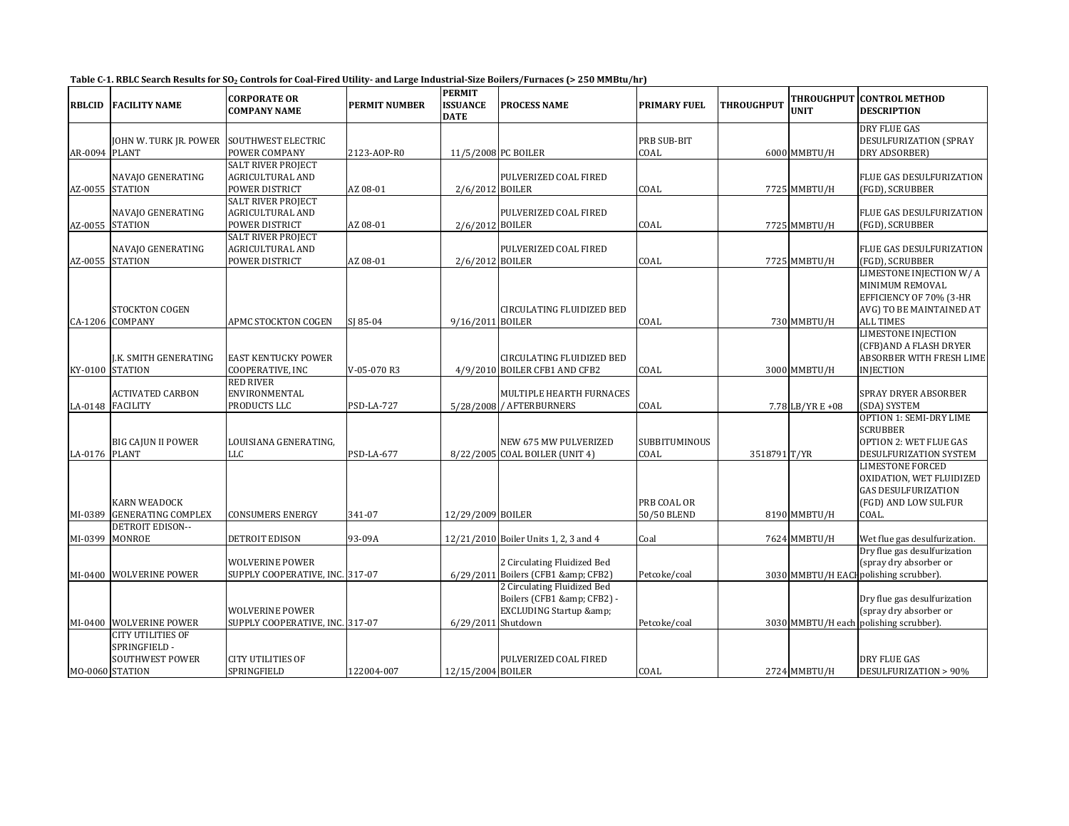**Table C-1. RBLC Search Results for $SO_2$ Controls for Coal-Fired Utility- and Large Industrial-Size Boilers/Furnaces (> 250 MMBtu/hr)**

| RBLCID | FACILITY NAME | CORPORATE OR COMPANY NAME | PERMIT NUMBER | PERMIT ISSUANCE DATE | PROCESS NAME | PRIMARY FUEL | THROUGHPUT | THROUGHPUT UNIT | CONTROL METHOD DESCRIPTION |
|---|---|---|---|---|---|---|---|---|---|
| AR-0094 | JOHN W. TURK JR. POWER PLANT | SOUTHWEST ELECTRIC POWER COMPANY | 2123-AOP-R0 | 11/5/2008 | PC BOILER | PRB SUB-BIT COAL | 6000 | MMBTU/H | DRY FLUE GAS DESULFURIZATION (SPRAY DRY ADSORBER) |
| AZ-0055 | NAVAJO GENERATING STATION | SALT RIVER PROJECT AGRICULTURAL AND POWER DISTRICT | AZ 08-01 | 2/6/2012 | PULVERIZED COAL FIRED BOILER | COAL | 7725 | MMBTU/H | FLUE GAS DESULFURIZATION (FGD), SCRUBBER |
| AZ-0055 | NAVAJO GENERATING STATION | SALT RIVER PROJECT AGRICULTURAL AND POWER DISTRICT | AZ 08-01 | 2/6/2012 | PULVERIZED COAL FIRED BOILER | COAL | 7725 | MMBTU/H | FLUE GAS DESULFURIZATION (FGD), SCRUBBER |
| AZ-0055 | NAVAJO GENERATING STATION | SALT RIVER PROJECT AGRICULTURAL AND POWER DISTRICT | AZ 08-01 | 2/6/2012 | PULVERIZED COAL FIRED BOILER | COAL | 7725 | MMBTU/H | FLUE GAS DESULFURIZATION (FGD), SCRUBBER |
| CA-1206 | STOCKTON COGEN COMPANY | APMC STOCKTON COGEN | SJ 85-04 | 9/16/2011 | CIRCULATING FLUIDIZED BED BOILER | COAL | 730 | MMBTU/H | LIMESTONE INJECTION W/ A MINIMUM REMOVAL EFFICIENCY OF 70% (3-HR AVG) TO BE MAINTAINED AT ALL TIMES |
| KY-0100 | J.K. SMITH GENERATING STATION | EAST KENTUCKY POWER COOPERATIVE, INC | V-05-070 R3 | 4/9/2010 | CIRCULATING FLUIDIZED BED BOILER CFB1 AND CFB2 | COAL | 3000 | MMBTU/H | LIMESTONE INJECTION (CFB)AND A FLASH DRYER ABSORBER WITH FRESH LIME INJECTION |
| LA-0148 | ACTIVATED CARBON FACILITY | RED RIVER ENVIRONMENTAL PRODUCTS LLC | PSD-LA-727 | 5/28/2008 | MULTIPLE HEARTH FURNACES / AFTERBURNERS | COAL | 7.78 | LB/YR E +08 | SPRAY DRYER ABSORBER (SDA) SYSTEM |
| LA-0176 | BIG CAJUN II POWER PLANT | LOUISIANA GENERATING, LLC | PSD-LA-677 | 8/22/2005 | NEW 675 MW PULVERIZED COAL BOILER (UNIT 4) | SUBBITUMINOUS COAL | 3518791 | T/YR | OPTION 1: SEMI-DRY LIME SCRUBBER OPTION 2: WET FLUE GAS DESULFURIZATION SYSTEM |
| MI-0389 | KARN WEADOCK GENERATING COMPLEX | CONSUMERS ENERGY | 341-07 | 12/29/2009 | BOILER | PRB COAL OR 50/50 BLEND | 8190 | MMBTU/H | LIMESTONE FORCED OXIDATION, WET FLUIDIZED GAS DESULFURIZATION (FGD) AND LOW SULFUR COAL. |
| MI-0399 | DETROIT EDISON--MONROE | DETROIT EDISON | 93-09A | 12/21/2010 | Boiler Units 1, 2, 3 and 4 | Coal | 7624 | MMBTU/H | Wet flue gas desulfurization. |
| MI-0400 | WOLVERINE POWER | WOLVERINE POWER SUPPLY COOPERATIVE, INC. | 317-07 | 6/29/2011 | 2 Circulating Fluidized Bed Boilers (CFB1 &amp; CFB2) | Petcoke/coal | 3030 | MMBTU/H EACH | Dry flue gas desulfurization (spray dry absorber or polishing scrubber). |
| MI-0400 | WOLVERINE POWER | WOLVERINE POWER SUPPLY COOPERATIVE, INC. | 317-07 | 6/29/2011 | 2 Circulating Fluidized Bed Boilers (CFB1 &amp; CFB2) - EXCLUDING Startup &amp; Shutdown | Petcoke/coal | 3030 | MMBTU/H each | Dry flue gas desulfurization (spray dry absorber or polishing scrubber). |
| MO-0060 | CITY UTILITIES OF SPRINGFIELD - SOUTHWEST POWER STATION | CITY UTILITIES OF SPRINGFIELD | 122004-007 | 12/15/2004 | PULVERIZED COAL FIRED BOILER | COAL | 2724 | MMBTU/H | DRY FLUE GAS DESULFURIZATION > 90% |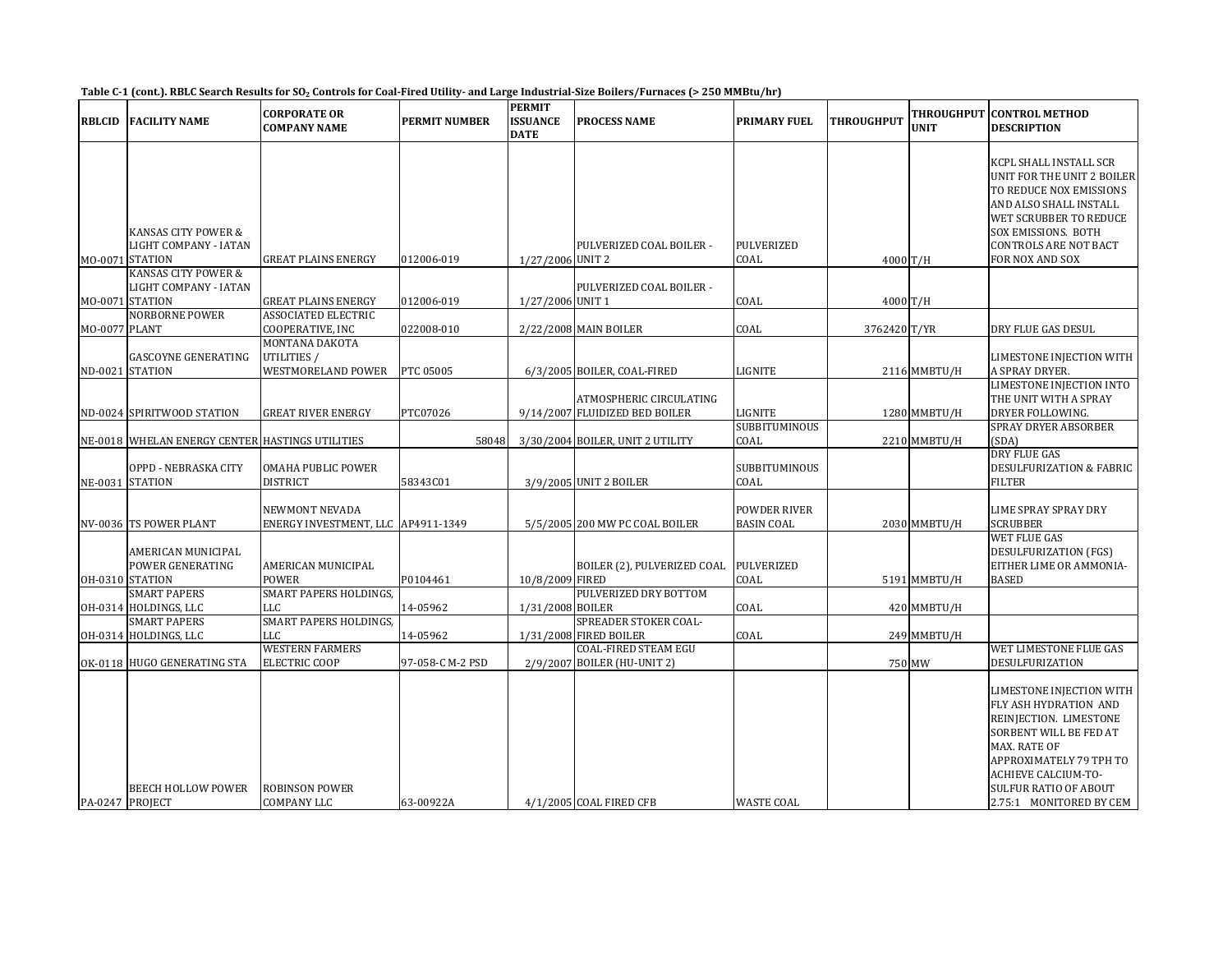**Table C-1 (cont.). RBLC Search Results for $SO_2$ Controls for Coal-Fired Utility- and Large Industrial-Size Boilers/Furnaces (> 250 MMBtu/hr)**

| RBLCID | FACILITY NAME | CORPORATE OR COMPANY NAME | PERMIT NUMBER | PERMIT ISSUANCE DATE | PROCESS NAME | PRIMARY FUEL | THROUGHPUT | THROUGHPUT UNIT | CONTROL METHOD DESCRIPTION |
|---|---|---|---|---|---|---|---|---|---|
| MO-0071 | KANSAS CITY POWER & LIGHT COMPANY - IATAN STATION | GREAT PLAINS ENERGY | 012006-019 | 1/27/2006 | PULVERIZED COAL BOILER - UNIT 2 | PULVERIZED COAL | 4000 | T/H | KCPL SHALL INSTALL SCR UNIT FOR THE UNIT 2 BOILER TO REDUCE NOX EMISSIONS AND ALSO SHALL INSTALL WET SCRUBBER TO REDUCE SOX EMISSIONS. BOTH CONTROLS ARE NOT BACT FOR NOX AND SOX |
| MO-0071 | KANSAS CITY POWER & LIGHT COMPANY - IATAN STATION | GREAT PLAINS ENERGY | 012006-019 | 1/27/2006 | PULVERIZED COAL BOILER - UNIT 1 | COAL | 4000 | T/H | |
| MO-0077 | NORBORNE POWER PLANT | ASSOCIATED ELECTRIC COOPERATIVE, INC | 022008-010 | 2/22/2008 | MAIN BOILER | COAL | 3762420 | T/YR | DRY FLUE GAS DESUL |
| ND-0021 | GASCOYNE GENERATING STATION | MONTANA DAKOTA UTILITIES / WESTMORELAND POWER | PTC 05005 | 6/3/2005 | BOILER, COAL-FIRED | LIGNITE | 2116 | MMBTU/H | LIMESTONE INJECTION WITH A SPRAY DRYER. |
| ND-0024 | SPIRITWOOD STATION | GREAT RIVER ENERGY | PTC07026 | 9/14/2007 | ATMOSPHERIC CIRCULATING FLUIDIZED BED BOILER | LIGNITE | 1280 | MMBTU/H | LIMESTONE INJECTION INTO THE UNIT WITH A SPRAY DRYER FOLLOWING. |
| NE-0018 | WHELAN ENERGY CENTER | HASTINGS UTILITIES | 58048 | 3/30/2004 | BOILER, UNIT 2 UTILITY | SUBBITUMINOUS COAL | 2210 | MMBTU/H | SPRAY DRYER ABSORBER (SDA) |
| NE-0031 | OPPD - NEBRASKA CITY STATION | OMAHA PUBLIC POWER DISTRICT | 58343C01 | 3/9/2005 | UNIT 2 BOILER | SUBBITUMINOUS COAL | | | DRY FLUE GAS DESULFURIZATION & FABRIC FILTER |
| NV-0036 | TS POWER PLANT | NEWMONT NEVADA ENERGY INVESTMENT, LLC | AP4911-1349 | 5/5/2005 | 200 MW PC COAL BOILER | POWDER RIVER BASIN COAL | 2030 | MMBTU/H | LIME SPRAY SPRAY DRY SCRUBBER |
| OH-0310 | AMERICAN MUNICIPAL POWER GENERATING STATION | AMERICAN MUNICIPAL POWER | P0104461 | 10/8/2009 | BOILER (2), PULVERIZED COAL FIRED | PULVERIZED COAL | 5191 | MMBTU/H | WET FLUE GAS DESULFURIZATION (FGS) EITHER LIME OR AMMONIA-BASED |
| OH-0314 | SMART PAPERS HOLDINGS, LLC | SMART PAPERS HOLDINGS, LLC | 14-05962 | 1/31/2008 | PULVERIZED DRY BOTTOM BOILER | COAL | 420 | MMBTU/H | |
| OH-0314 | SMART PAPERS HOLDINGS, LLC | SMART PAPERS HOLDINGS, LLC | 14-05962 | 1/31/2008 | SPREADER STOKER COAL-FIRED BOILER | COAL | 249 | MMBTU/H | |
| OK-0118 | HUGO GENERATING STA | WESTERN FARMERS ELECTRIC COOP | 97-058-C M-2 PSD | 2/9/2007 | COAL-FIRED STEAM EGU BOILER (HU-UNIT 2) | | 750 | MW | WET LIMESTONE FLUE GAS DESULFURIZATION |
| PA-0247 | BEECH HOLLOW POWER PROJECT | ROBINSON POWER COMPANY LLC | 63-00922A | 4/1/2005 | COAL FIRED CFB | WASTE COAL | | | LIMESTONE INJECTION WITH FLY ASH HYDRATION AND REINJECTION. LIMESTONE SORBENT WILL BE FED AT MAX. RATE OF APPROXIMATELY 79 TPH TO ACHIEVE CALCIUM-TO-SULFUR RATIO OF ABOUT 2.75:1 MONITORED BY CEM |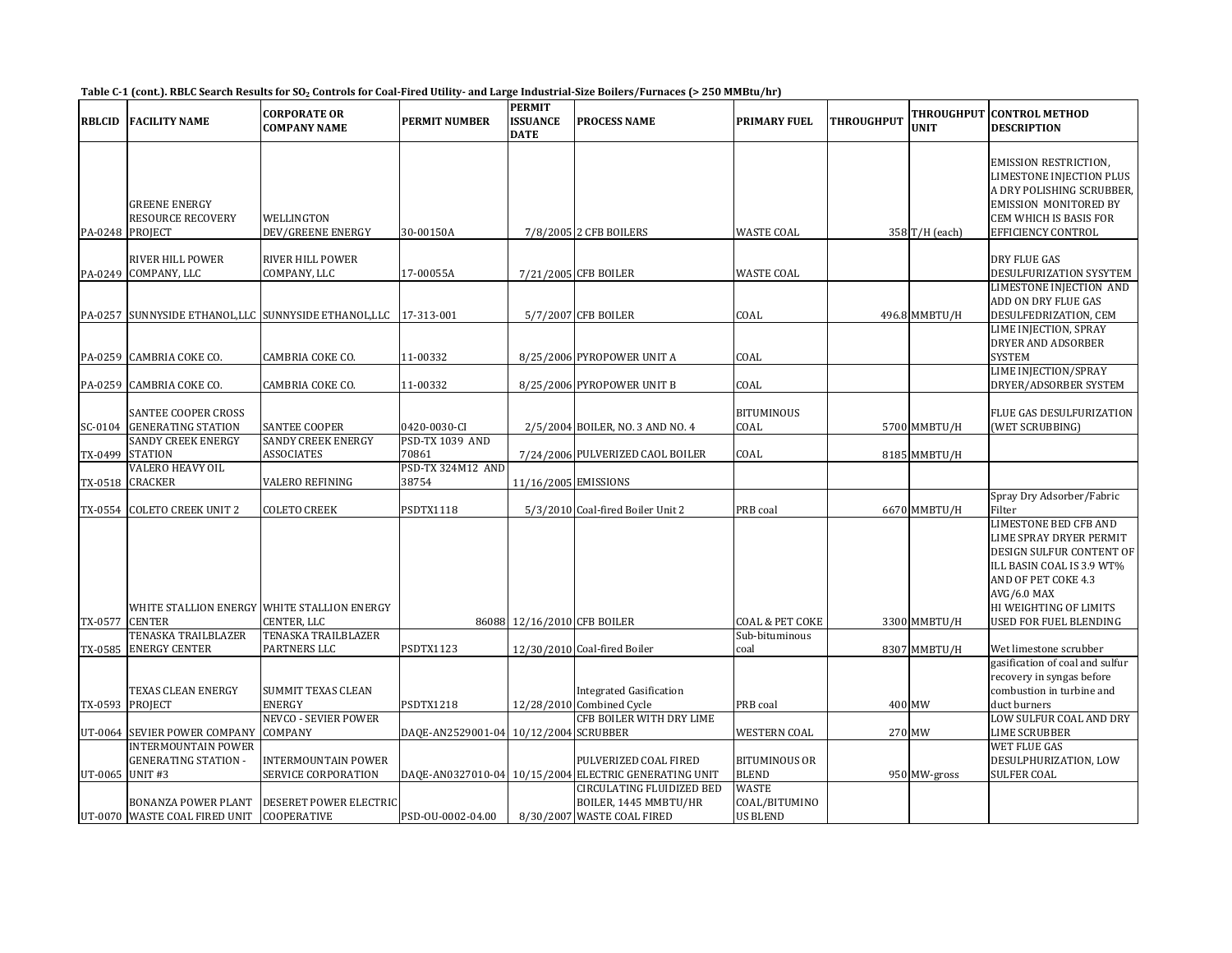**Table C-1 (cont.). RBLC Search Results for $SO_2$ Controls for Coal-Fired Utility- and Large Industrial-Size Boilers/Furnaces (> 250 MMBtu/hr)**

| RBLCID | FACILITY NAME | CORPORATE OR COMPANY NAME | PERMIT NUMBER | PERMIT ISSUANCE DATE | PROCESS NAME | PRIMARY FUEL | THROUGHPUT | THROUGHPUT UNIT | CONTROL METHOD DESCRIPTION |
|---|---|---|---|---|---|---|---|---|---|
| PA-0248 | GREENE ENERGY RESOURCE RECOVERY PROJECT | WELLINGTON DEV/GREENE ENERGY | 30-00150A | 7/8/2005 | 2 CFB BOILERS | WASTE COAL | 358 | T/H (each) | EMISSION RESTRICTION, LIMESTONE INJECTION PLUS A DRY POLISHING SCRUBBER, EMISSION MONITORED BY CEM WHICH IS BASIS FOR EFFICIENCY CONTROL |
| PA-0249 | RIVER HILL POWER COMPANY, LLC | RIVER HILL POWER COMPANY, LLC | 17-00055A | 7/21/2005 | CFB BOILER | WASTE COAL | | | DRY FLUE GAS DESULFURIZATION SYSYTEM |
| PA-0257 | SUNNYSIDE ETHANOL,LLC | SUNNYSIDE ETHANOL,LLC | 17-313-001 | 5/7/2007 | CFB BOILER | COAL | 496.8 | MMBTU/H | LIMESTONE INJECTION AND ADD ON DRY FLUE GAS DESULFEDRIZATION, CEM |
| PA-0259 | CAMBRIA COKE CO. | CAMBRIA COKE CO. | 11-00332 | 8/25/2006 | PYROPOWER UNIT A | COAL | | | LIME INJECTION, SPRAY DRYER AND ADSORBER SYSTEM |
| PA-0259 | CAMBRIA COKE CO. | CAMBRIA COKE CO. | 11-00332 | 8/25/2006 | PYROPOWER UNIT B | COAL | | | LIME INJECTION/SPRAY DRYER/ADSORBER SYSTEM |
| SC-0104 | SANTEE COOPER CROSS GENERATING STATION | SANTEE COOPER | 0420-0030-CI | 2/5/2004 | BOILER, NO. 3 AND NO. 4 | BITUMINOUS COAL | 5700 | MMBTU/H | FLUE GAS DESULFURIZATION (WET SCRUBBING) |
| TX-0499 | SANDY CREEK ENERGY STATION | SANDY CREEK ENERGY ASSOCIATES | PSD-TX 1039 AND 70861 | 7/24/2006 | PULVERIZED CAOL BOILER | COAL | 8185 | MMBTU/H | |
| TX-0518 | VALERO HEAVY OIL CRACKER | VALERO REFINING | PSD-TX 324M12 AND 38754 | 11/16/2005 | EMISSIONS | | | | |
| TX-0554 | COLETO CREEK UNIT 2 | COLETO CREEK | PSDTX1118 | 5/3/2010 | Coal-fired Boiler Unit 2 | PRB coal | 6670 | MMBTU/H | Spray Dry Adsorber/Fabric Filter |
| TX-0577 | WHITE STALLION ENERGY CENTER | WHITE STALLION ENERGY CENTER, LLC | 86088 | 12/16/2010 | CFB BOILER | COAL & PET COKE | 3300 | MMBTU/H | LIMESTONE BED CFB AND LIME SPRAY DRYER PERMIT DESIGN SULFUR CONTENT OF ILL BASIN COAL IS 3.9 WT% AND OF PET COKE 4.3 AVG/6.0 MAX HI WEIGHTING OF LIMITS USED FOR FUEL BLENDING |
| TX-0585 | TENASKA TRAILBLAZER ENERGY CENTER | TENASKA TRAILBLAZER PARTNERS LLC | PSDTX1123 | 12/30/2010 | Coal-fired Boiler | Sub-bituminous coal | 8307 | MMBTU/H | Wet limestone scrubber |
| TX-0593 | TEXAS CLEAN ENERGY PROJECT | SUMMIT TEXAS CLEAN ENERGY | PSDTX1218 | 12/28/2010 | Integrated Gasification Combined Cycle | PRB coal | 400 | MW | gasification of coal and sulfur recovery in syngas before combustion in turbine and duct burners |
| UT-0064 | SEVIER POWER COMPANY | NEVCO - SEVIER POWER COMPANY | DAQE-AN2529001-04 | 10/12/2004 | CFB BOILER WITH DRY LIME SCRUBBER | WESTERN COAL | 270 | MW | LOW SULFUR COAL AND DRY LIME SCRUBBER |
| UT-0065 | INTERMOUNTAIN POWER GENERATING STATION - UNIT #3 | INTERMOUNTAIN POWER SERVICE CORPORATION | DAQE-AN0327010-04 | 10/15/2004 | PULVERIZED COAL FIRED ELECTRIC GENERATING UNIT | BITUMINOUS OR BLEND | 950 | MW-gross | WET FLUE GAS DESULPHURIZATION, LOW SULFER COAL |
| UT-0070 | BONANZA POWER PLANT WASTE COAL FIRED UNIT | DESERET POWER ELECTRIC COOPERATIVE | PSD-OU-0002-04.00 | 8/30/2007 | CIRCULATING FLUIDIZED BED BOILER, 1445 MMBTU/HR WASTE COAL FIRED | WASTE COAL/BITUMINOUS BLEND | | | |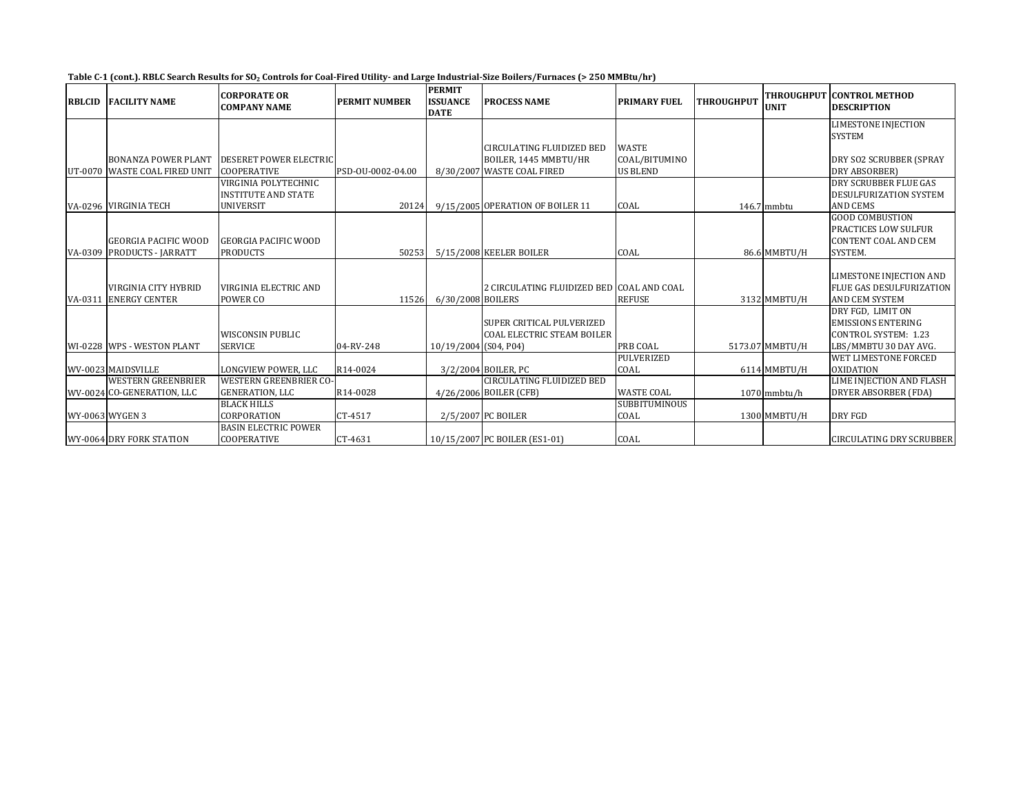**Table C-1 (cont.). RBLC Search Results for $SO_2$ Controls for Coal-Fired Utility- and Large Industrial-Size Boilers/Furnaces (> 250 MMBtu/hr)**

| RBLCID | FACILITY NAME | CORPORATE OR COMPANY NAME | PERMIT NUMBER | PERMIT ISSUANCE DATE | PROCESS NAME | PRIMARY FUEL | THROUGHPUT | THROUGHPUT UNIT | CONTROL METHOD DESCRIPTION |
|---|---|---|---|---|---|---|---|---|---|
| UT-0070 | BONANZA POWER PLANT WASTE COAL FIRED UNIT | DESERET POWER ELECTRIC COOPERATIVE | PSD-OU-0002-04.00 | 8/30/2007 | CIRCULATING FLUIDIZED BED BOILER, 1445 MMBTU/HR WASTE COAL FIRED | WASTE COAL/BITUMINOUS BLEND | | | LIMESTONE INJECTION SYSTEM DRY SO2 SCRUBBER (SPRAY DRY ABSORBER) |
| VA-0296 | VIRGINIA TECH | VIRGINIA POLYTECHNIC INSTITUTE AND STATE UNIVERSIT | 20124 | 9/15/2005 | OPERATION OF BOILER 11 | COAL | 146.7 | mmbtu | DRY SCRUBBER FLUE GAS DESULFURIZATION SYSTEM AND CEMS |
| VA-0309 | GEORGIA PACIFIC WOOD PRODUCTS - JARRATT | GEORGIA PACIFIC WOOD PRODUCTS | 50253 | 5/15/2008 | KEELER BOILER | COAL | 86.6 | MMBTU/H | GOOD COMBUSTION PRACTICES LOW SULFUR CONTENT COAL AND CEM SYSTEM. |
| VA-0311 | VIRGINIA CITY HYBRID ENERGY CENTER | VIRGINIA ELECTRIC AND POWER CO | 11526 | 6/30/2008 | 2 CIRCULATING FLUIDIZED BED BOILERS | COAL AND COAL REFUSE | 3132 | MMBTU/H | LIMESTONE INJECTION AND FLUE GAS DESULFURIZATION AND CEM SYSTEM |
| WI-0228 | WPS - WESTON PLANT | WISCONSIN PUBLIC SERVICE | 04-RV-248 | 10/19/2004 | SUPER CRITICAL PULVERIZED COAL ELECTRIC STEAM BOILER (S04, P04) | PRB COAL | 5173.07 | MMBTU/H | DRY FGD, LIMIT ON EMISSIONS ENTERING CONTROL SYSTEM: 1.23 LBS/MMBTU 30 DAY AVG. |
| WV-0023 | MAIDSVILLE | LONGVIEW POWER, LLC | R14-0024 | 3/2/2004 | BOILER, PC | PULVERIZED COAL | 6114 | MMBTU/H | WET LIMESTONE FORCED OXIDATION |
| WV-0024 | WESTERN GREENBRIER CO-GENERATION, LLC | WESTERN GREENBRIER CO-GENERATION, LLC | R14-0028 | 4/26/2006 | CIRCULATING FLUIDIZED BED BOILER (CFB) | WASTE COAL | 1070 | mmbtu/h | LIME INJECTION AND FLASH DRYER ABSORBER (FDA) |
| WY-0063 | WYGEN 3 | BLACK HILLS CORPORATION | CT-4517 | 2/5/2007 | PC BOILER | SUBBITUMINOUS COAL | 1300 | MMBTU/H | DRY FGD |
| WY-0064 | DRY FORK STATION | BASIN ELECTRIC POWER COOPERATIVE | CT-4631 | 10/15/2007 | PC BOILER (ES1-01) | COAL | | | CIRCULATING DRY SCRUBBER |